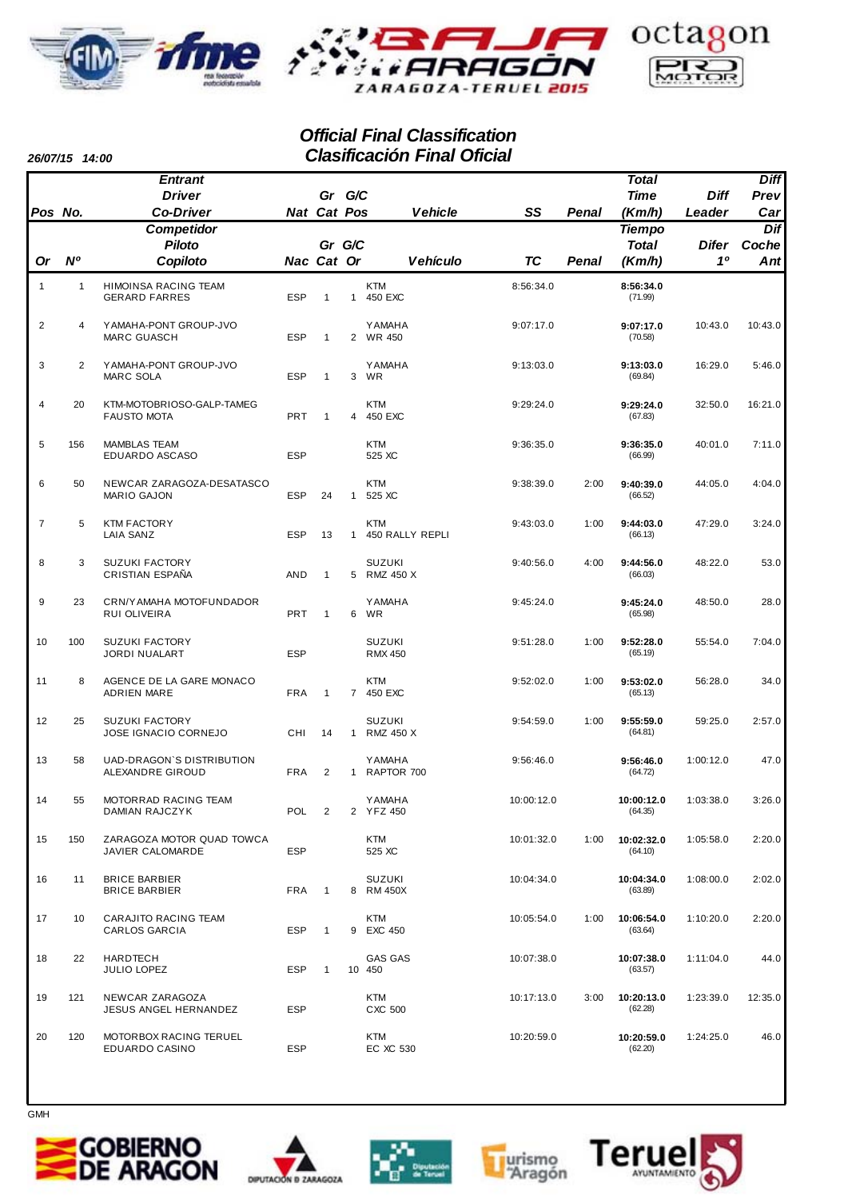# Official Final Classification
# Clasificación Final Oficial

**26/07/15 14:00**

| Pos / Or | No. / Nº | Entrant / Driver / Co-Driver — Competidor / Piloto / Copiloto | Nat / Nac | Gr Cat | G/C Pos / G/C Or | Vehicle / Vehículo | SS / TC | Penal | Total Time (Km/h) / Tiempo Total (Km/h) | Diff Leader / Difer 1º | Diff Prev Car / Dif Coche Ant |
|---|---|---|---|---|---|---|---|---|---|---|---|
| 1 | 1 | HIMOINSA RACING TEAM<br>GERARD FARRES | ESP | 1 | 1 | KTM<br>450 EXC | 8:56:34.0 | | **8:56:34.0**<br>(71.99) | | |
| 2 | 4 | YAMAHA-PONT GROUP-JVO<br>MARC GUASCH | ESP | 1 | 2 | YAMAHA<br>WR 450 | 9:07:17.0 | | **9:07:17.0**<br>(70.58) | 10:43.0 | 10:43.0 |
| 3 | 2 | YAMAHA-PONT GROUP-JVO<br>MARC SOLA | ESP | 1 | 3 | YAMAHA<br>WR | 9:13:03.0 | | **9:13:03.0**<br>(69.84) | 16:29.0 | 5:46.0 |
| 4 | 20 | KTM-MOTOBRIOSO-GALP-TAMEG<br>FAUSTO MOTA | PRT | 1 | 4 | KTM<br>450 EXC | 9:29:24.0 | | **9:29:24.0**<br>(67.83) | 32:50.0 | 16:21.0 |
| 5 | 156 | MAMBLAS TEAM<br>EDUARDO ASCASO | ESP | | | KTM<br>525 XC | 9:36:35.0 | | **9:36:35.0**<br>(66.99) | 40:01.0 | 7:11.0 |
| 6 | 50 | NEWCAR ZARAGOZA-DESATASCO<br>MARIO GAJON | ESP | 24 | 1 | KTM<br>525 XC | 9:38:39.0 | 2:00 | **9:40:39.0**<br>(66.52) | 44:05.0 | 4:04.0 |
| 7 | 5 | KTM FACTORY<br>LAIA SANZ | ESP | 13 | 1 | KTM<br>450 RALLY REPLI | 9:43:03.0 | 1:00 | **9:44:03.0**<br>(66.13) | 47:29.0 | 3:24.0 |
| 8 | 3 | SUZUKI FACTORY<br>CRISTIAN ESPAÑA | AND | 1 | 5 | SUZUKI<br>RMZ 450 X | 9:40:56.0 | 4:00 | **9:44:56.0**<br>(66.03) | 48:22.0 | 53.0 |
| 9 | 23 | CRN/YAMAHA MOTOFUNDADOR<br>RUI OLIVEIRA | PRT | 1 | 6 | YAMAHA<br>WR | 9:45:24.0 | | **9:45:24.0**<br>(65.98) | 48:50.0 | 28.0 |
| 10 | 100 | SUZUKI FACTORY<br>JORDI NUALART | ESP | | | SUZUKI<br>RMX 450 | 9:51:28.0 | 1:00 | **9:52:28.0**<br>(65.19) | 55:54.0 | 7:04.0 |
| 11 | 8 | AGENCE DE LA GARE MONACO<br>ADRIEN MARE | FRA | 1 | 7 | KTM<br>450 EXC | 9:52:02.0 | 1:00 | **9:53:02.0**<br>(65.13) | 56:28.0 | 34.0 |
| 12 | 25 | SUZUKI FACTORY<br>JOSE IGNACIO CORNEJO | CHI | 14 | 1 | SUZUKI<br>RMZ 450 X | 9:54:59.0 | 1:00 | **9:55:59.0**<br>(64.81) | 59:25.0 | 2:57.0 |
| 13 | 58 | UAD-DRAGON`S DISTRIBUTION<br>ALEXANDRE GIROUD | FRA | 2 | 1 | YAMAHA<br>RAPTOR 700 | 9:56:46.0 | | **9:56:46.0**<br>(64.72) | 1:00:12.0 | 47.0 |
| 14 | 55 | MOTORRAD RACING TEAM<br>DAMIAN RAJCZYK | POL | 2 | 2 | YAMAHA<br>YFZ 450 | 10:00:12.0 | | **10:00:12.0**<br>(64.35) | 1:03:38.0 | 3:26.0 |
| 15 | 150 | ZARAGOZA MOTOR QUAD TOWCA<br>JAVIER CALOMARDE | ESP | | | KTM<br>525 XC | 10:01:32.0 | 1:00 | **10:02:32.0**<br>(64.10) | 1:05:58.0 | 2:20.0 |
| 16 | 11 | BRICE BARBIER<br>BRICE BARBIER | FRA | 1 | 8 | SUZUKI<br>RM 450X | 10:04:34.0 | | **10:04:34.0**<br>(63.89) | 1:08:00.0 | 2:02.0 |
| 17 | 10 | CARAJITO RACING TEAM<br>CARLOS GARCIA | ESP | 1 | 9 | KTM<br>EXC 450 | 10:05:54.0 | 1:00 | **10:06:54.0**<br>(63.64) | 1:10:20.0 | 2:20.0 |
| 18 | 22 | HARDTECH<br>JULIO LOPEZ | ESP | 1 | 10 | GAS GAS<br>450 | 10:07:38.0 | | **10:07:38.0**<br>(63.57) | 1:11:04.0 | 44.0 |
| 19 | 121 | NEWCAR ZARAGOZA<br>JESUS ANGEL HERNANDEZ | ESP | | | KTM<br>CXC 500 | 10:17:13.0 | 3:00 | **10:20:13.0**<br>(62.28) | 1:23:39.0 | 12:35.0 |
| 20 | 120 | MOTORBOX RACING TERUEL<br>EDUARDO CASINO | ESP | | | KTM<br>EC XC 530 | 10:20:59.0 | | **10:20:59.0**<br>(62.20) | 1:24:25.0 | 46.0 |

GMH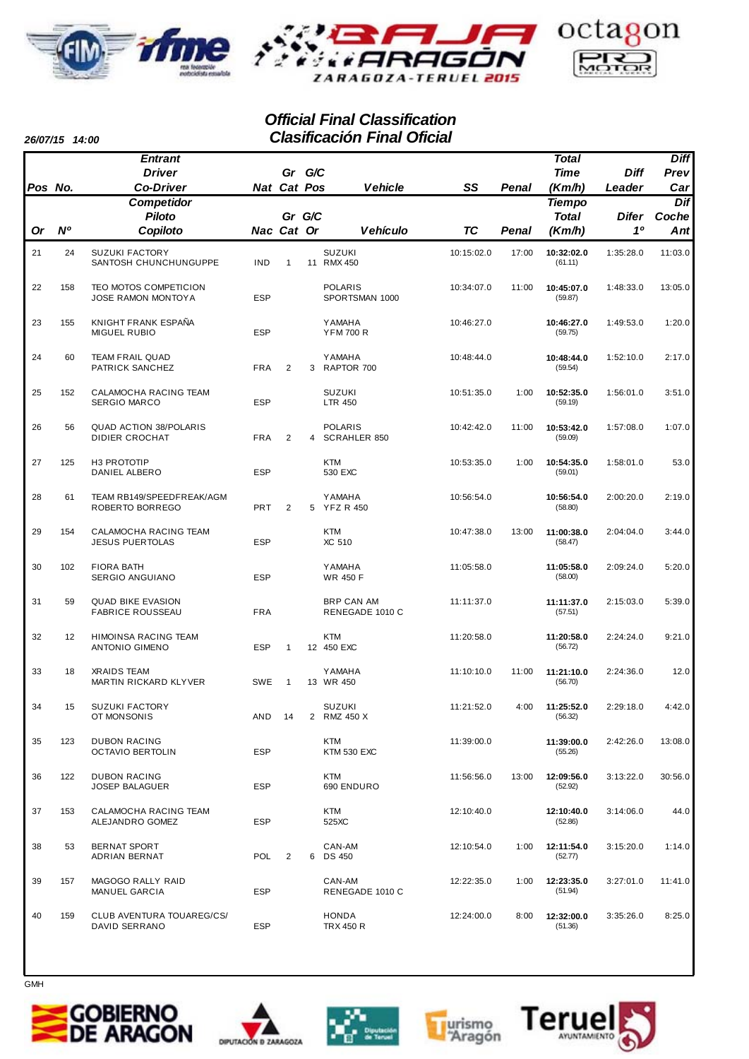# Official Final Classification
# Clasificación Final Oficial

26/07/15 14:00

| Pos / Or | No. / Nº | Entrant / Driver / Co-Driver — Competidor / Piloto / Copiloto | Nat / Nac | Gr Cat | G/C Pos / Or | Vehicle / Vehículo | SS / TC | Penal | Total Time (Km/h) / Tiempo Total (Km/h) | Diff Leader / Difer 1º | Diff Prev Car / Dif Coche Ant |
|---|---|---|---|---|---|---|---|---|---|---|---|
| 21 | 24 | SUZUKI FACTORY<br>SANTOSH CHUNCHUNGUPPE | IND | 1 | 11 | SUZUKI<br>RMX 450 | 10:15:02.0 | 17:00 | **10:32:02.0**<br>(61.11) | 1:35:28.0 | 11:03.0 |
| 22 | 158 | TEO MOTOS COMPETICION<br>JOSE RAMON MONTOYA | ESP | | | POLARIS<br>SPORTSMAN 1000 | 10:34:07.0 | 11:00 | **10:45:07.0**<br>(59.87) | 1:48:33.0 | 13:05.0 |
| 23 | 155 | KNIGHT FRANK ESPAÑA<br>MIGUEL RUBIO | ESP | | | YAMAHA<br>YFM 700 R | 10:46:27.0 | | **10:46:27.0**<br>(59.75) | 1:49:53.0 | 1:20.0 |
| 24 | 60 | TEAM FRAIL QUAD<br>PATRICK SANCHEZ | FRA | 2 | 3 | YAMAHA<br>RAPTOR 700 | 10:48:44.0 | | **10:48:44.0**<br>(59.54) | 1:52:10.0 | 2:17.0 |
| 25 | 152 | CALAMOCHA RACING TEAM<br>SERGIO MARCO | ESP | | | SUZUKI<br>LTR 450 | 10:51:35.0 | 1:00 | **10:52:35.0**<br>(59.19) | 1:56:01.0 | 3:51.0 |
| 26 | 56 | QUAD ACTION 38/POLARIS<br>DIDIER CROCHAT | FRA | 2 | 4 | POLARIS<br>SCRAHLER 850 | 10:42:42.0 | 11:00 | **10:53:42.0**<br>(59.09) | 1:57:08.0 | 1:07.0 |
| 27 | 125 | H3 PROTOTIP<br>DANIEL ALBERO | ESP | | | KTM<br>530 EXC | 10:53:35.0 | 1:00 | **10:54:35.0**<br>(59.01) | 1:58:01.0 | 53.0 |
| 28 | 61 | TEAM RB149/SPEEDFREAK/AGM<br>ROBERTO BORREGO | PRT | 2 | 5 | YAMAHA<br>YFZ R 450 | 10:56:54.0 | | **10:56:54.0**<br>(58.80) | 2:00:20.0 | 2:19.0 |
| 29 | 154 | CALAMOCHA RACING TEAM<br>JESUS PUERTOLAS | ESP | | | KTM<br>XC 510 | 10:47:38.0 | 13:00 | **11:00:38.0**<br>(58.47) | 2:04:04.0 | 3:44.0 |
| 30 | 102 | FIORA BATH<br>SERGIO ANGUIANO | ESP | | | YAMAHA<br>WR 450 F | 11:05:58.0 | | **11:05:58.0**<br>(58.00) | 2:09:24.0 | 5:20.0 |
| 31 | 59 | QUAD BIKE EVASION<br>FABRICE ROUSSEAU | FRA | | | BRP CAN AM<br>RENEGADE 1010 C | 11:11:37.0 | | **11:11:37.0**<br>(57.51) | 2:15:03.0 | 5:39.0 |
| 32 | 12 | HIMOINSA RACING TEAM<br>ANTONIO GIMENO | ESP | 1 | 12 | KTM<br>450 EXC | 11:20:58.0 | | **11:20:58.0**<br>(56.72) | 2:24:24.0 | 9:21.0 |
| 33 | 18 | XRAIDS TEAM<br>MARTIN RICKARD KLYVER | SWE | 1 | 13 | YAMAHA<br>WR 450 | 11:10:10.0 | 11:00 | **11:21:10.0**<br>(56.70) | 2:24:36.0 | 12.0 |
| 34 | 15 | SUZUKI FACTORY<br>OT MONSONIS | AND | 14 | 2 | SUZUKI<br>RMZ 450 X | 11:21:52.0 | 4:00 | **11:25:52.0**<br>(56.32) | 2:29:18.0 | 4:42.0 |
| 35 | 123 | DUBON RACING<br>OCTAVIO BERTOLIN | ESP | | | KTM<br>KTM 530 EXC | 11:39:00.0 | | **11:39:00.0**<br>(55.26) | 2:42:26.0 | 13:08.0 |
| 36 | 122 | DUBON RACING<br>JOSEP BALAGUER | ESP | | | KTM<br>690 ENDURO | 11:56:56.0 | 13:00 | **12:09:56.0**<br>(52.92) | 3:13:22.0 | 30:56.0 |
| 37 | 153 | CALAMOCHA RACING TEAM<br>ALEJANDRO GOMEZ | ESP | | | KTM<br>525XC | 12:10:40.0 | | **12:10:40.0**<br>(52.86) | 3:14:06.0 | 44.0 |
| 38 | 53 | BERNAT SPORT<br>ADRIAN BERNAT | POL | 2 | 6 | CAN-AM<br>DS 450 | 12:10:54.0 | 1:00 | **12:11:54.0**<br>(52.77) | 3:15:20.0 | 1:14.0 |
| 39 | 157 | MAGOGO RALLY RAID<br>MANUEL GARCIA | ESP | | | CAN-AM<br>RENEGADE 1010 C | 12:22:35.0 | 1:00 | **12:23:35.0**<br>(51.94) | 3:27:01.0 | 11:41.0 |
| 40 | 159 | CLUB AVENTURA TOUAREG/CS/<br>DAVID SERRANO | ESP | | | HONDA<br>TRX 450 R | 12:24:00.0 | 8:00 | **12:32:00.0**<br>(51.36) | 3:35:26.0 | 8:25.0 |

GMH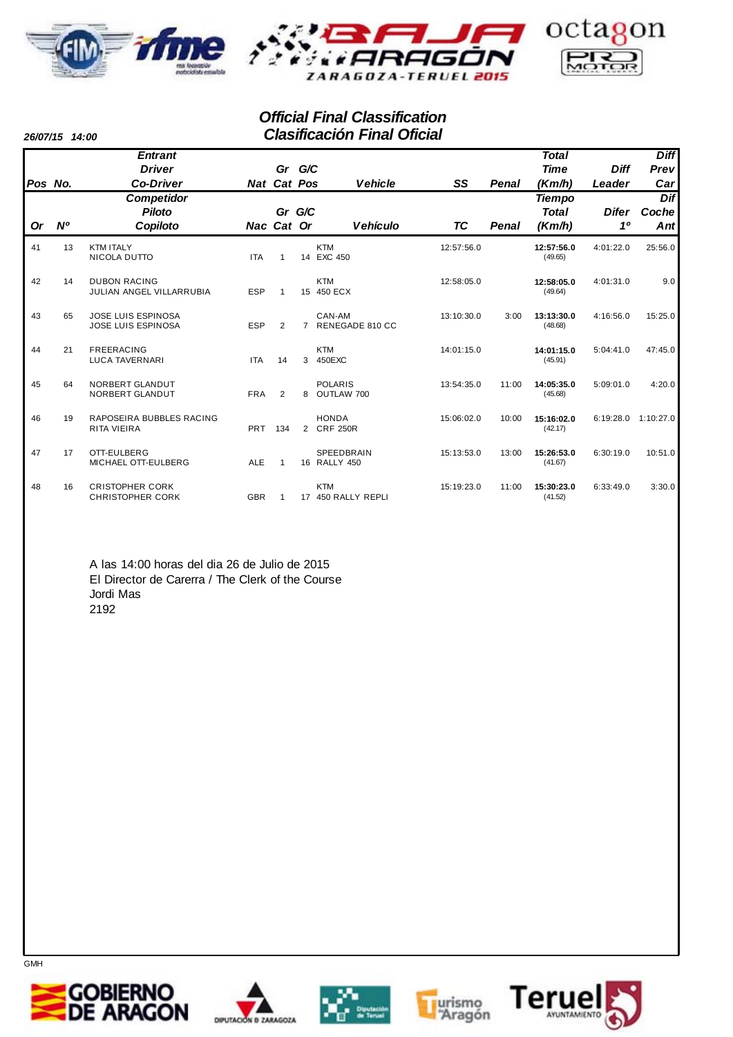# Official Final Classification
# Clasificación Final Oficial

**26/07/15 14:00**

| Pos / Or | No. / Nº | Entrant / Competidor – Driver / Piloto – Co-Driver / Copiloto | Nat / Nac | Gr Cat | G/C Pos / Or | Vehicle / Vehículo | SS / TC | Penal | Total Time / Tiempo Total (Km/h) | Diff Leader / Difer 1º | Diff Prev Car / Dif Coche Ant |
|---|---|---|---|---|---|---|---|---|---|---|---|
| 41 | 13 | KTM ITALY<br>NICOLA DUTTO | ITA | 1 | 14 | KTM<br>EXC 450 | 12:57:56.0 | | **12:57:56.0**<br>(49.65) | 4:01:22.0 | 25:56.0 |
| 42 | 14 | DUBON RACING<br>JULIAN ANGEL VILLARRUBIA | ESP | 1 | 15 | KTM<br>450 ECX | 12:58:05.0 | | **12:58:05.0**<br>(49.64) | 4:01:31.0 | 9.0 |
| 43 | 65 | JOSE LUIS ESPINOSA<br>JOSE LUIS ESPINOSA | ESP | 2 | 7 | CAN-AM<br>RENEGADE 810 CC | 13:10:30.0 | 3:00 | **13:13:30.0**<br>(48.68) | 4:16:56.0 | 15:25.0 |
| 44 | 21 | FREERACING<br>LUCA TAVERNARI | ITA | 14 | 3 | KTM<br>450EXC | 14:01:15.0 | | **14:01:15.0**<br>(45.91) | 5:04:41.0 | 47:45.0 |
| 45 | 64 | NORBERT GLANDUT<br>NORBERT GLANDUT | FRA | 2 | 8 | POLARIS<br>OUTLAW 700 | 13:54:35.0 | 11:00 | **14:05:35.0**<br>(45.68) | 5:09:01.0 | 4:20.0 |
| 46 | 19 | RAPOSEIRA BUBBLES RACING<br>RITA VIEIRA | PRT | 134 | 2 | HONDA<br>CRF 250R | 15:06:02.0 | 10:00 | **15:16:02.0**<br>(42.17) | 6:19:28.0 | 1:10:27.0 |
| 47 | 17 | OTT-EULBERG<br>MICHAEL OTT-EULBERG | ALE | 1 | 16 | SPEEDBRAIN<br>RALLY 450 | 15:13:53.0 | 13:00 | **15:26:53.0**<br>(41.67) | 6:30:19.0 | 10:51.0 |
| 48 | 16 | CRISTOPHER CORK<br>CHRISTOPHER CORK | GBR | 1 | 17 | KTM<br>450 RALLY REPLI | 15:19:23.0 | 11:00 | **15:30:23.0**<br>(41.52) | 6:33:49.0 | 3:30.0 |

A las 14:00 horas del dia 26 de Julio de 2015
El Director de Carrera / The Clerk of the Course
Jordi Mas
2192

GMH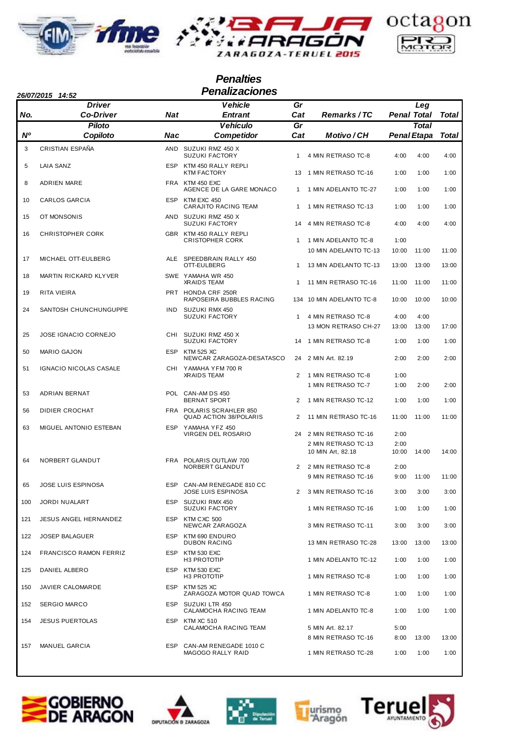# Penalties
# Penalizaciones

**26/07/2015 14:52**

| No. / Nº | Driver / Co-Driver / Piloto / Copiloto | Nat / Nac | Vehicle / Entrant / Vehículo / Competidor | Gr Cat | Remarks / TC / Motivo / CH | Penal | Leg Total / Total Etapa | Total |
|---|---|---|---|---|---|---|---|---|
| 3 | CRISTIAN ESPAÑA | AND | SUZUKI RMZ 450 X<br>SUZUKI FACTORY | 1 | 4 MIN RETRASO TC-8 | 4:00 | 4:00 | 4:00 |
| 5 | LAIA SANZ | ESP | KTM 450 RALLY REPLI<br>KTM FACTORY | 13 | 1 MIN RETRASO TC-16 | 1:00 | 1:00 | 1:00 |
| 8 | ADRIEN MARE | FRA | KTM 450 EXC<br>AGENCE DE LA GARE MONACO | 1 | 1 MIN ADELANTO TC-27 | 1:00 | 1:00 | 1:00 |
| 10 | CARLOS GARCIA | ESP | KTM EXC 450<br>CARAJITO RACING TEAM | 1 | 1 MIN RETRASO TC-13 | 1:00 | 1:00 | 1:00 |
| 15 | OT MONSONIS | AND | SUZUKI RMZ 450 X<br>SUZUKI FACTORY | 14 | 4 MIN RETRASO TC-8 | 4:00 | 4:00 | 4:00 |
| 16 | CHRISTOPHER CORK | GBR | KTM 450 RALLY REPLI<br>CRISTOPHER CORK | 1 | 1 MIN ADELANTO TC-8 | 1:00 | | |
| | | | | | 10 MIN ADELANTO TC-13 | 10:00 | 11:00 | 11:00 |
| 17 | MICHAEL OTT-EULBERG | ALE | SPEEDBRAIN RALLY 450<br>OTT-EULBERG | 1 | 13 MIN ADELANTO TC-13 | 13:00 | 13:00 | 13:00 |
| 18 | MARTIN RICKARD KLYVER | SWE | YAMAHA WR 450<br>XRAIDS TEAM | 1 | 11 MIN RETRASO TC-16 | 11:00 | 11:00 | 11:00 |
| 19 | RITA VIEIRA | PRT | HONDA CRF 250R<br>RAPOSEIRA BUBBLES RACING | 134 | 10 MIN ADELANTO TC-8 | 10:00 | 10:00 | 10:00 |
| 24 | SANTOSH CHUNCHUNGUPPE | IND | SUZUKI RMX 450<br>SUZUKI FACTORY | 1 | 4 MIN RETRASO TC-8 | 4:00 | 4:00 | |
| | | | | | 13 MON RETRASO CH-27 | 13:00 | 13:00 | 17:00 |
| 25 | JOSE IGNACIO CORNEJO | CHI | SUZUKI RMZ 450 X<br>SUZUKI FACTORY | 14 | 1 MIN RETRASO TC-8 | 1:00 | 1:00 | 1:00 |
| 50 | MARIO GAJON | ESP | KTM 525 XC<br>NEWCAR ZARAGOZA-DESATASCO | 24 | 2 MIN Art. 82.19 | 2:00 | 2:00 | 2:00 |
| 51 | IGNACIO NICOLAS CASALE | CHI | YAMAHA YFM 700 R<br>XRAIDS TEAM | 2 | 1 MIN RETRASO TC-8 | 1:00 | | |
| | | | | | 1 MIN RETRASO TC-7 | 1:00 | 2:00 | 2:00 |
| 53 | ADRIAN BERNAT | POL | CAN-AM DS 450<br>BERNAT SPORT | 2 | 1 MIN RETRASO TC-12 | 1:00 | 1:00 | 1:00 |
| 56 | DIDIER CROCHAT | FRA | POLARIS SCRAHLER 850<br>QUAD ACTION 38/POLARIS | 2 | 11 MIN RETRASO TC-16 | 11:00 | 11:00 | 11:00 |
| 63 | MIGUEL ANTONIO ESTEBAN | ESP | YAMAHA YFZ 450<br>VIRGEN DEL ROSARIO | 24 | 2 MIN RETRASO TC-16 | 2:00 | | |
| | | | | | 2 MIN RETRASO TC-13 | 2:00 | | |
| | | | | | 10 MIN Art, 82.18 | 10:00 | 14:00 | 14:00 |
| 64 | NORBERT GLANDUT | FRA | POLARIS OUTLAW 700<br>NORBERT GLANDUT | 2 | 2 MIN RETRASO TC-8 | 2:00 | | |
| | | | | | 9 MIN RETRASO TC-16 | 9:00 | 11:00 | 11:00 |
| 65 | JOSE LUIS ESPINOSA | ESP | CAN-AM RENEGADE 810 CC<br>JOSE LUIS ESPINOSA | 2 | 3 MIN RETRASO TC-16 | 3:00 | 3:00 | 3:00 |
| 100 | JORDI NUALART | ESP | SUZUKI RMX 450<br>SUZUKI FACTORY | | 1 MIN RETRASO TC-16 | 1:00 | 1:00 | 1:00 |
| 121 | JESUS ANGEL HERNANDEZ | ESP | KTM CXC 500<br>NEWCAR ZARAGOZA | | 3 MIN RETRASO TC-11 | 3:00 | 3:00 | 3:00 |
| 122 | JOSEP BALAGUER | ESP | KTM 690 ENDURO<br>DUBON RACING | | 13 MIN RETRASO TC-28 | 13:00 | 13:00 | 13:00 |
| 124 | FRANCISCO RAMON FERRIZ | ESP | KTM 530 EXC<br>H3 PROTOTIP | | 1 MIN ADELANTO TC-12 | 1:00 | 1:00 | 1:00 |
| 125 | DANIEL ALBERO | ESP | KTM 530 EXC<br>H3 PROTOTIP | | 1 MIN RETRASO TC-8 | 1:00 | 1:00 | 1:00 |
| 150 | JAVIER CALOMARDE | ESP | KTM 525 XC<br>ZARAGOZA MOTOR QUAD TOWCA | | 1 MIN RETRASO TC-8 | 1:00 | 1:00 | 1:00 |
| 152 | SERGIO MARCO | ESP | SUZUKI LTR 450<br>CALAMOCHA RACING TEAM | | 1 MIN ADELANTO TC-8 | 1:00 | 1:00 | 1:00 |
| 154 | JESUS PUERTOLAS | ESP | KTM XC 510<br>CALAMOCHA RACING TEAM | | 5 MIN Art. 82.17 | 5:00 | | |
| | | | | | 8 MIN RETRASO TC-16 | 8:00 | 13:00 | 13:00 |
| 157 | MANUEL GARCIA | ESP | CAN-AM RENEGADE 1010 C<br>MAGOGO RALLY RAID | | 1 MIN RETRASO TC-28 | 1:00 | 1:00 | 1:00 |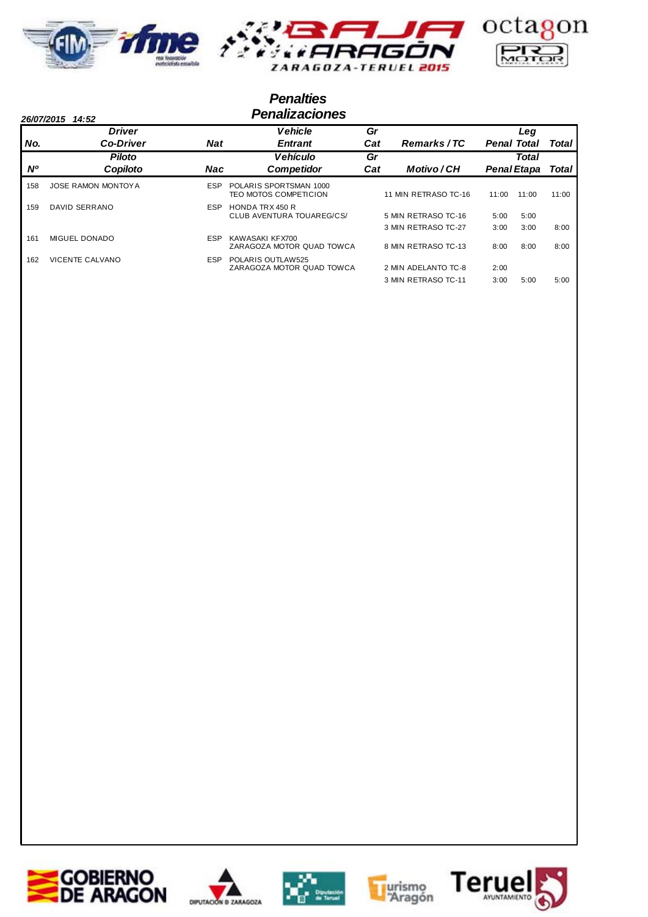# Penalties
# Penalizaciones

**26/07/2015 14:52**

| No. / Nº | Driver / Co-Driver — Piloto / Copiloto | Nat / Nac | Vehicle / Entrant — Vehículo / Competidor | Gr Cat | Remarks / TC — Motivo / CH | Penal | Leg Total — Total Etapa | Total |
|---|---|---|---|---|---|---|---|---|
| 158 | JOSE RAMON MONTOYA | ESP | POLARIS SPORTSMAN 1000<br>TEO MOTOS COMPETICION | | 11 MIN RETRASO TC-16 | 11:00 | 11:00 | 11:00 |
| 159 | DAVID SERRANO | ESP | HONDA TRX 450 R<br>CLUB AVENTURA TOUAREG/CS/ | | 5 MIN RETRASO TC-16 | 5:00 | 5:00 | |
| | | | | | 3 MIN RETRASO TC-27 | 3:00 | 3:00 | 8:00 |
| 161 | MIGUEL DONADO | ESP | KAWASAKI KFX700<br>ZARAGOZA MOTOR QUAD TOWCA | | 8 MIN RETRASO TC-13 | 8:00 | 8:00 | 8:00 |
| 162 | VICENTE CALVANO | ESP | POLARIS OUTLAW525<br>ZARAGOZA MOTOR QUAD TOWCA | | 2 MIN ADELANTO TC-8 | 2:00 | | |
| | | | | | 3 MIN RETRASO TC-11 | 3:00 | 5:00 | 5:00 |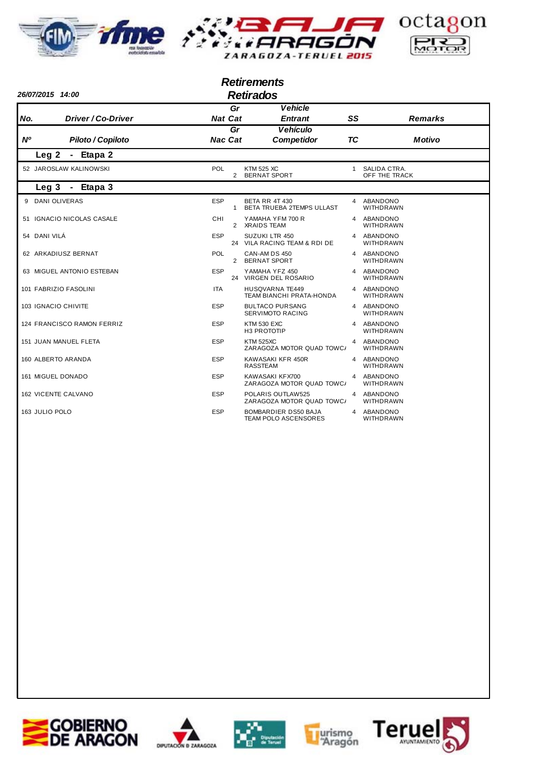# Retirements
## Retirados

26/07/2015 14:00

| No. / Nº | Driver / Co-Driver / Piloto / Copiloto | Nat / Nac | Gr Cat | Vehicle / Vehículo – Entrant / Competidor | SS / TC | Remarks / Motivo |
|---|---|---|---|---|---|---|
| **Leg 2 - Etapa 2** | | | | | | |
| 52 | JAROSLAW KALINOWSKI | POL | 2 | KTM 525 XC / BERNAT SPORT | 1 | SALIDA CTRA. / OFF THE TRACK |
| **Leg 3 - Etapa 3** | | | | | | |
| 9 | DANI OLIVERAS | ESP | 1 | BETA RR 4T 430 / BETA TRUEBA 2TEMPS ULLAST | 4 | ABANDONO / WITHDRAWN |
| 51 | IGNACIO NICOLAS CASALE | CHI | 2 | YAMAHA YFM 700 R / XRAIDS TEAM | 4 | ABANDONO / WITHDRAWN |
| 54 | DANI VILÁ | ESP | 24 | SUZUKI LTR 450 / VILA RACING TEAM & RDI DE | 4 | ABANDONO / WITHDRAWN |
| 62 | ARKADIUSZ BERNAT | POL | 2 | CAN-AM DS 450 / BERNAT SPORT | 4 | ABANDONO / WITHDRAWN |
| 63 | MIGUEL ANTONIO ESTEBAN | ESP | 24 | YAMAHA YFZ 450 / VIRGEN DEL ROSARIO | 4 | ABANDONO / WITHDRAWN |
| 101 | FABRIZIO FASOLINI | ITA | | HUSQVARNA TE449 / TEAM BIANCHI PRATA-HONDA | 4 | ABANDONO / WITHDRAWN |
| 103 | IGNACIO CHIVITE | ESP | | BULTACO PURSANG / SERVIMOTO RACING | 4 | ABANDONO / WITHDRAWN |
| 124 | FRANCISCO RAMON FERRIZ | ESP | | KTM 530 EXC / H3 PROTOTIP | 4 | ABANDONO / WITHDRAWN |
| 151 | JUAN MANUEL FLETA | ESP | | KTM 525XC / ZARAGOZA MOTOR QUAD TOWC/ | 4 | ABANDONO / WITHDRAWN |
| 160 | ALBERTO ARANDA | ESP | | KAWASAKI KFR 450R / RASSTEAM | 4 | ABANDONO / WITHDRAWN |
| 161 | MIGUEL DONADO | ESP | | KAWASAKI KFX700 / ZARAGOZA MOTOR QUAD TOWC/ | 4 | ABANDONO / WITHDRAWN |
| 162 | VICENTE CALVANO | ESP | | POLARIS OUTLAW525 / ZARAGOZA MOTOR QUAD TOWC/ | 4 | ABANDONO / WITHDRAWN |
| 163 | JULIO POLO | ESP | | BOMBARDIER DS50 BAJA / TEAM POLO ASCENSORES | 4 | ABANDONO / WITHDRAWN |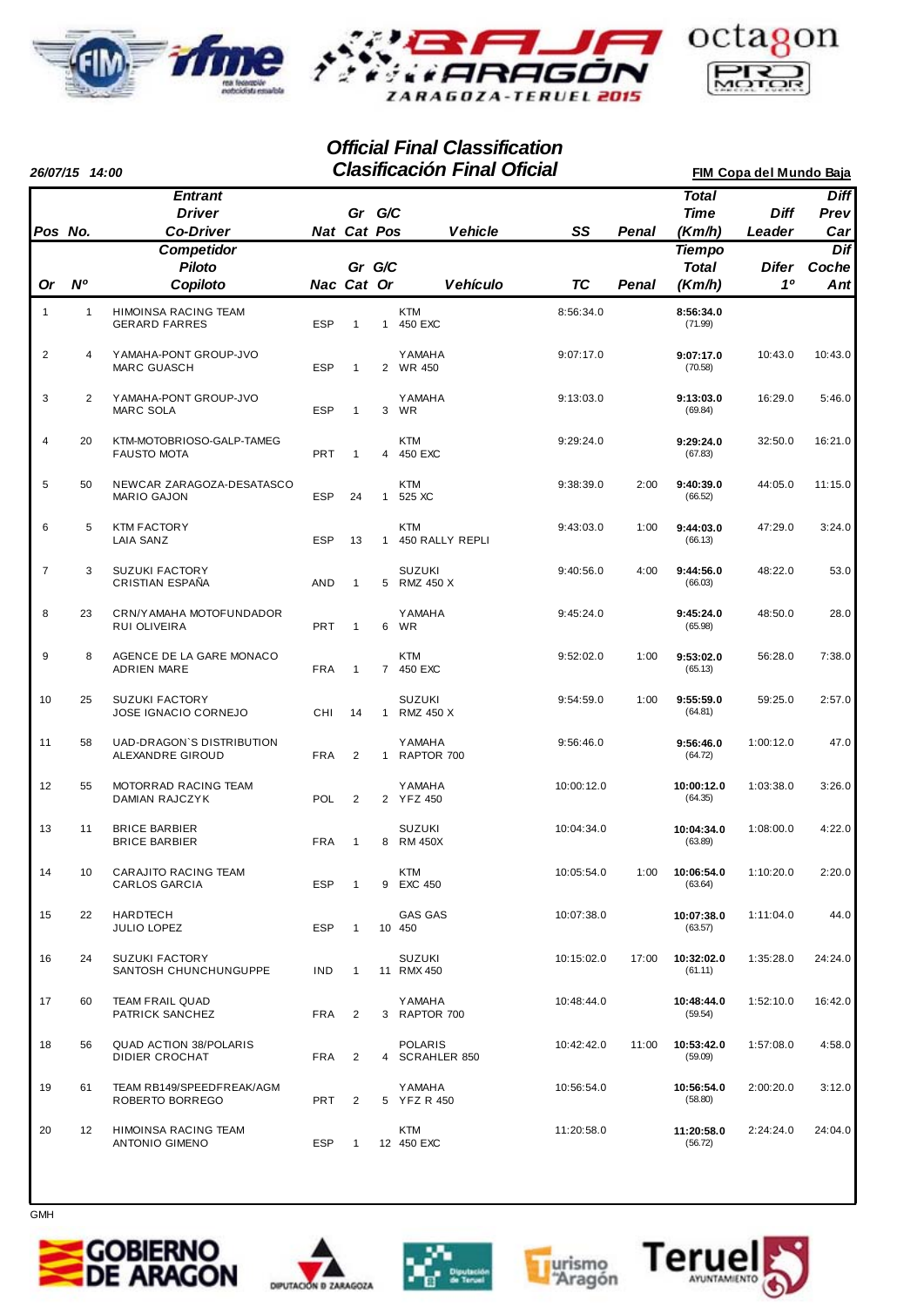# Official Final Classification
# Clasificación Final Oficial

**26/07/15 14:00**

**FIM Copa del Mundo Baja**

| Pos / Or | No. / Nº | Entrant / Driver / Co-Driver — Competidor / Piloto / Copiloto | Nat / Nac | Gr Cat | G/C Pos / G/C Or | Vehicle / Vehículo | SS / TC | Penal | Total Time (Km/h) / Tiempo Total (Km/h) | Diff Leader / Difer 1º | Diff Prev Car / Dif Coche Ant |
|---|---|---|---|---|---|---|---|---|---|---|---|
| 1 | 1 | HIMOINSA RACING TEAM<br>GERARD FARRES | ESP | 1 | 1 | KTM<br>450 EXC | 8:56:34.0 | | **8:56:34.0**<br>(71.99) | | |
| 2 | 4 | YAMAHA-PONT GROUP-JVO<br>MARC GUASCH | ESP | 1 | 2 | YAMAHA<br>WR 450 | 9:07:17.0 | | **9:07:17.0**<br>(70.58) | 10:43.0 | 10:43.0 |
| 3 | 2 | YAMAHA-PONT GROUP-JVO<br>MARC SOLA | ESP | 1 | 3 | YAMAHA<br>WR | 9:13:03.0 | | **9:13:03.0**<br>(69.84) | 16:29.0 | 5:46.0 |
| 4 | 20 | KTM-MOTOBRIOSO-GALP-TAMEG<br>FAUSTO MOTA | PRT | 1 | 4 | KTM<br>450 EXC | 9:29:24.0 | | **9:29:24.0**<br>(67.83) | 32:50.0 | 16:21.0 |
| 5 | 50 | NEWCAR ZARAGOZA-DESATASCO<br>MARIO GAJON | ESP | 24 | 1 | KTM<br>525 XC | 9:38:39.0 | 2:00 | **9:40:39.0**<br>(66.52) | 44:05.0 | 11:15.0 |
| 6 | 5 | KTM FACTORY<br>LAIA SANZ | ESP | 13 | 1 | KTM<br>450 RALLY REPLI | 9:43:03.0 | 1:00 | **9:44:03.0**<br>(66.13) | 47:29.0 | 3:24.0 |
| 7 | 3 | SUZUKI FACTORY<br>CRISTIAN ESPAÑA | AND | 1 | 5 | SUZUKI<br>RMZ 450 X | 9:40:56.0 | 4:00 | **9:44:56.0**<br>(66.03) | 48:22.0 | 53.0 |
| 8 | 23 | CRN/YAMAHA MOTOFUNDADOR<br>RUI OLIVEIRA | PRT | 1 | 6 | YAMAHA<br>WR | 9:45:24.0 | | **9:45:24.0**<br>(65.98) | 48:50.0 | 28.0 |
| 9 | 8 | AGENCE DE LA GARE MONACO<br>ADRIEN MARE | FRA | 1 | 7 | KTM<br>450 EXC | 9:52:02.0 | 1:00 | **9:53:02.0**<br>(65.13) | 56:28.0 | 7:38.0 |
| 10 | 25 | SUZUKI FACTORY<br>JOSE IGNACIO CORNEJO | CHI | 14 | 1 | SUZUKI<br>RMZ 450 X | 9:54:59.0 | 1:00 | **9:55:59.0**<br>(64.81) | 59:25.0 | 2:57.0 |
| 11 | 58 | UAD-DRAGON`S DISTRIBUTION<br>ALEXANDRE GIROUD | FRA | 2 | 1 | YAMAHA<br>RAPTOR 700 | 9:56:46.0 | | **9:56:46.0**<br>(64.72) | 1:00:12.0 | 47.0 |
| 12 | 55 | MOTORRAD RACING TEAM<br>DAMIAN RAJCZYK | POL | 2 | 2 | YAMAHA<br>YFZ 450 | 10:00:12.0 | | **10:00:12.0**<br>(64.35) | 1:03:38.0 | 3:26.0 |
| 13 | 11 | BRICE BARBIER<br>BRICE BARBIER | FRA | 1 | 8 | SUZUKI<br>RM 450X | 10:04:34.0 | | **10:04:34.0**<br>(63.89) | 1:08:00.0 | 4:22.0 |
| 14 | 10 | CARAJITO RACING TEAM<br>CARLOS GARCIA | ESP | 1 | 9 | KTM<br>EXC 450 | 10:05:54.0 | 1:00 | **10:06:54.0**<br>(63.64) | 1:10:20.0 | 2:20.0 |
| 15 | 22 | HARDTECH<br>JULIO LOPEZ | ESP | 1 | 10 | GAS GAS<br>450 | 10:07:38.0 | | **10:07:38.0**<br>(63.57) | 1:11:04.0 | 44.0 |
| 16 | 24 | SUZUKI FACTORY<br>SANTOSH CHUNCHUNGUPPE | IND | 1 | 11 | SUZUKI<br>RMX 450 | 10:15:02.0 | 17:00 | **10:32:02.0**<br>(61.11) | 1:35:28.0 | 24:24.0 |
| 17 | 60 | TEAM FRAIL QUAD<br>PATRICK SANCHEZ | FRA | 2 | 3 | YAMAHA<br>RAPTOR 700 | 10:48:44.0 | | **10:48:44.0**<br>(59.54) | 1:52:10.0 | 16:42.0 |
| 18 | 56 | QUAD ACTION 38/POLARIS<br>DIDIER CROCHAT | FRA | 2 | 4 | POLARIS<br>SCRAHLER 850 | 10:42:42.0 | 11:00 | **10:53:42.0**<br>(59.09) | 1:57:08.0 | 4:58.0 |
| 19 | 61 | TEAM RB149/SPEEDFREAK/AGM<br>ROBERTO BORREGO | PRT | 2 | 5 | YAMAHA<br>YFZ R 450 | 10:56:54.0 | | **10:56:54.0**<br>(58.80) | 2:00:20.0 | 3:12.0 |
| 20 | 12 | HIMOINSA RACING TEAM<br>ANTONIO GIMENO | ESP | 1 | 12 | KTM<br>450 EXC | 11:20:58.0 | | **11:20:58.0**<br>(56.72) | 2:24:24.0 | 24:04.0 |

GMH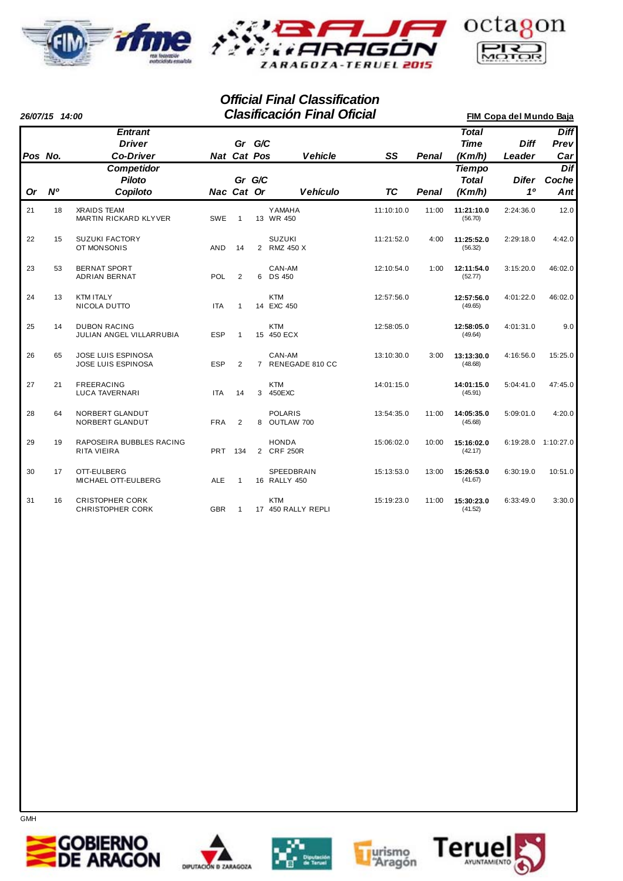# Official Final Classification
# Clasificación Final Oficial

**26/07/15 14:00**

**FIM Copa del Mundo Baja**

| Pos / Or | No. / Nº | Entrant / Driver / Co-Driver — Competidor / Piloto / Copiloto | Nat / Nac | Gr Cat | G/C Pos / G/C Or | Vehicle / Vehículo | SS / TC | Penal | Total Time (Km/h) / Tiempo Total (Km/h) | Diff Leader / Difer 1º | Diff Prev Car / Dif Coche Ant |
|---|---|---|---|---|---|---|---|---|---|---|---|
| 21 | 18 | XRAIDS TEAM<br>MARTIN RICKARD KLYVER | SWE | 1 | 13 | YAMAHA<br>WR 450 | 11:10:10.0 | 11:00 | **11:21:10.0**<br>(56.70) | 2:24:36.0 | 12.0 |
| 22 | 15 | SUZUKI FACTORY<br>OT MONSONIS | AND | 14 | 2 | SUZUKI<br>RMZ 450 X | 11:21:52.0 | 4:00 | **11:25:52.0**<br>(56.32) | 2:29:18.0 | 4:42.0 |
| 23 | 53 | BERNAT SPORT<br>ADRIAN BERNAT | POL | 2 | 6 | CAN-AM<br>DS 450 | 12:10:54.0 | 1:00 | **12:11:54.0**<br>(52.77) | 3:15:20.0 | 46:02.0 |
| 24 | 13 | KTM ITALY<br>NICOLA DUTTO | ITA | 1 | 14 | KTM<br>EXC 450 | 12:57:56.0 | | **12:57:56.0**<br>(49.65) | 4:01:22.0 | 46:02.0 |
| 25 | 14 | DUBON RACING<br>JULIAN ANGEL VILLARRUBIA | ESP | 1 | 15 | KTM<br>450 ECX | 12:58:05.0 | | **12:58:05.0**<br>(49.64) | 4:01:31.0 | 9.0 |
| 26 | 65 | JOSE LUIS ESPINOSA<br>JOSE LUIS ESPINOSA | ESP | 2 | 7 | CAN-AM<br>RENEGADE 810 CC | 13:10:30.0 | 3:00 | **13:13:30.0**<br>(48.68) | 4:16:56.0 | 15:25.0 |
| 27 | 21 | FREERACING<br>LUCA TAVERNARI | ITA | 14 | 3 | KTM<br>450EXC | 14:01:15.0 | | **14:01:15.0**<br>(45.91) | 5:04:41.0 | 47:45.0 |
| 28 | 64 | NORBERT GLANDUT<br>NORBERT GLANDUT | FRA | 2 | 8 | POLARIS<br>OUTLAW 700 | 13:54:35.0 | 11:00 | **14:05:35.0**<br>(45.68) | 5:09:01.0 | 4:20.0 |
| 29 | 19 | RAPOSEIRA BUBBLES RACING<br>RITA VIEIRA | PRT | 134 | 2 | HONDA<br>CRF 250R | 15:06:02.0 | 10:00 | **15:16:02.0**<br>(42.17) | 6:19:28.0 | 1:10:27.0 |
| 30 | 17 | OTT-EULBERG<br>MICHAEL OTT-EULBERG | ALE | 1 | 16 | SPEEDBRAIN<br>RALLY 450 | 15:13:53.0 | 13:00 | **15:26:53.0**<br>(41.67) | 6:30:19.0 | 10:51.0 |
| 31 | 16 | CRISTOPHER CORK<br>CHRISTOPHER CORK | GBR | 1 | 17 | KTM<br>450 RALLY REPLI | 15:19:23.0 | 11:00 | **15:30:23.0**<br>(41.52) | 6:33:49.0 | 3:30.0 |

GMH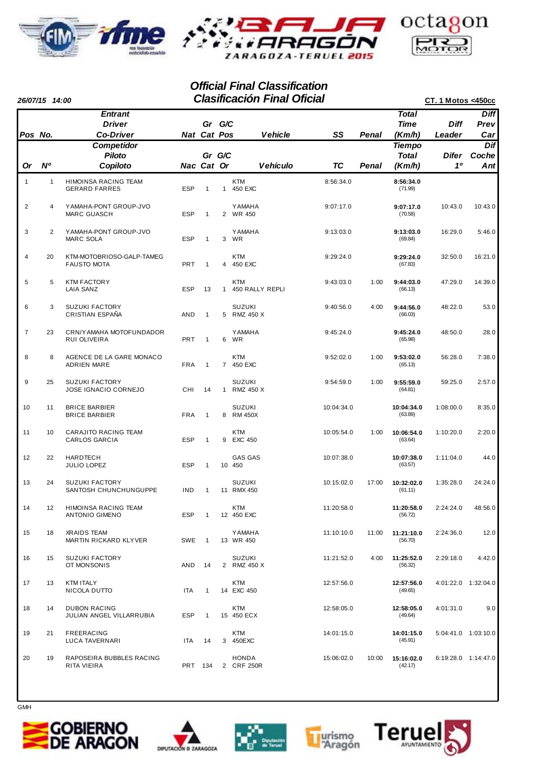## Official Final Classification
## Clasificación Final Oficial

**26/07/15 14:00**

**CT. 1 Motos <450cc**

| Pos / Or | No. / Nº | Entrant / Competidor, Driver / Piloto, Co-Driver / Copiloto | Nat / Nac | Gr Cat | G/C Pos / G/C Or | Vehicle / Vehículo | SS / TC | Penal | Total Time (Km/h) / Tiempo Total (Km/h) | Diff Leader / Difer 1º | Diff Prev Car / Dif Coche Ant |
|---|---|---|---|---|---|---|---|---|---|---|---|
| 1 | 1 | HIMOINSA RACING TEAM<br>GERARD FARRES | ESP | 1 | 1 | KTM<br>450 EXC | 8:56:34.0 | | **8:56:34.0**<br>(71.99) | | |
| 2 | 4 | YAMAHA-PONT GROUP-JVO<br>MARC GUASCH | ESP | 1 | 2 | YAMAHA<br>WR 450 | 9:07:17.0 | | **9:07:17.0**<br>(70.58) | 10:43.0 | 10:43.0 |
| 3 | 2 | YAMAHA-PONT GROUP-JVO<br>MARC SOLA | ESP | 1 | 3 | YAMAHA<br>WR | 9:13:03.0 | | **9:13:03.0**<br>(69.84) | 16:29.0 | 5:46.0 |
| 4 | 20 | KTM-MOTOBRIOSO-GALP-TAMEG<br>FAUSTO MOTA | PRT | 1 | 4 | KTM<br>450 EXC | 9:29:24.0 | | **9:29:24.0**<br>(67.83) | 32:50.0 | 16:21.0 |
| 5 | 5 | KTM FACTORY<br>LAIA SANZ | ESP | 13 | 1 | KTM<br>450 RALLY REPLI | 9:43:03.0 | 1:00 | **9:44:03.0**<br>(66.13) | 47:29.0 | 14:39.0 |
| 6 | 3 | SUZUKI FACTORY<br>CRISTIAN ESPAÑA | AND | 1 | 5 | SUZUKI<br>RMZ 450 X | 9:40:56.0 | 4:00 | **9:44:56.0**<br>(66.03) | 48:22.0 | 53.0 |
| 7 | 23 | CRN/YAMAHA MOTOFUNDADOR<br>RUI OLIVEIRA | PRT | 1 | 6 | YAMAHA<br>WR | 9:45:24.0 | | **9:45:24.0**<br>(65.98) | 48:50.0 | 28.0 |
| 8 | 8 | AGENCE DE LA GARE MONACO<br>ADRIEN MARE | FRA | 1 | 7 | KTM<br>450 EXC | 9:52:02.0 | 1:00 | **9:53:02.0**<br>(65.13) | 56:28.0 | 7:38.0 |
| 9 | 25 | SUZUKI FACTORY<br>JOSE IGNACIO CORNEJO | CHI | 14 | 1 | SUZUKI<br>RMZ 450 X | 9:54:59.0 | 1:00 | **9:55:59.0**<br>(64.81) | 59:25.0 | 2:57.0 |
| 10 | 11 | BRICE BARBIER<br>BRICE BARBIER | FRA | 1 | 8 | SUZUKI<br>RM 450X | 10:04:34.0 | | **10:04:34.0**<br>(63.89) | 1:08:00.0 | 8:35.0 |
| 11 | 10 | CARAJITO RACING TEAM<br>CARLOS GARCIA | ESP | 1 | 9 | KTM<br>EXC 450 | 10:05:54.0 | 1:00 | **10:06:54.0**<br>(63.64) | 1:10:20.0 | 2:20.0 |
| 12 | 22 | HARDTECH<br>JULIO LOPEZ | ESP | 1 | 10 | GAS GAS<br>450 | 10:07:38.0 | | **10:07:38.0**<br>(63.57) | 1:11:04.0 | 44.0 |
| 13 | 24 | SUZUKI FACTORY<br>SANTOSH CHUNCHUNGUPPE | IND | 1 | 11 | SUZUKI<br>RMX 450 | 10:15:02.0 | 17:00 | **10:32:02.0**<br>(61.11) | 1:35:28.0 | 24:24.0 |
| 14 | 12 | HIMOINSA RACING TEAM<br>ANTONIO GIMENO | ESP | 1 | 12 | KTM<br>450 EXC | 11:20:58.0 | | **11:20:58.0**<br>(56.72) | 2:24:24.0 | 48:56.0 |
| 15 | 18 | XRAIDS TEAM<br>MARTIN RICKARD KLYVER | SWE | 1 | 13 | YAMAHA<br>WR 450 | 11:10:10.0 | 11:00 | **11:21:10.0**<br>(56.70) | 2:24:36.0 | 12.0 |
| 16 | 15 | SUZUKI FACTORY<br>OT MONSONIS | AND | 14 | 2 | SUZUKI<br>RMZ 450 X | 11:21:52.0 | 4:00 | **11:25:52.0**<br>(56.32) | 2:29:18.0 | 4:42.0 |
| 17 | 13 | KTM ITALY<br>NICOLA DUTTO | ITA | 1 | 14 | KTM<br>EXC 450 | 12:57:56.0 | | **12:57:56.0**<br>(49.65) | 4:01:22.0 | 1:32:04.0 |
| 18 | 14 | DUBON RACING<br>JULIAN ANGEL VILLARRUBIA | ESP | 1 | 15 | KTM<br>450 ECX | 12:58:05.0 | | **12:58:05.0**<br>(49.64) | 4:01:31.0 | 9.0 |
| 19 | 21 | FREERACING<br>LUCA TAVERNARI | ITA | 14 | 3 | KTM<br>450EXC | 14:01:15.0 | | **14:01:15.0**<br>(45.91) | 5:04:41.0 | 1:03:10.0 |
| 20 | 19 | RAPOSEIRA BUBBLES RACING<br>RITA VIEIRA | PRT | 134 | 2 | HONDA<br>CRF 250R | 15:06:02.0 | 10:00 | **15:16:02.0**<br>(42.17) | 6:19:28.0 | 1:14:47.0 |

GMH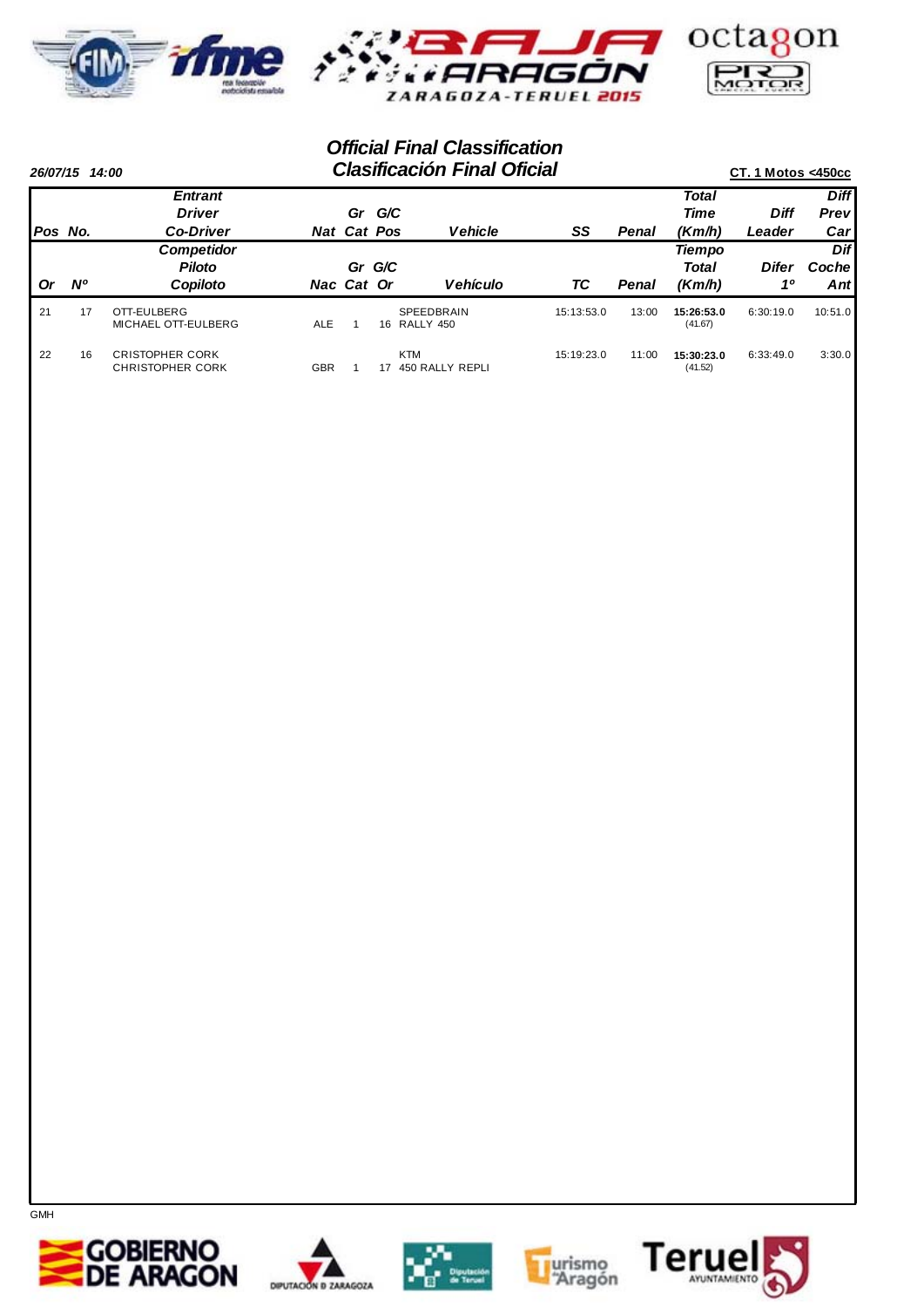## Official Final Classification
## Clasificación Final Oficial

**26/07/15 14:00**

**CT. 1 Motos <450cc**

| Pos / Or | No. / Nº | Entrant / Driver / Co-Driver — Competidor / Piloto / Copiloto | Nat / Nac | Gr Cat | G/C Pos / G/C Or | Vehicle / Vehículo | SS / TC | Penal | Total Time (Km/h) / Tiempo Total (Km/h) | Diff Leader / Difer 1º | Diff Prev Car / Dif Coche Ant |
|---|---|---|---|---|---|---|---|---|---|---|---|
| 21 | 17 | OTT-EULBERG<br>MICHAEL OTT-EULBERG | ALE | 1 | 16 | SPEEDBRAIN<br>RALLY 450 | 15:13:53.0 | 13:00 | **15:26:53.0**<br>(41.67) | 6:30:19.0 | 10:51.0 |
| 22 | 16 | CRISTOPHER CORK<br>CHRISTOPHER CORK | GBR | 1 | 17 | KTM<br>450 RALLY REPLI | 15:19:23.0 | 11:00 | **15:30:23.0**<br>(41.52) | 6:33:49.0 | 3:30.0 |

GMH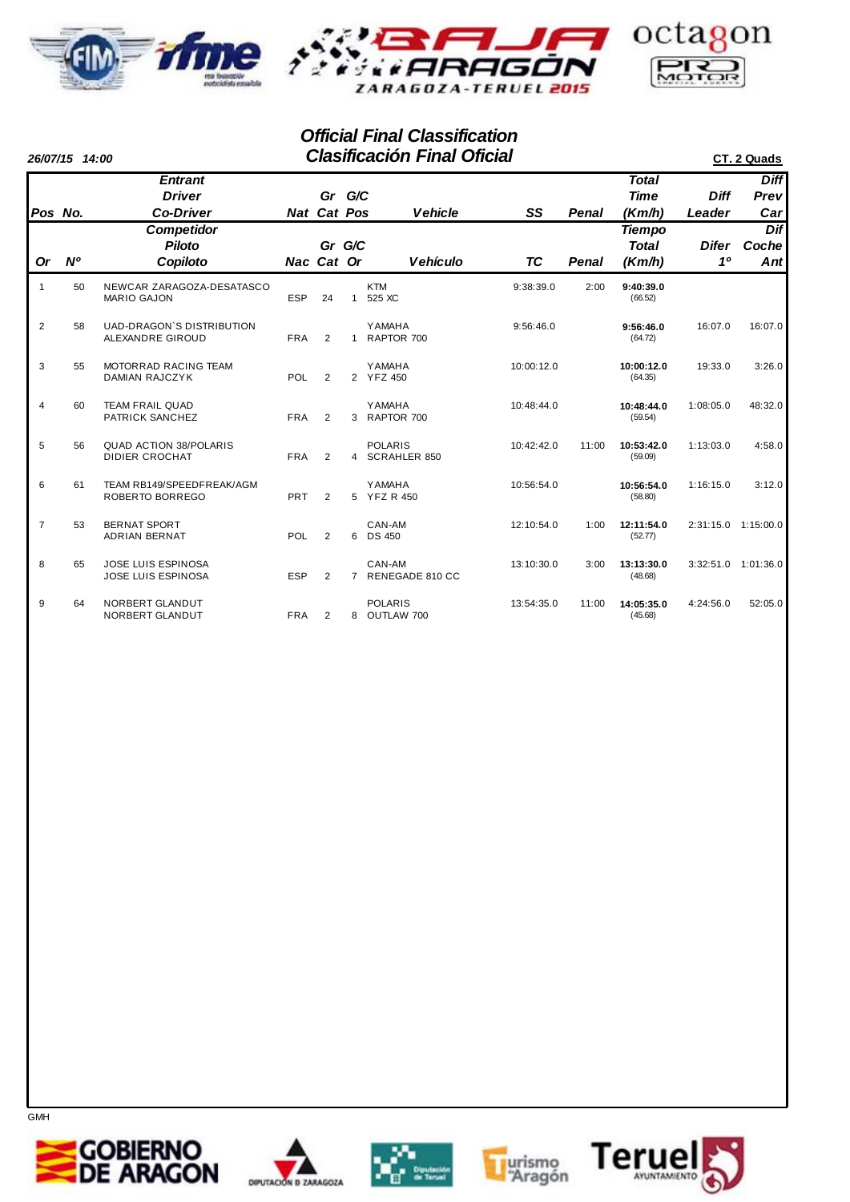## Official Final Classification
## Clasificación Final Oficial

**26/07/15 14:00**

**CT. 2 Quads**

| Pos / Or | No. / Nº | Entrant / Competidor<br>Driver / Piloto<br>Co-Driver / Copiloto | Nat / Nac | Gr Cat | G/C Pos / Or | Vehicle / Vehículo | SS / TC | Penal | Total Time / Tiempo Total (Km/h) | Diff Leader / Difer 1º | Diff Prev Car / Dif Coche Ant |
|---|---|---|---|---|---|---|---|---|---|---|---|
| 1 | 50 | NEWCAR ZARAGOZA-DESATASCO<br>MARIO GAJON | ESP | 24 | 1 | KTM<br>525 XC | 9:38:39.0 | 2:00 | **9:40:39.0**<br>(66.52) | | |
| 2 | 58 | UAD-DRAGON`S DISTRIBUTION<br>ALEXANDRE GIROUD | FRA | 2 | 1 | YAMAHA<br>RAPTOR 700 | 9:56:46.0 | | **9:56:46.0**<br>(64.72) | 16:07.0 | 16:07.0 |
| 3 | 55 | MOTORRAD RACING TEAM<br>DAMIAN RAJCZYK | POL | 2 | 2 | YAMAHA<br>YFZ 450 | 10:00:12.0 | | **10:00:12.0**<br>(64.35) | 19:33.0 | 3:26.0 |
| 4 | 60 | TEAM FRAIL QUAD<br>PATRICK SANCHEZ | FRA | 2 | 3 | YAMAHA<br>RAPTOR 700 | 10:48:44.0 | | **10:48:44.0**<br>(59.54) | 1:08:05.0 | 48:32.0 |
| 5 | 56 | QUAD ACTION 38/POLARIS<br>DIDIER CROCHAT | FRA | 2 | 4 | POLARIS<br>SCRAHLER 850 | 10:42:42.0 | 11:00 | **10:53:42.0**<br>(59.09) | 1:13:03.0 | 4:58.0 |
| 6 | 61 | TEAM RB149/SPEEDFREAK/AGM<br>ROBERTO BORREGO | PRT | 2 | 5 | YAMAHA<br>YFZ R 450 | 10:56:54.0 | | **10:56:54.0**<br>(58.80) | 1:16:15.0 | 3:12.0 |
| 7 | 53 | BERNAT SPORT<br>ADRIAN BERNAT | POL | 2 | 6 | CAN-AM<br>DS 450 | 12:10:54.0 | 1:00 | **12:11:54.0**<br>(52.77) | 2:31:15.0 | 1:15:00.0 |
| 8 | 65 | JOSE LUIS ESPINOSA<br>JOSE LUIS ESPINOSA | ESP | 2 | 7 | CAN-AM<br>RENEGADE 810 CC | 13:10:30.0 | 3:00 | **13:13:30.0**<br>(48.68) | 3:32:51.0 | 1:01:36.0 |
| 9 | 64 | NORBERT GLANDUT<br>NORBERT GLANDUT | FRA | 2 | 8 | POLARIS<br>OUTLAW 700 | 13:54:35.0 | 11:00 | **14:05:35.0**<br>(45.68) | 4:24:56.0 | 52:05.0 |

GMH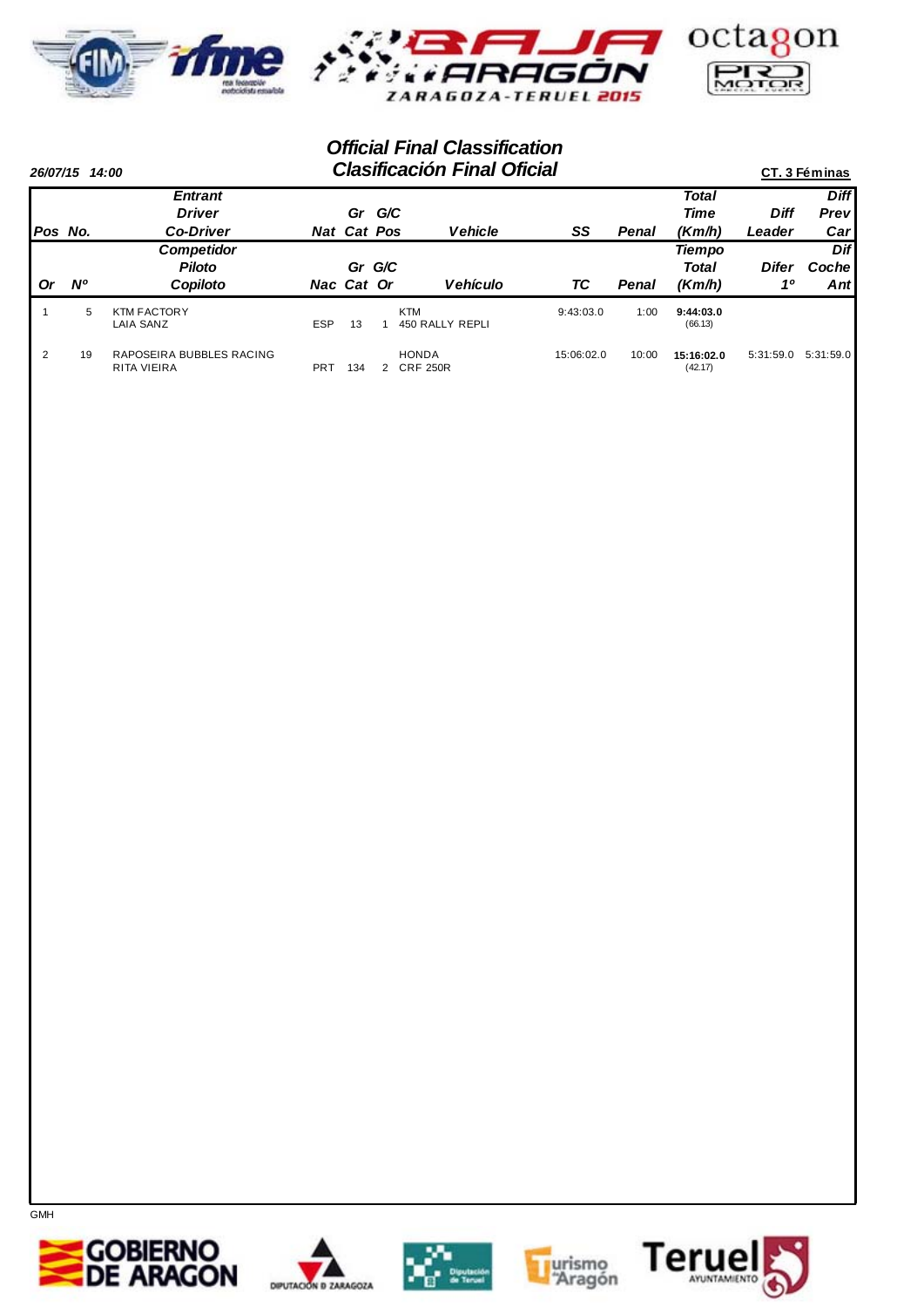# Official Final Classification
# Clasificación Final Oficial

*26/07/15 14:00*

**CT. 3 Féminas**

| Pos / Or | No. / Nº | Entrant / Driver / Co-Driver — Competidor / Piloto / Copiloto | Nat / Nac | Gr Cat | G/C Pos / Or | Vehicle / Vehículo | SS / TC | Penal | Total Time (Km/h) / Tiempo Total (Km/h) | Diff Leader / Difer 1º | Diff Prev Car / Dif Coche Ant |
|---|---|---|---|---|---|---|---|---|---|---|---|
| 1 | 5 | KTM FACTORY<br>LAIA SANZ | ESP | 13 | 1 | KTM<br>450 RALLY REPLI | 9:43:03.0 | 1:00 | **9:44:03.0**<br>(66.13) | | |
| 2 | 19 | RAPOSEIRA BUBBLES RACING<br>RITA VIEIRA | PRT | 134 | 2 | HONDA<br>CRF 250R | 15:06:02.0 | 10:00 | **15:16:02.0**<br>(42.17) | 5:31:59.0 | 5:31:59.0 |

GMH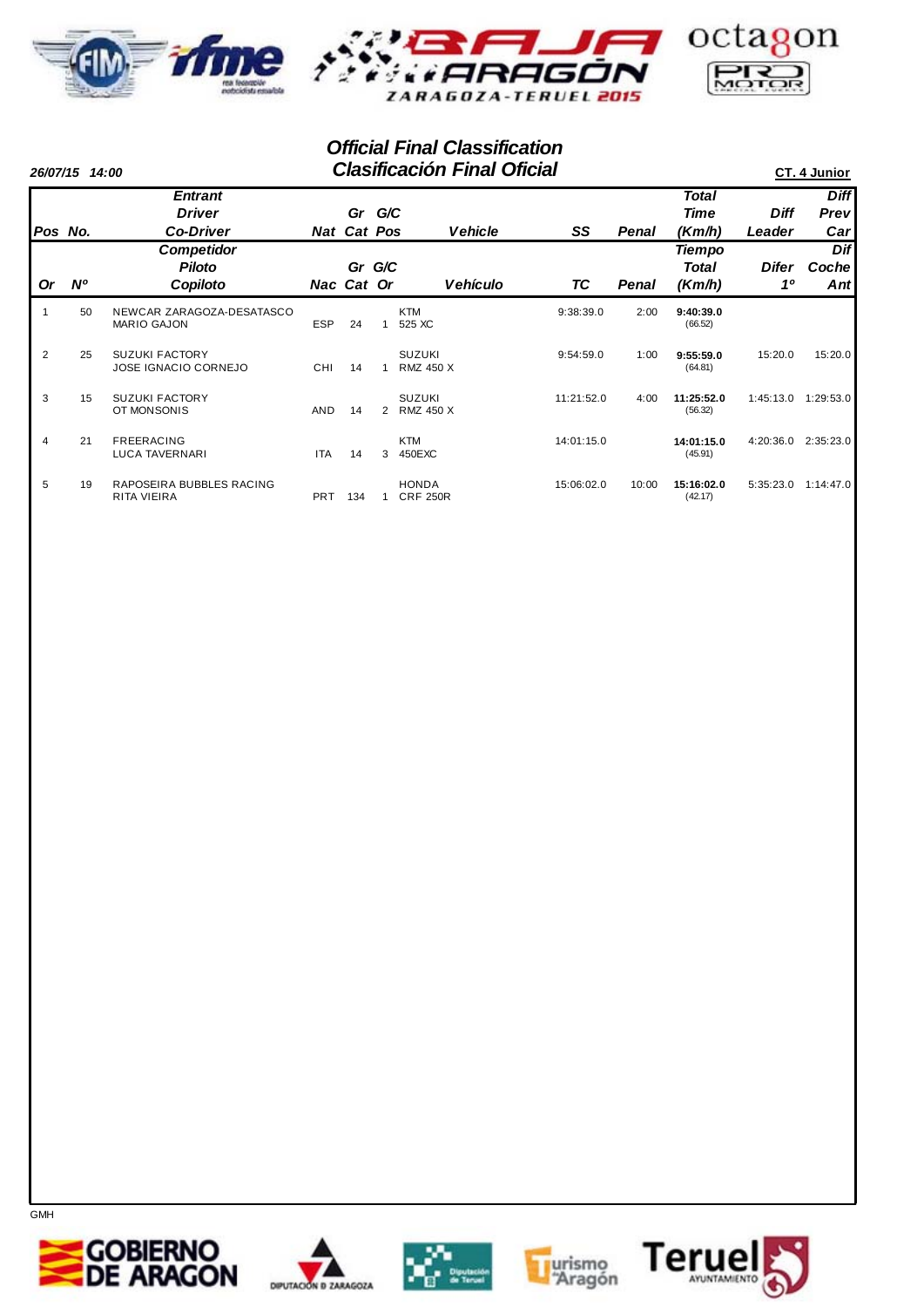# Official Final Classification
# Clasificación Final Oficial

26/07/15 14:00

CT. 4 Junior

| Pos No. / Or Nº | | Entrant / Driver / Co-Driver — Competidor / Piloto / Copiloto | Nat / Nac | Gr Cat | G/C Pos / G/C Or | Vehicle / Vehículo | SS / TC | Penal | Total Time (Km/h) / Tiempo Total (Km/h) | Diff Leader / Difer 1º | Diff Prev Car / Dif Coche Ant |
|---|---|---|---|---|---|---|---|---|---|---|---|
| 1 | 50 | NEWCAR ZARAGOZA-DESATASCO<br>MARIO GAJON | ESP | 24 | 1 | KTM<br>525 XC | 9:38:39.0 | 2:00 | **9:40:39.0**<br>(66.52) | | |
| 2 | 25 | SUZUKI FACTORY<br>JOSE IGNACIO CORNEJO | CHI | 14 | 1 | SUZUKI<br>RMZ 450 X | 9:54:59.0 | 1:00 | **9:55:59.0**<br>(64.81) | 15:20.0 | 15:20.0 |
| 3 | 15 | SUZUKI FACTORY<br>OT MONSONIS | AND | 14 | 2 | SUZUKI<br>RMZ 450 X | 11:21:52.0 | 4:00 | **11:25:52.0**<br>(56.32) | 1:45:13.0 | 1:29:53.0 |
| 4 | 21 | FREERACING<br>LUCA TAVERNARI | ITA | 14 | 3 | KTM<br>450EXC | 14:01:15.0 | | **14:01:15.0**<br>(45.91) | 4:20:36.0 | 2:35:23.0 |
| 5 | 19 | RAPOSEIRA BUBBLES RACING<br>RITA VIEIRA | PRT | 134 | 1 | HONDA<br>CRF 250R | 15:06:02.0 | 10:00 | **15:16:02.0**<br>(42.17) | 5:35:23.0 | 1:14:47.0 |

GMH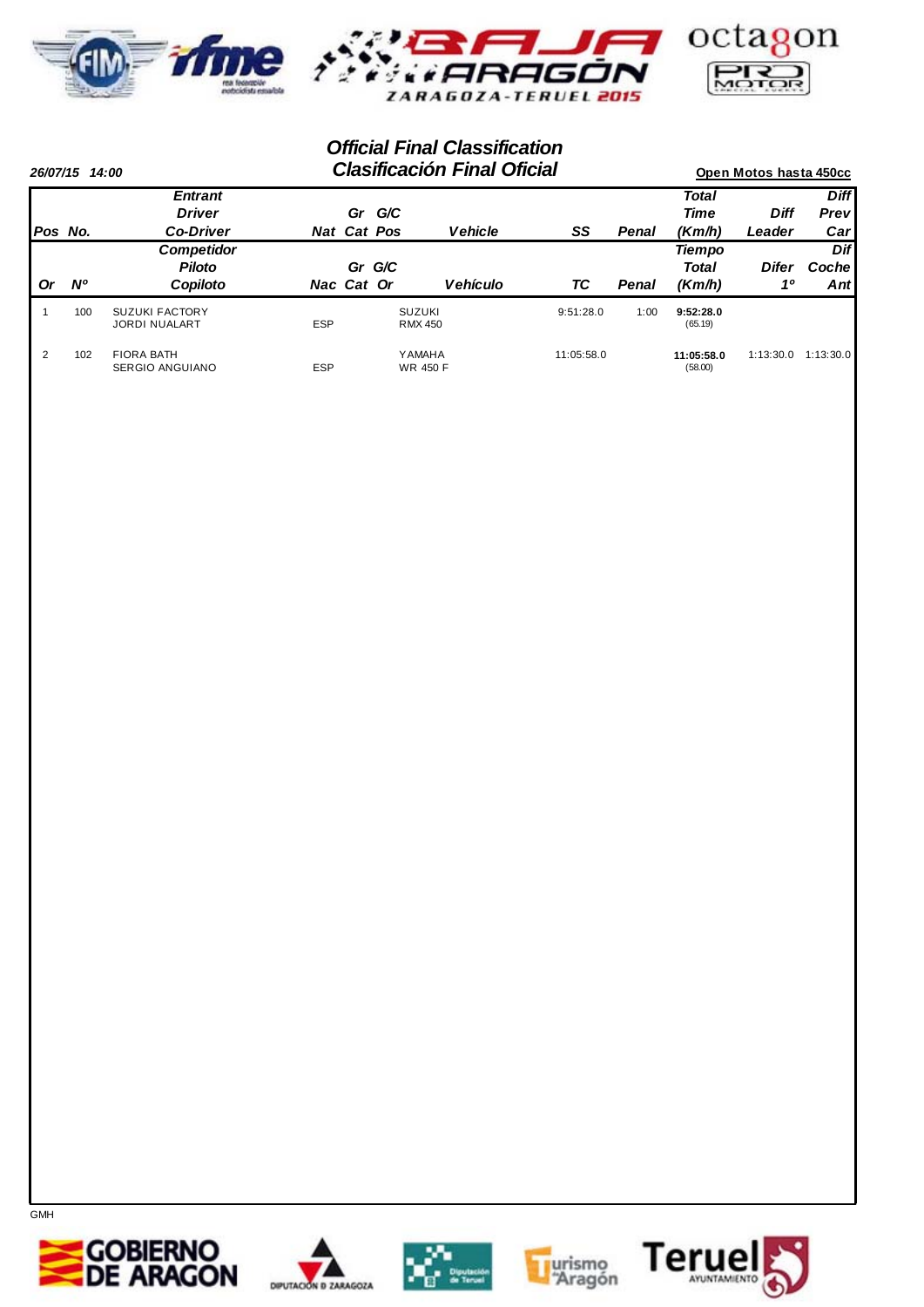# Official Final Classification
# Clasificación Final Oficial

*26/07/15 14:00*

**Open Motos hasta 450cc**

| Pos / Or | No. / Nº | Entrant / Driver / Co-Driver — Competidor / Piloto / Copiloto | Nat / Nac | Gr Cat | G/C Pos / G/C Or | Vehicle / Vehículo | SS / TC | Penal | Total Time (Km/h) / Tiempo Total (Km/h) | Diff Leader / Difer 1º | Diff Prev Car / Dif Coche Ant |
|---|---|---|---|---|---|---|---|---|---|---|---|
| 1 | 100 | SUZUKI FACTORY<br>JORDI NUALART | ESP | | | SUZUKI<br>RMX 450 | 9:51:28.0 | 1:00 | **9:52:28.0**<br>(65.19) | | |
| 2 | 102 | FIORA BATH<br>SERGIO ANGUIANO | ESP | | | YAMAHA<br>WR 450 F | 11:05:58.0 | | **11:05:58.0**<br>(58.00) | 1:13:30.0 | 1:13:30.0 |

GMH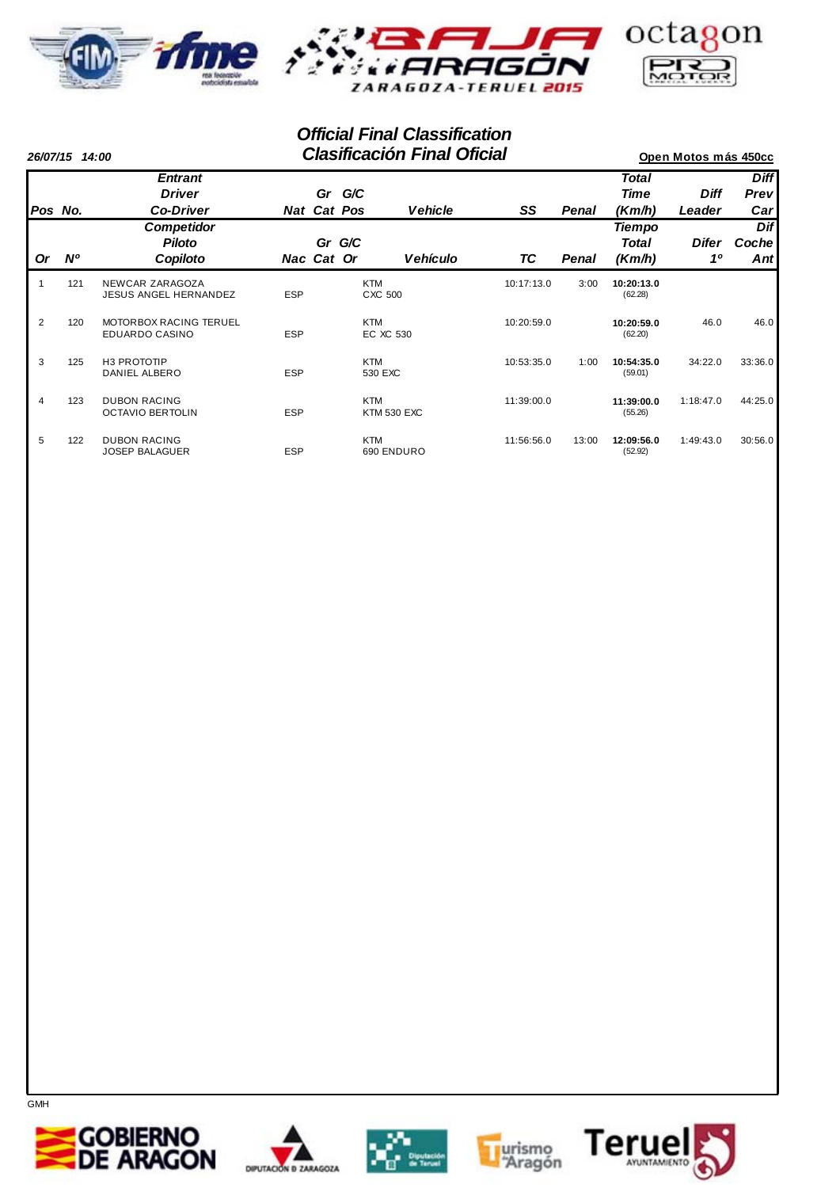# Official Final Classification
# Clasificación Final Oficial

26/07/15 14:00

Open Motos más 450cc

| Pos / Or | No. / Nº | Entrant / Driver / Co-Driver — Competidor / Piloto / Copiloto | Nat / Nac | Gr Cat | G/C Pos / G/C Or | Vehicle / Vehículo | SS / TC | Penal | Total Time (Km/h) / Tiempo Total (Km/h) | Diff Leader / Difer 1º | Diff Prev Car / Dif Coche Ant |
|---|---|---|---|---|---|---|---|---|---|---|---|
| 1 | 121 | NEWCAR ZARAGOZA<br>JESUS ANGEL HERNANDEZ | ESP | | | KTM<br>CXC 500 | 10:17:13.0 | 3:00 | **10:20:13.0**<br>(62.28) | | |
| 2 | 120 | MOTORBOX RACING TERUEL<br>EDUARDO CASINO | ESP | | | KTM<br>EC XC 530 | 10:20:59.0 | | **10:20:59.0**<br>(62.20) | 46.0 | 46.0 |
| 3 | 125 | H3 PROTOTIP<br>DANIEL ALBERO | ESP | | | KTM<br>530 EXC | 10:53:35.0 | 1:00 | **10:54:35.0**<br>(59.01) | 34:22.0 | 33:36.0 |
| 4 | 123 | DUBON RACING<br>OCTAVIO BERTOLIN | ESP | | | KTM<br>KTM 530 EXC | 11:39:00.0 | | **11:39:00.0**<br>(55.26) | 1:18:47.0 | 44:25.0 |
| 5 | 122 | DUBON RACING<br>JOSEP BALAGUER | ESP | | | KTM<br>690 ENDURO | 11:56:56.0 | 13:00 | **12:09:56.0**<br>(52.92) | 1:49:43.0 | 30:56.0 |

GMH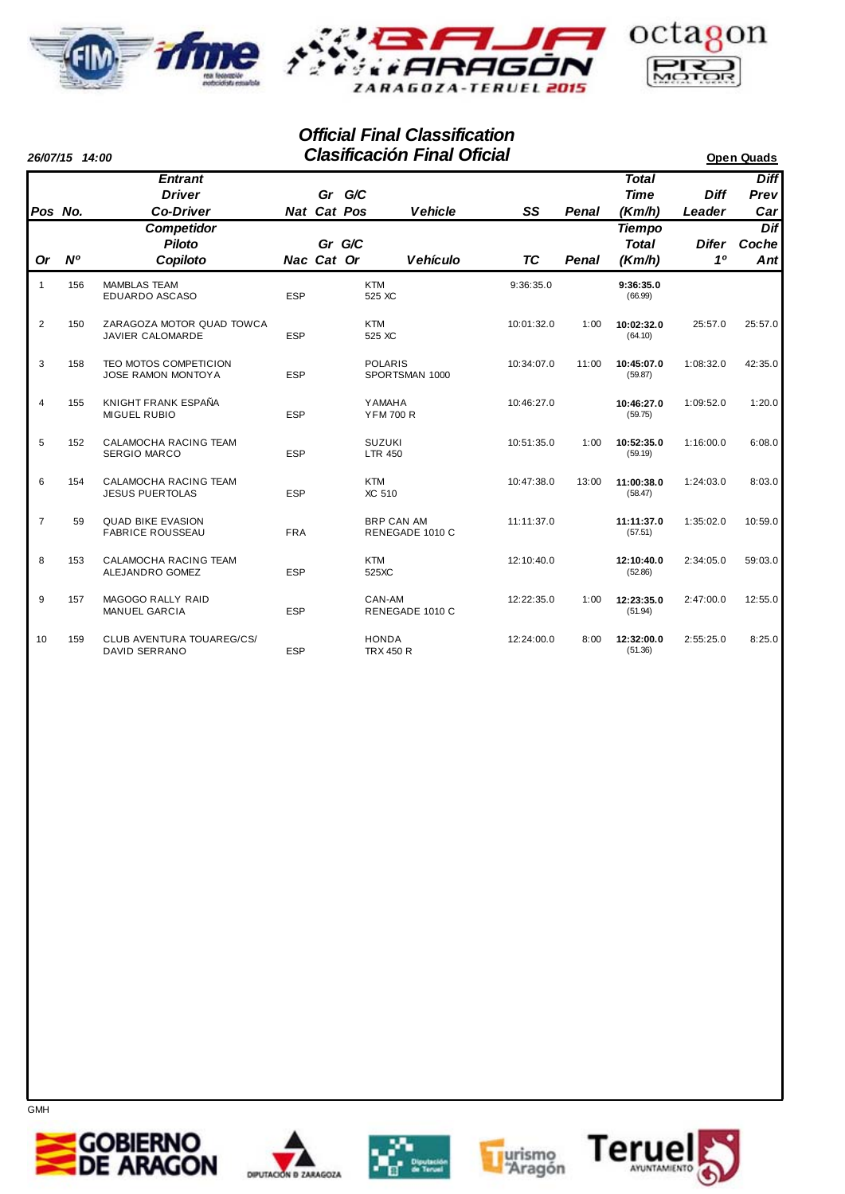# Official Final Classification
# Clasificación Final Oficial

**26/07/15 14:00**

**Open Quads**

| Pos / Or | No. / Nº | Entrant / Driver / Co-Driver — Competidor / Piloto / Copiloto | Nat / Nac | Gr Cat | G/C Pos / Or | Vehicle / Vehículo | SS / TC | Penal | Total Time (Km/h) / Tiempo Total (Km/h) | Diff Leader / Difer 1º | Diff Prev Car / Dif Coche Ant |
|---|---|---|---|---|---|---|---|---|---|---|---|
| 1 | 156 | MAMBLAS TEAM<br>EDUARDO ASCASO | ESP | | | KTM<br>525 XC | 9:36:35.0 | | **9:36:35.0**<br>(66.99) | | |
| 2 | 150 | ZARAGOZA MOTOR QUAD TOWCA<br>JAVIER CALOMARDE | ESP | | | KTM<br>525 XC | 10:01:32.0 | 1:00 | **10:02:32.0**<br>(64.10) | 25:57.0 | 25:57.0 |
| 3 | 158 | TEO MOTOS COMPETICION<br>JOSE RAMON MONTOYA | ESP | | | POLARIS<br>SPORTSMAN 1000 | 10:34:07.0 | 11:00 | **10:45:07.0**<br>(59.87) | 1:08:32.0 | 42:35.0 |
| 4 | 155 | KNIGHT FRANK ESPAÑA<br>MIGUEL RUBIO | ESP | | | YAMAHA<br>YFM 700 R | 10:46:27.0 | | **10:46:27.0**<br>(59.75) | 1:09:52.0 | 1:20.0 |
| 5 | 152 | CALAMOCHA RACING TEAM<br>SERGIO MARCO | ESP | | | SUZUKI<br>LTR 450 | 10:51:35.0 | 1:00 | **10:52:35.0**<br>(59.19) | 1:16:00.0 | 6:08.0 |
| 6 | 154 | CALAMOCHA RACING TEAM<br>JESUS PUERTOLAS | ESP | | | KTM<br>XC 510 | 10:47:38.0 | 13:00 | **11:00:38.0**<br>(58.47) | 1:24:03.0 | 8:03.0 |
| 7 | 59 | QUAD BIKE EVASION<br>FABRICE ROUSSEAU | FRA | | | BRP CAN AM<br>RENEGADE 1010 C | 11:11:37.0 | | **11:11:37.0**<br>(57.51) | 1:35:02.0 | 10:59.0 |
| 8 | 153 | CALAMOCHA RACING TEAM<br>ALEJANDRO GOMEZ | ESP | | | KTM<br>525XC | 12:10:40.0 | | **12:10:40.0**<br>(52.86) | 2:34:05.0 | 59:03.0 |
| 9 | 157 | MAGOGO RALLY RAID<br>MANUEL GARCIA | ESP | | | CAN-AM<br>RENEGADE 1010 C | 12:22:35.0 | 1:00 | **12:23:35.0**<br>(51.94) | 2:47:00.0 | 12:55.0 |
| 10 | 159 | CLUB AVENTURA TOUAREG/CS/<br>DAVID SERRANO | ESP | | | HONDA<br>TRX 450 R | 12:24:00.0 | 8:00 | **12:32:00.0**<br>(51.36) | 2:55:25.0 | 8:25.0 |

GMH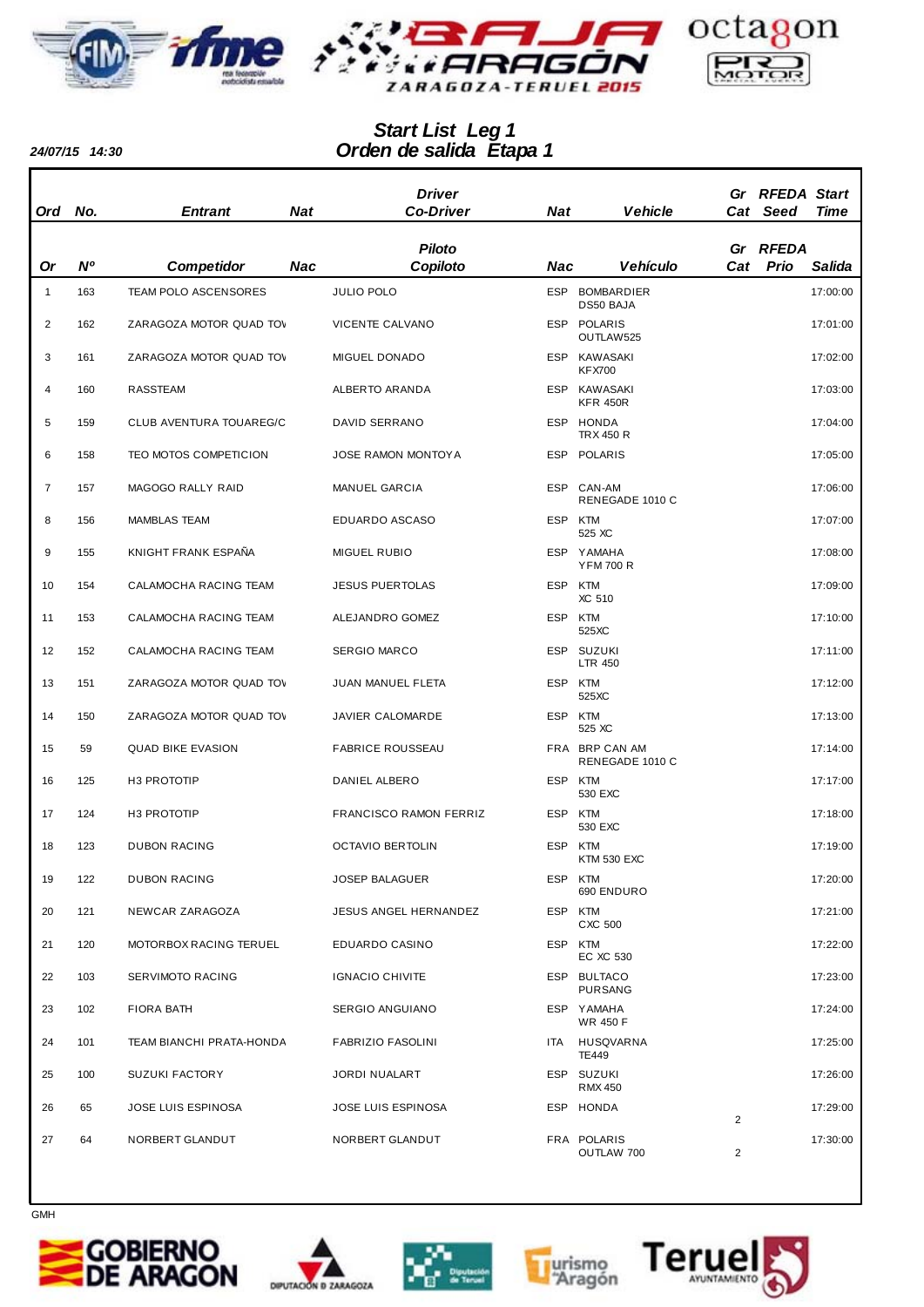# Start List Leg 1
## Orden de salida Etapa 1

24/07/15 14:30

| Ord<br>Or | No.<br>Nº | Entrant<br>Competidor | Nat<br>Nac | Driver / Co-Driver<br>Piloto / Copiloto | Nat<br>Nac | Vehicle<br>Vehículo | Gr Cat<br>Gr Cat | RFEDA Seed<br>RFEDA Prio | Start Time<br>Salida |
|---|---|---|---|---|---|---|---|---|---|
| 1 | 163 | TEAM POLO ASCENSORES | | JULIO POLO | ESP | BOMBARDIER DS50 BAJA | | | 17:00:00 |
| 2 | 162 | ZARAGOZA MOTOR QUAD TOV | | VICENTE CALVANO | ESP | POLARIS OUTLAW525 | | | 17:01:00 |
| 3 | 161 | ZARAGOZA MOTOR QUAD TOV | | MIGUEL DONADO | ESP | KAWASAKI KFX700 | | | 17:02:00 |
| 4 | 160 | RASSTEAM | | ALBERTO ARANDA | ESP | KAWASAKI KFR 450R | | | 17:03:00 |
| 5 | 159 | CLUB AVENTURA TOUAREG/C | | DAVID SERRANO | ESP | HONDA TRX 450 R | | | 17:04:00 |
| 6 | 158 | TEO MOTOS COMPETICION | | JOSE RAMON MONTOYA | ESP | POLARIS | | | 17:05:00 |
| 7 | 157 | MAGOGO RALLY RAID | | MANUEL GARCIA | ESP | CAN-AM RENEGADE 1010 C | | | 17:06:00 |
| 8 | 156 | MAMBLAS TEAM | | EDUARDO ASCASO | ESP | KTM 525 XC | | | 17:07:00 |
| 9 | 155 | KNIGHT FRANK ESPAÑA | | MIGUEL RUBIO | ESP | YAMAHA YFM 700 R | | | 17:08:00 |
| 10 | 154 | CALAMOCHA RACING TEAM | | JESUS PUERTOLAS | ESP | KTM XC 510 | | | 17:09:00 |
| 11 | 153 | CALAMOCHA RACING TEAM | | ALEJANDRO GOMEZ | ESP | KTM 525XC | | | 17:10:00 |
| 12 | 152 | CALAMOCHA RACING TEAM | | SERGIO MARCO | ESP | SUZUKI LTR 450 | | | 17:11:00 |
| 13 | 151 | ZARAGOZA MOTOR QUAD TOV | | JUAN MANUEL FLETA | ESP | KTM 525XC | | | 17:12:00 |
| 14 | 150 | ZARAGOZA MOTOR QUAD TOV | | JAVIER CALOMARDE | ESP | KTM 525 XC | | | 17:13:00 |
| 15 | 59 | QUAD BIKE EVASION | | FABRICE ROUSSEAU | FRA | BRP CAN AM RENEGADE 1010 C | | | 17:14:00 |
| 16 | 125 | H3 PROTOTIP | | DANIEL ALBERO | ESP | KTM 530 EXC | | | 17:17:00 |
| 17 | 124 | H3 PROTOTIP | | FRANCISCO RAMON FERRIZ | ESP | KTM 530 EXC | | | 17:18:00 |
| 18 | 123 | DUBON RACING | | OCTAVIO BERTOLIN | ESP | KTM KTM 530 EXC | | | 17:19:00 |
| 19 | 122 | DUBON RACING | | JOSEP BALAGUER | ESP | KTM 690 ENDURO | | | 17:20:00 |
| 20 | 121 | NEWCAR ZARAGOZA | | JESUS ANGEL HERNANDEZ | ESP | KTM CXC 500 | | | 17:21:00 |
| 21 | 120 | MOTORBOX RACING TERUEL | | EDUARDO CASINO | ESP | KTM EC XC 530 | | | 17:22:00 |
| 22 | 103 | SERVIMOTO RACING | | IGNACIO CHIVITE | ESP | BULTACO PURSANG | | | 17:23:00 |
| 23 | 102 | FIORA BATH | | SERGIO ANGUIANO | ESP | YAMAHA WR 450 F | | | 17:24:00 |
| 24 | 101 | TEAM BIANCHI PRATA-HONDA | | FABRIZIO FASOLINI | ITA | HUSQVARNA TE449 | | | 17:25:00 |
| 25 | 100 | SUZUKI FACTORY | | JORDI NUALART | ESP | SUZUKI RMX 450 | | | 17:26:00 |
| 26 | 65 | JOSE LUIS ESPINOSA | | JOSE LUIS ESPINOSA | ESP | HONDA | 2 | | 17:29:00 |
| 27 | 64 | NORBERT GLANDUT | | NORBERT GLANDUT | FRA | POLARIS OUTLAW 700 | 2 | | 17:30:00 |

GMH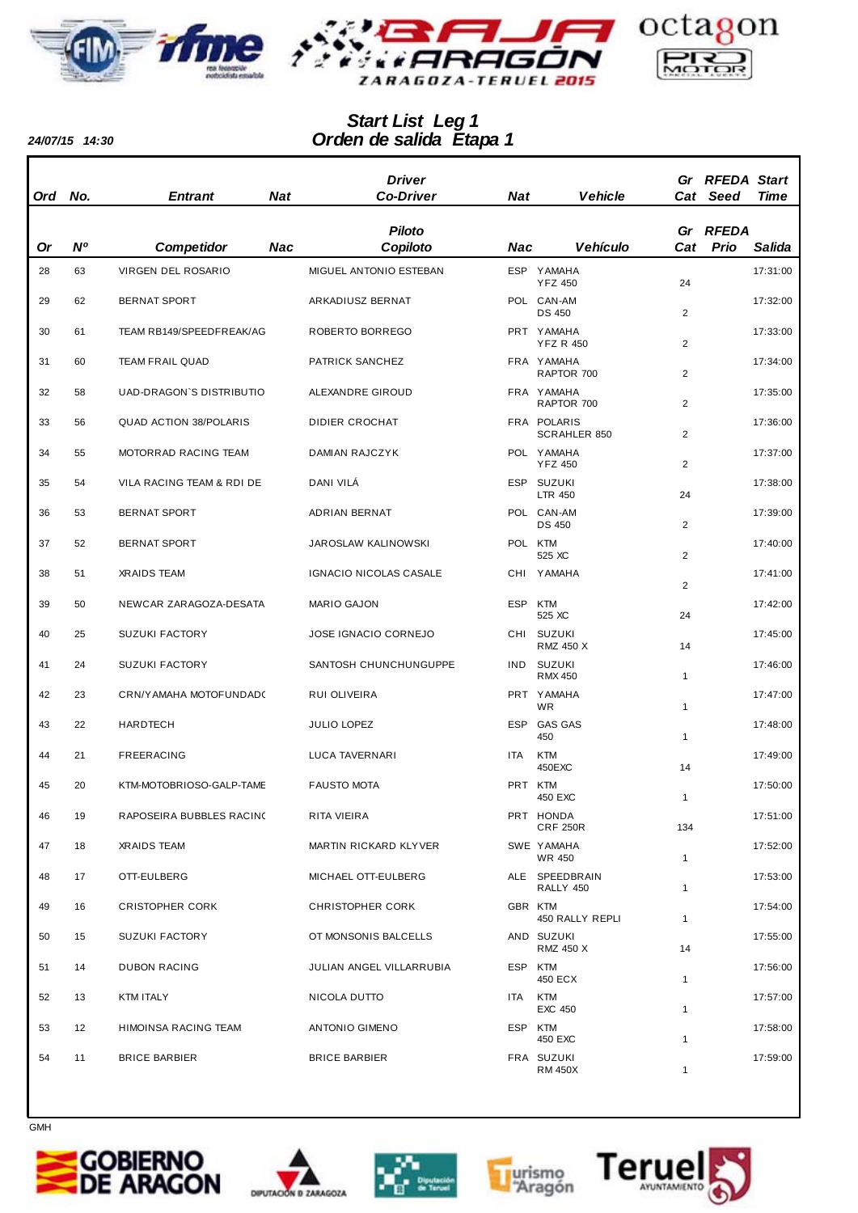# Start List Leg 1
# Orden de salida Etapa 1

24/07/15 14:30

| Ord | No. | Entrant | Nat | Driver Co-Driver | Nat | Vehicle | Gr Cat | RFEDA Seed | Start Time |
|---|---|---|---|---|---|---|---|---|---|
| Or | Nº | Competidor | Nac | Piloto Copiloto | Nac | Vehículo | Gr Cat | RFEDA Prio | Salida |
| 28 | 63 | VIRGEN DEL ROSARIO | | MIGUEL ANTONIO ESTEBAN | ESP | YAMAHA YFZ 450 | 24 | | 17:31:00 |
| 29 | 62 | BERNAT SPORT | | ARKADIUSZ BERNAT | POL | CAN-AM DS 450 | 2 | | 17:32:00 |
| 30 | 61 | TEAM RB149/SPEEDFREAK/AG | | ROBERTO BORREGO | PRT | YAMAHA YFZ R 450 | 2 | | 17:33:00 |
| 31 | 60 | TEAM FRAIL QUAD | | PATRICK SANCHEZ | FRA | YAMAHA RAPTOR 700 | 2 | | 17:34:00 |
| 32 | 58 | UAD-DRAGON`S DISTRIBUTIO | | ALEXANDRE GIROUD | FRA | YAMAHA RAPTOR 700 | 2 | | 17:35:00 |
| 33 | 56 | QUAD ACTION 38/POLARIS | | DIDIER CROCHAT | FRA | POLARIS SCRAHLER 850 | 2 | | 17:36:00 |
| 34 | 55 | MOTORRAD RACING TEAM | | DAMIAN RAJCZYK | POL | YAMAHA YFZ 450 | 2 | | 17:37:00 |
| 35 | 54 | VILA RACING TEAM & RDI DE | | DANI VILÁ | ESP | SUZUKI LTR 450 | 24 | | 17:38:00 |
| 36 | 53 | BERNAT SPORT | | ADRIAN BERNAT | POL | CAN-AM DS 450 | 2 | | 17:39:00 |
| 37 | 52 | BERNAT SPORT | | JAROSLAW KALINOWSKI | POL | KTM 525 XC | 2 | | 17:40:00 |
| 38 | 51 | XRAIDS TEAM | | IGNACIO NICOLAS CASALE | CHI | YAMAHA | 2 | | 17:41:00 |
| 39 | 50 | NEWCAR ZARAGOZA-DESATA | | MARIO GAJON | ESP | KTM 525 XC | 24 | | 17:42:00 |
| 40 | 25 | SUZUKI FACTORY | | JOSE IGNACIO CORNEJO | CHI | SUZUKI RMZ 450 X | 14 | | 17:45:00 |
| 41 | 24 | SUZUKI FACTORY | | SANTOSH CHUNCHUNGUPPE | IND | SUZUKI RMX 450 | 1 | | 17:46:00 |
| 42 | 23 | CRN/YAMAHA MOTOFUNDADC | | RUI OLIVEIRA | PRT | YAMAHA WR | 1 | | 17:47:00 |
| 43 | 22 | HARDTECH | | JULIO LOPEZ | ESP | GAS GAS 450 | 1 | | 17:48:00 |
| 44 | 21 | FREERACING | | LUCA TAVERNARI | ITA | KTM 450EXC | 14 | | 17:49:00 |
| 45 | 20 | KTM-MOTOBRIOSO-GALP-TAME | | FAUSTO MOTA | PRT | KTM 450 EXC | 1 | | 17:50:00 |
| 46 | 19 | RAPOSEIRA BUBBLES RACINC | | RITA VIEIRA | PRT | HONDA CRF 250R | 134 | | 17:51:00 |
| 47 | 18 | XRAIDS TEAM | | MARTIN RICKARD KLYVER | SWE | YAMAHA WR 450 | 1 | | 17:52:00 |
| 48 | 17 | OTT-EULBERG | | MICHAEL OTT-EULBERG | ALE | SPEEDBRAIN RALLY 450 | 1 | | 17:53:00 |
| 49 | 16 | CRISTOPHER CORK | | CHRISTOPHER CORK | GBR | KTM 450 RALLY REPLI | 1 | | 17:54:00 |
| 50 | 15 | SUZUKI FACTORY | | OT MONSONIS BALCELLS | AND | SUZUKI RMZ 450 X | 14 | | 17:55:00 |
| 51 | 14 | DUBON RACING | | JULIAN ANGEL VILLARRUBIA | ESP | KTM 450 ECX | 1 | | 17:56:00 |
| 52 | 13 | KTM ITALY | | NICOLA DUTTO | ITA | KTM EXC 450 | 1 | | 17:57:00 |
| 53 | 12 | HIMOINSA RACING TEAM | | ANTONIO GIMENO | ESP | KTM 450 EXC | 1 | | 17:58:00 |
| 54 | 11 | BRICE BARBIER | | BRICE BARBIER | FRA | SUZUKI RM 450X | 1 | | 17:59:00 |

GMH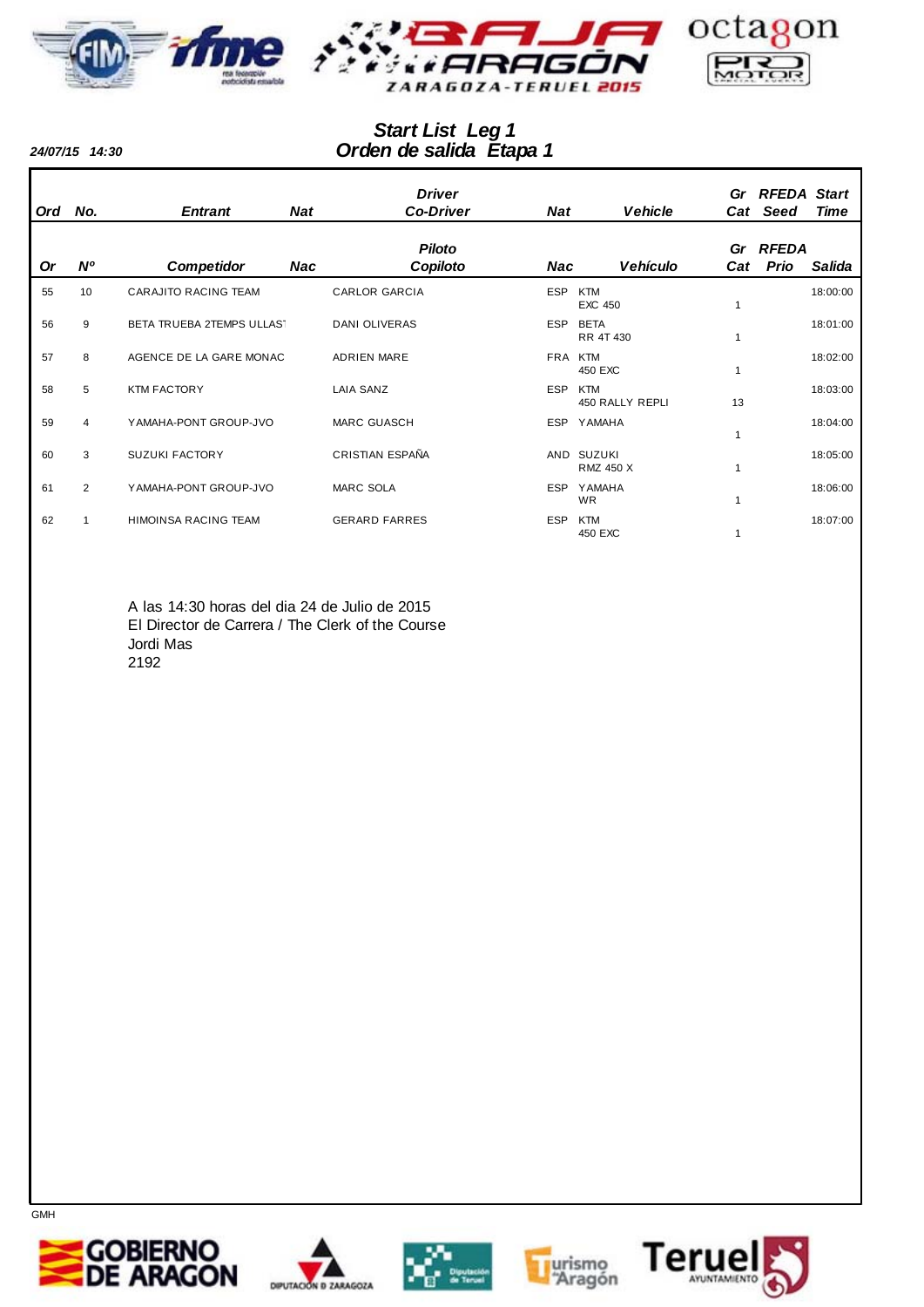24/07/15 14:30

## Start List Leg 1
## Orden de salida Etapa 1

| Ord | No. | Entrant | Nat | Driver / Co-Driver | Nat | Vehicle | Gr Cat | RFEDA Seed | Start Time |
|---|---|---|---|---|---|---|---|---|---|
| Or | Nº | Competidor | Nac | Piloto / Copiloto | Nac | Vehículo | Gr Cat | RFEDA Prio | Salida |
| 55 | 10 | CARAJITO RACING TEAM | | CARLOR GARCIA | ESP | KTM EXC 450 | 1 | | 18:00:00 |
| 56 | 9 | BETA TRUEBA 2TEMPS ULLAS | | DANI OLIVERAS | ESP | BETA RR 4T 430 | 1 | | 18:01:00 |
| 57 | 8 | AGENCE DE LA GARE MONAC | | ADRIEN MARE | FRA | KTM 450 EXC | 1 | | 18:02:00 |
| 58 | 5 | KTM FACTORY | | LAIA SANZ | ESP | KTM 450 RALLY REPLI | 13 | | 18:03:00 |
| 59 | 4 | YAMAHA-PONT GROUP-JVO | | MARC GUASCH | ESP | YAMAHA | 1 | | 18:04:00 |
| 60 | 3 | SUZUKI FACTORY | | CRISTIAN ESPAÑA | AND | SUZUKI RMZ 450 X | 1 | | 18:05:00 |
| 61 | 2 | YAMAHA-PONT GROUP-JVO | | MARC SOLA | ESP | YAMAHA WR | 1 | | 18:06:00 |
| 62 | 1 | HIMOINSA RACING TEAM | | GERARD FARRES | ESP | KTM 450 EXC | 1 | | 18:07:00 |

A las 14:30 horas del dia 24 de Julio de 2015
El Director de Carrera / The Clerk of the Course
Jordi Mas
2192

GMH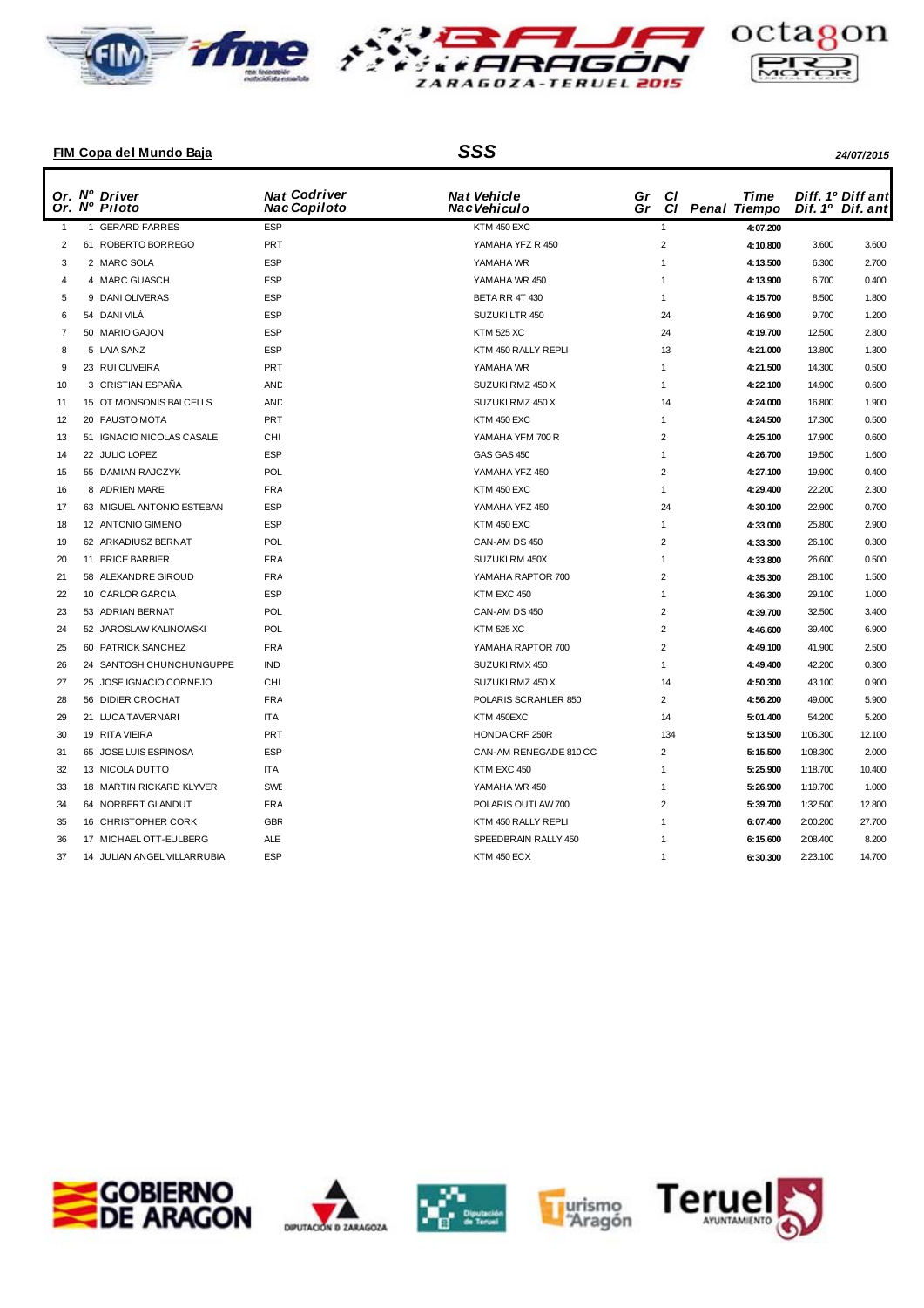**FIM Copa del Mundo Baja** — ***SSS*** — *24/07/2015*

| Or. Or. | Nº Nº | Driver Piloto | Nat Codriver Nac Copiloto | Nat Vehicle Nac Vehiculo | Gr Gr | Cl Cl | Penal | Time Tiempo | Diff. 1º Dif. 1º | Diff ant Dif. ant |
|---|---|---|---|---|---|---|---|---|---|---|
| 1 | 1 | GERARD FARRES | ESP | KTM 450 EXC | | 1 | | 4:07.200 | | |
| 2 | 61 | ROBERTO BORREGO | PRT | YAMAHA YFZ R 450 | | 2 | | 4:10.800 | 3.600 | 3.600 |
| 3 | 2 | MARC SOLA | ESP | YAMAHA WR | | 1 | | 4:13.500 | 6.300 | 2.700 |
| 4 | 4 | MARC GUASCH | ESP | YAMAHA WR 450 | | 1 | | 4:13.900 | 6.700 | 0.400 |
| 5 | 9 | DANI OLIVERAS | ESP | BETA RR 4T 430 | | 1 | | 4:15.700 | 8.500 | 1.800 |
| 6 | 54 | DANI VILÁ | ESP | SUZUKI LTR 450 | | 24 | | 4:16.900 | 9.700 | 1.200 |
| 7 | 50 | MARIO GAJON | ESP | KTM 525 XC | | 24 | | 4:19.700 | 12.500 | 2.800 |
| 8 | 5 | LAIA SANZ | ESP | KTM 450 RALLY REPLI | | 13 | | 4:21.000 | 13.800 | 1.300 |
| 9 | 23 | RUI OLIVEIRA | PRT | YAMAHA WR | | 1 | | 4:21.500 | 14.300 | 0.500 |
| 10 | 3 | CRISTIAN ESPAÑA | AND | SUZUKI RMZ 450 X | | 1 | | 4:22.100 | 14.900 | 0.600 |
| 11 | 15 | OT MONSONIS BALCELLS | AND | SUZUKI RMZ 450 X | | 14 | | 4:24.000 | 16.800 | 1.900 |
| 12 | 20 | FAUSTO MOTA | PRT | KTM 450 EXC | | 1 | | 4:24.500 | 17.300 | 0.500 |
| 13 | 51 | IGNACIO NICOLAS CASALE | CHI | YAMAHA YFM 700 R | | 2 | | 4:25.100 | 17.900 | 0.600 |
| 14 | 22 | JULIO LOPEZ | ESP | GAS GAS 450 | | 1 | | 4:26.700 | 19.500 | 1.600 |
| 15 | 55 | DAMIAN RAJCZYK | POL | YAMAHA YFZ 450 | | 2 | | 4:27.100 | 19.900 | 0.400 |
| 16 | 8 | ADRIEN MARE | FRA | KTM 450 EXC | | 1 | | 4:29.400 | 22.200 | 2.300 |
| 17 | 63 | MIGUEL ANTONIO ESTEBAN | ESP | YAMAHA YFZ 450 | | 24 | | 4:30.100 | 22.900 | 0.700 |
| 18 | 12 | ANTONIO GIMENO | ESP | KTM 450 EXC | | 1 | | 4:33.000 | 25.800 | 2.900 |
| 19 | 62 | ARKADIUSZ BERNAT | POL | CAN-AM DS 450 | | 2 | | 4:33.300 | 26.100 | 0.300 |
| 20 | 11 | BRICE BARBIER | FRA | SUZUKI RM 450X | | 1 | | 4:33.800 | 26.600 | 0.500 |
| 21 | 58 | ALEXANDRE GIROUD | FRA | YAMAHA RAPTOR 700 | | 2 | | 4:35.300 | 28.100 | 1.500 |
| 22 | 10 | CARLOR GARCIA | ESP | KTM EXC 450 | | 1 | | 4:36.300 | 29.100 | 1.000 |
| 23 | 53 | ADRIAN BERNAT | POL | CAN-AM DS 450 | | 2 | | 4:39.700 | 32.500 | 3.400 |
| 24 | 52 | JAROSLAW KALINOWSKI | POL | KTM 525 XC | | 2 | | 4:46.600 | 39.400 | 6.900 |
| 25 | 60 | PATRICK SANCHEZ | FRA | YAMAHA RAPTOR 700 | | 2 | | 4:49.100 | 41.900 | 2.500 |
| 26 | 24 | SANTOSH CHUNCHUNGUPPE | IND | SUZUKI RMX 450 | | 1 | | 4:49.400 | 42.200 | 0.300 |
| 27 | 25 | JOSE IGNACIO CORNEJO | CHI | SUZUKI RMZ 450 X | | 14 | | 4:50.300 | 43.100 | 0.900 |
| 28 | 56 | DIDIER CROCHAT | FRA | POLARIS SCRAHLER 850 | | 2 | | 4:56.200 | 49.000 | 5.900 |
| 29 | 21 | LUCA TAVERNARI | ITA | KTM 450EXC | | 14 | | 5:01.400 | 54.200 | 5.200 |
| 30 | 19 | RITA VIEIRA | PRT | HONDA CRF 250R | | 134 | | 5:13.500 | 1:06.300 | 12.100 |
| 31 | 65 | JOSE LUIS ESPINOSA | ESP | CAN-AM RENEGADE 810 CC | | 2 | | 5:15.500 | 1:08.300 | 2.000 |
| 32 | 13 | NICOLA DUTTO | ITA | KTM EXC 450 | | 1 | | 5:25.900 | 1:18.700 | 10.400 |
| 33 | 18 | MARTIN RICKARD KLYVER | SWE | YAMAHA WR 450 | | 1 | | 5:26.900 | 1:19.700 | 1.000 |
| 34 | 64 | NORBERT GLANDUT | FRA | POLARIS OUTLAW 700 | | 2 | | 5:39.700 | 1:32.500 | 12.800 |
| 35 | 16 | CHRISTOPHER CORK | GBR | KTM 450 RALLY REPLI | | 1 | | 6:07.400 | 2:00.200 | 27.700 |
| 36 | 17 | MICHAEL OTT-EULBERG | ALE | SPEEDBRAIN RALLY 450 | | 1 | | 6:15.600 | 2:08.400 | 8.200 |
| 37 | 14 | JULIAN ANGEL VILLARRUBIA | ESP | KTM 450 ECX | | 1 | | 6:30.300 | 2:23.100 | 14.700 |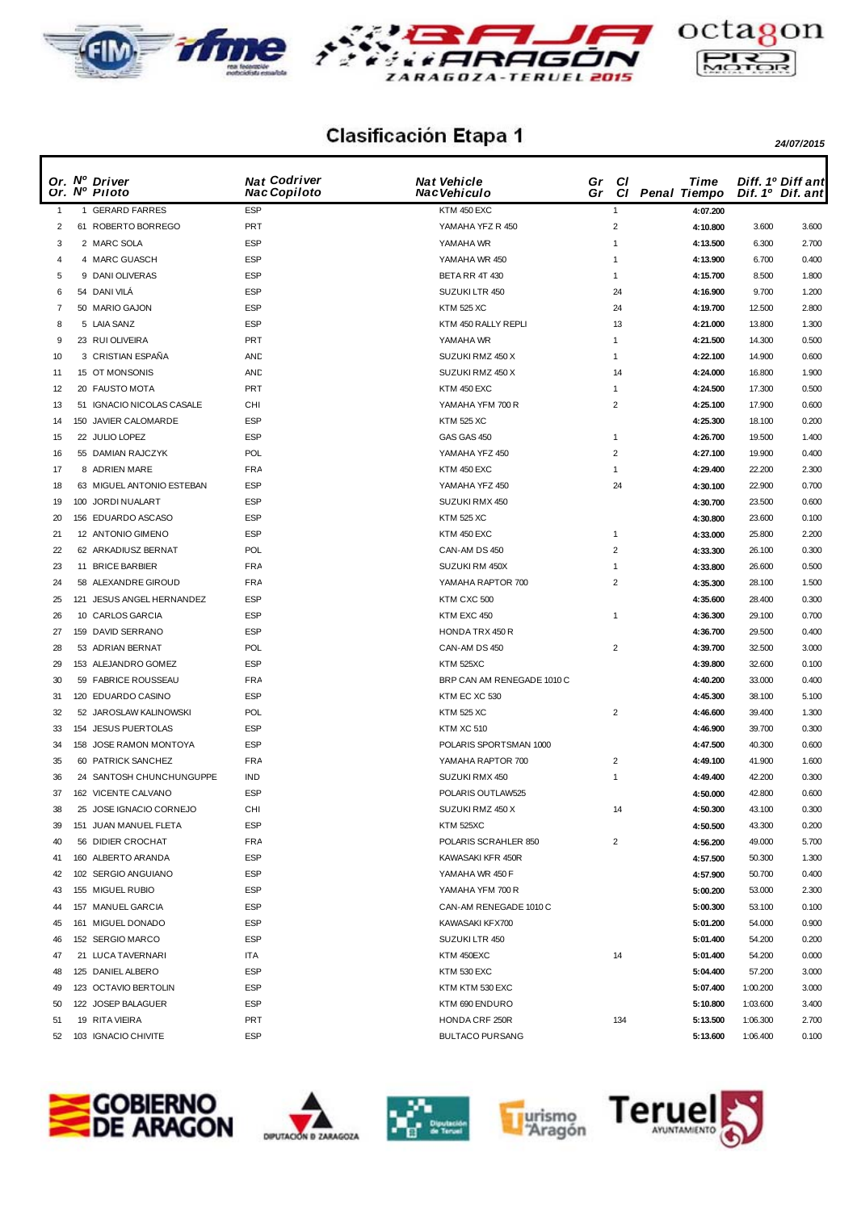# Clasificación Etapa 1

*24/07/2015*

| Or. Or. | Nº Nº | Driver Piloto | Nat Codriver Nac Copiloto | Nat Vehicle Nac Vehiculo | Gr Gr | Cl Cl | Penal | Time Tiempo | Diff. 1º Dif. 1º | Diff ant Dif. ant |
|---|---|---|---|---|---|---|---|---|---|---|
| 1 | 1 | GERARD FARRES | ESP | KTM 450 EXC | | 1 | | 4:07.200 | | |
| 2 | 61 | ROBERTO BORREGO | PRT | YAMAHA YFZ R 450 | | 2 | | 4:10.800 | 3.600 | 3.600 |
| 3 | 2 | MARC SOLA | ESP | YAMAHA WR | | 1 | | 4:13.500 | 6.300 | 2.700 |
| 4 | 4 | MARC GUASCH | ESP | YAMAHA WR 450 | | 1 | | 4:13.900 | 6.700 | 0.400 |
| 5 | 9 | DANI OLIVERAS | ESP | BETA RR 4T 430 | | 1 | | 4:15.700 | 8.500 | 1.800 |
| 6 | 54 | DANI VILÁ | ESP | SUZUKI LTR 450 | | 24 | | 4:16.900 | 9.700 | 1.200 |
| 7 | 50 | MARIO GAJON | ESP | KTM 525 XC | | 24 | | 4:19.700 | 12.500 | 2.800 |
| 8 | 5 | LAIA SANZ | ESP | KTM 450 RALLY REPLI | | 13 | | 4:21.000 | 13.800 | 1.300 |
| 9 | 23 | RUI OLIVEIRA | PRT | YAMAHA WR | | 1 | | 4:21.500 | 14.300 | 0.500 |
| 10 | 3 | CRISTIAN ESPAÑA | AND | SUZUKI RMZ 450 X | | 1 | | 4:22.100 | 14.900 | 0.600 |
| 11 | 15 | OT MONSONIS | AND | SUZUKI RMZ 450 X | | 14 | | 4:24.000 | 16.800 | 1.900 |
| 12 | 20 | FAUSTO MOTA | PRT | KTM 450 EXC | | 1 | | 4:24.500 | 17.300 | 0.500 |
| 13 | 51 | IGNACIO NICOLAS CASALE | CHI | YAMAHA YFM 700 R | | 2 | | 4:25.100 | 17.900 | 0.600 |
| 14 | 150 | JAVIER CALOMARDE | ESP | KTM 525 XC | | | | 4:25.300 | 18.100 | 0.200 |
| 15 | 22 | JULIO LOPEZ | ESP | GAS GAS 450 | | 1 | | 4:26.700 | 19.500 | 1.400 |
| 16 | 55 | DAMIAN RAJCZYK | POL | YAMAHA YFZ 450 | | 2 | | 4:27.100 | 19.900 | 0.400 |
| 17 | 8 | ADRIEN MARE | FRA | KTM 450 EXC | | 1 | | 4:29.400 | 22.200 | 2.300 |
| 18 | 63 | MIGUEL ANTONIO ESTEBAN | ESP | YAMAHA YFZ 450 | | 24 | | 4:30.100 | 22.900 | 0.700 |
| 19 | 100 | JORDI NUALART | ESP | SUZUKI RMX 450 | | | | 4:30.700 | 23.500 | 0.600 |
| 20 | 156 | EDUARDO ASCASO | ESP | KTM 525 XC | | | | 4:30.800 | 23.600 | 0.100 |
| 21 | 12 | ANTONIO GIMENO | ESP | KTM 450 EXC | | 1 | | 4:33.000 | 25.800 | 2.200 |
| 22 | 62 | ARKADIUSZ BERNAT | POL | CAN-AM DS 450 | | 2 | | 4:33.300 | 26.100 | 0.300 |
| 23 | 11 | BRICE BARBIER | FRA | SUZUKI RM 450X | | 1 | | 4:33.800 | 26.600 | 0.500 |
| 24 | 58 | ALEXANDRE GIROUD | FRA | YAMAHA RAPTOR 700 | | 2 | | 4:35.300 | 28.100 | 1.500 |
| 25 | 121 | JESUS ANGEL HERNANDEZ | ESP | KTM CXC 500 | | | | 4:35.600 | 28.400 | 0.300 |
| 26 | 10 | CARLOS GARCIA | ESP | KTM EXC 450 | | 1 | | 4:36.300 | 29.100 | 0.700 |
| 27 | 159 | DAVID SERRANO | ESP | HONDA TRX 450 R | | | | 4:36.700 | 29.500 | 0.400 |
| 28 | 53 | ADRIAN BERNAT | POL | CAN-AM DS 450 | | 2 | | 4:39.700 | 32.500 | 3.000 |
| 29 | 153 | ALEJANDRO GOMEZ | ESP | KTM 525XC | | | | 4:39.800 | 32.600 | 0.100 |
| 30 | 59 | FABRICE ROUSSEAU | FRA | BRP CAN AM RENEGADE 1010 C | | | | 4:40.200 | 33.000 | 0.400 |
| 31 | 120 | EDUARDO CASINO | ESP | KTM EC XC 530 | | | | 4:45.300 | 38.100 | 5.100 |
| 32 | 52 | JAROSLAW KALINOWSKI | POL | KTM 525 XC | | 2 | | 4:46.600 | 39.400 | 1.300 |
| 33 | 154 | JESUS PUERTOLAS | ESP | KTM XC 510 | | | | 4:46.900 | 39.700 | 0.300 |
| 34 | 158 | JOSE RAMON MONTOYA | ESP | POLARIS SPORTSMAN 1000 | | | | 4:47.500 | 40.300 | 0.600 |
| 35 | 60 | PATRICK SANCHEZ | FRA | YAMAHA RAPTOR 700 | | 2 | | 4:49.100 | 41.900 | 1.600 |
| 36 | 24 | SANTOSH CHUNCHUNGUPPE | IND | SUZUKI RMX 450 | | 1 | | 4:49.400 | 42.200 | 0.300 |
| 37 | 162 | VICENTE CALVANO | ESP | POLARIS OUTLAW525 | | | | 4:50.000 | 42.800 | 0.600 |
| 38 | 25 | JOSE IGNACIO CORNEJO | CHI | SUZUKI RMZ 450 X | | 14 | | 4:50.300 | 43.100 | 0.300 |
| 39 | 151 | JUAN MANUEL FLETA | ESP | KTM 525XC | | | | 4:50.500 | 43.300 | 0.200 |
| 40 | 56 | DIDIER CROCHAT | FRA | POLARIS SCRAHLER 850 | | 2 | | 4:56.200 | 49.000 | 5.700 |
| 41 | 160 | ALBERTO ARANDA | ESP | KAWASAKI KFR 450R | | | | 4:57.500 | 50.300 | 1.300 |
| 42 | 102 | SERGIO ANGUIANO | ESP | YAMAHA WR 450 F | | | | 4:57.900 | 50.700 | 0.400 |
| 43 | 155 | MIGUEL RUBIO | ESP | YAMAHA YFM 700 R | | | | 5:00.200 | 53.000 | 2.300 |
| 44 | 157 | MANUEL GARCIA | ESP | CAN-AM RENEGADE 1010 C | | | | 5:00.300 | 53.100 | 0.100 |
| 45 | 161 | MIGUEL DONADO | ESP | KAWASAKI KFX700 | | | | 5:01.200 | 54.000 | 0.900 |
| 46 | 152 | SERGIO MARCO | ESP | SUZUKI LTR 450 | | | | 5:01.400 | 54.200 | 0.200 |
| 47 | 21 | LUCA TAVERNARI | ITA | KTM 450EXC | | 14 | | 5:01.400 | 54.200 | 0.000 |
| 48 | 125 | DANIEL ALBERO | ESP | KTM 530 EXC | | | | 5:04.400 | 57.200 | 3.000 |
| 49 | 123 | OCTAVIO BERTOLIN | ESP | KTM KTM 530 EXC | | | | 5:07.400 | 1:00.200 | 3.000 |
| 50 | 122 | JOSEP BALAGUER | ESP | KTM 690 ENDURO | | | | 5:10.800 | 1:03.600 | 3.400 |
| 51 | 19 | RITA VIEIRA | PRT | HONDA CRF 250R | | 134 | | 5:13.500 | 1:06.300 | 2.700 |
| 52 | 103 | IGNACIO CHIVITE | ESP | BULTACO PURSANG | | | | 5:13.600 | 1:06.400 | 0.100 |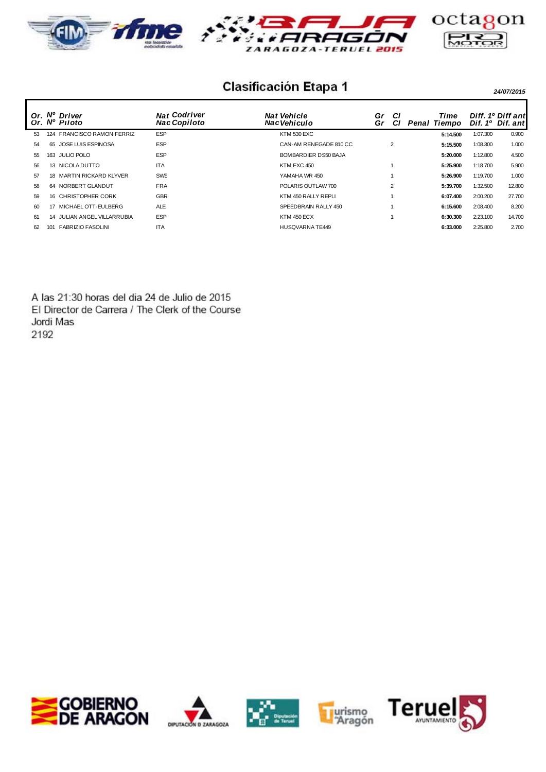# Clasificación Etapa 1

*24/07/2015*

| Or. Or. | Nº Nº | Driver Piloto | Nat Codriver Nac Copiloto | Nat Vehicle Nac Vehiculo | Gr Gr | Cl Cl | Penal | Time Tiempo | Diff. 1º Dif. 1º | Diff ant Dif. ant |
|---|---|---|---|---|---|---|---|---|---|---|
| 53 | 124 | FRANCISCO RAMON FERRIZ | ESP | KTM 530 EXC | | | | **5:14.500** | 1:07.300 | 0.900 |
| 54 | 65 | JOSE LUIS ESPINOSA | ESP | CAN-AM RENEGADE 810 CC | | 2 | | **5:15.500** | 1:08.300 | 1.000 |
| 55 | 163 | JULIO POLO | ESP | BOMBARDIER DS50 BAJA | | | | **5:20.000** | 1:12.800 | 4.500 |
| 56 | 13 | NICOLA DUTTO | ITA | KTM EXC 450 | | 1 | | **5:25.900** | 1:18.700 | 5.900 |
| 57 | 18 | MARTIN RICKARD KLYVER | SWE | YAMAHA WR 450 | | 1 | | **5:26.900** | 1:19.700 | 1.000 |
| 58 | 64 | NORBERT GLANDUT | FRA | POLARIS OUTLAW 700 | | 2 | | **5:39.700** | 1:32.500 | 12.800 |
| 59 | 16 | CHRISTOPHER CORK | GBR | KTM 450 RALLY REPLI | | 1 | | **6:07.400** | 2:00.200 | 27.700 |
| 60 | 17 | MICHAEL OTT-EULBERG | ALE | SPEEDBRAIN RALLY 450 | | 1 | | **6:15.600** | 2:08.400 | 8.200 |
| 61 | 14 | JULIAN ANGEL VILLARRUBIA | ESP | KTM 450 ECX | | 1 | | **6:30.300** | 2:23.100 | 14.700 |
| 62 | 101 | FABRIZIO FASOLINI | ITA | HUSQVARNA TE449 | | | | **6:33.000** | 2:25.800 | 2.700 |

A las 21:30 horas del dia 24 de Julio de 2015
El Director de Carrera / The Clerk of the Course
Jordi Mas
2192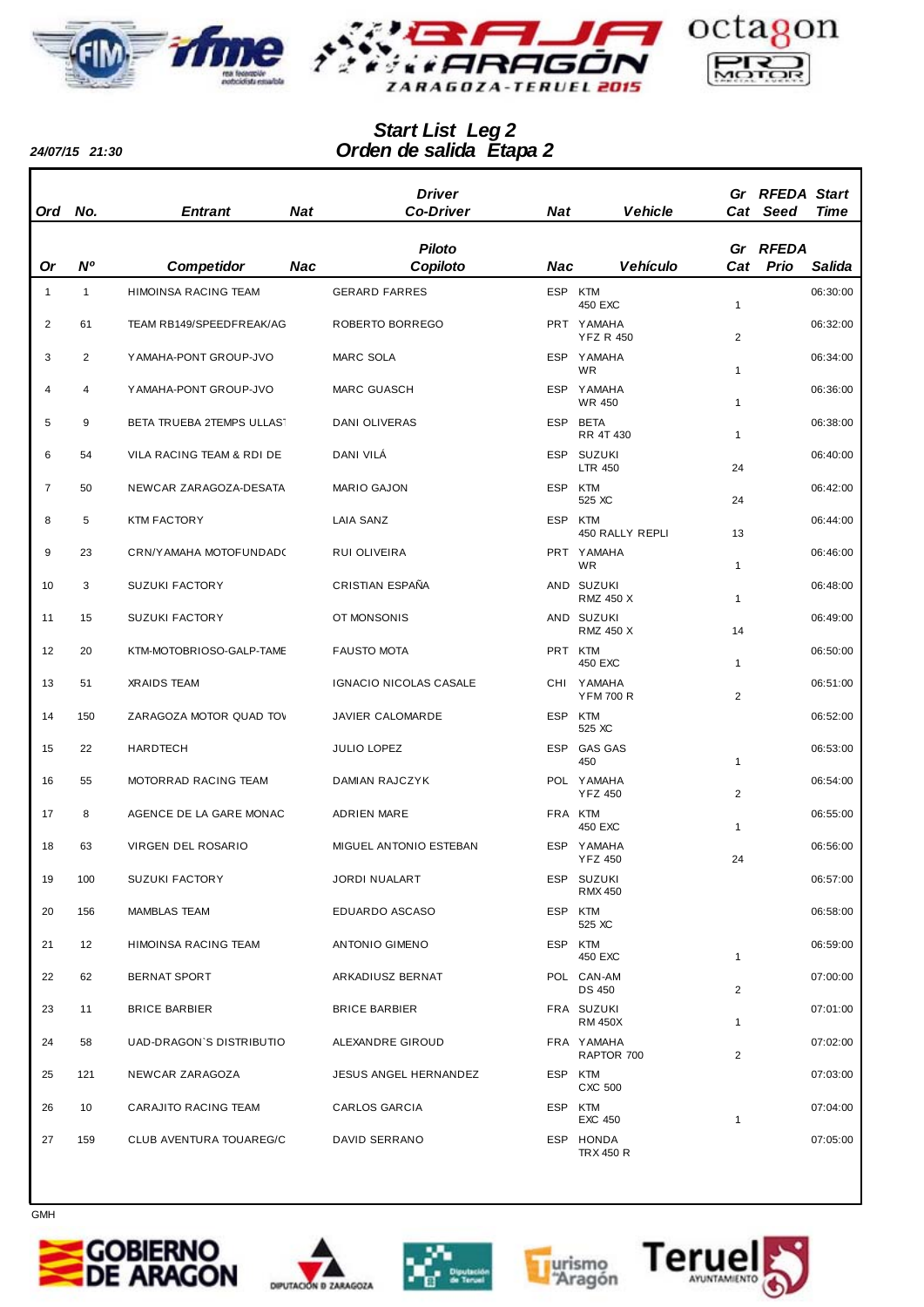# Start List Leg 2
# Orden de salida Etapa 2

24/07/15 21:30

| Ord / Or | No. / Nº | Entrant / Competidor | Nat / Nac | Driver / Piloto — Co-Driver / Copiloto | Nat / Nac | Vehicle / Vehículo | Gr Cat | RFEDA Seed / RFEDA Prio | Start Time / Salida |
|---|---|---|---|---|---|---|---|---|---|
| 1 | 1 | HIMOINSA RACING TEAM | | GERARD FARRES | ESP | KTM 450 EXC | 1 | | 06:30:00 |
| 2 | 61 | TEAM RB149/SPEEDFREAK/AG | | ROBERTO BORREGO | PRT | YAMAHA YFZ R 450 | 2 | | 06:32:00 |
| 3 | 2 | YAMAHA-PONT GROUP-JVO | | MARC SOLA | ESP | YAMAHA WR | 1 | | 06:34:00 |
| 4 | 4 | YAMAHA-PONT GROUP-JVO | | MARC GUASCH | ESP | YAMAHA WR 450 | 1 | | 06:36:00 |
| 5 | 9 | BETA TRUEBA 2TEMPS ULLAS | | DANI OLIVERAS | ESP | BETA RR 4T 430 | 1 | | 06:38:00 |
| 6 | 54 | VILA RACING TEAM & RDI DE | | DANI VILÁ | ESP | SUZUKI LTR 450 | 24 | | 06:40:00 |
| 7 | 50 | NEWCAR ZARAGOZA-DESATA | | MARIO GAJON | ESP | KTM 525 XC | 24 | | 06:42:00 |
| 8 | 5 | KTM FACTORY | | LAIA SANZ | ESP | KTM 450 RALLY REPLI | 13 | | 06:44:00 |
| 9 | 23 | CRN/YAMAHA MOTOFUNDADO | | RUI OLIVEIRA | PRT | YAMAHA WR | 1 | | 06:46:00 |
| 10 | 3 | SUZUKI FACTORY | | CRISTIAN ESPAÑA | AND | SUZUKI RMZ 450 X | 1 | | 06:48:00 |
| 11 | 15 | SUZUKI FACTORY | | OT MONSONIS | AND | SUZUKI RMZ 450 X | 14 | | 06:49:00 |
| 12 | 20 | KTM-MOTOBRIOSO-GALP-TAME | | FAUSTO MOTA | PRT | KTM 450 EXC | 1 | | 06:50:00 |
| 13 | 51 | XRAIDS TEAM | | IGNACIO NICOLAS CASALE | CHI | YAMAHA YFM 700 R | 2 | | 06:51:00 |
| 14 | 150 | ZARAGOZA MOTOR QUAD TO | | JAVIER CALOMARDE | ESP | KTM 525 XC | | | 06:52:00 |
| 15 | 22 | HARDTECH | | JULIO LOPEZ | ESP | GAS GAS 450 | 1 | | 06:53:00 |
| 16 | 55 | MOTORRAD RACING TEAM | | DAMIAN RAJCZYK | POL | YAMAHA YFZ 450 | 2 | | 06:54:00 |
| 17 | 8 | AGENCE DE LA GARE MONAC | | ADRIEN MARE | FRA | KTM 450 EXC | 1 | | 06:55:00 |
| 18 | 63 | VIRGEN DEL ROSARIO | | MIGUEL ANTONIO ESTEBAN | ESP | YAMAHA YFZ 450 | 24 | | 06:56:00 |
| 19 | 100 | SUZUKI FACTORY | | JORDI NUALART | ESP | SUZUKI RMX 450 | | | 06:57:00 |
| 20 | 156 | MAMBLAS TEAM | | EDUARDO ASCASO | ESP | KTM 525 XC | | | 06:58:00 |
| 21 | 12 | HIMOINSA RACING TEAM | | ANTONIO GIMENO | ESP | KTM 450 EXC | 1 | | 06:59:00 |
| 22 | 62 | BERNAT SPORT | | ARKADIUSZ BERNAT | POL | CAN-AM DS 450 | 2 | | 07:00:00 |
| 23 | 11 | BRICE BARBIER | | BRICE BARBIER | FRA | SUZUKI RM 450X | 1 | | 07:01:00 |
| 24 | 58 | UAD-DRAGON`S DISTRIBUTIO | | ALEXANDRE GIROUD | FRA | YAMAHA RAPTOR 700 | 2 | | 07:02:00 |
| 25 | 121 | NEWCAR ZARAGOZA | | JESUS ANGEL HERNANDEZ | ESP | KTM CXC 500 | | | 07:03:00 |
| 26 | 10 | CARAJITO RACING TEAM | | CARLOS GARCIA | ESP | KTM EXC 450 | 1 | | 07:04:00 |
| 27 | 159 | CLUB AVENTURA TOUAREG/C | | DAVID SERRANO | ESP | HONDA TRX 450 R | | | 07:05:00 |

GMH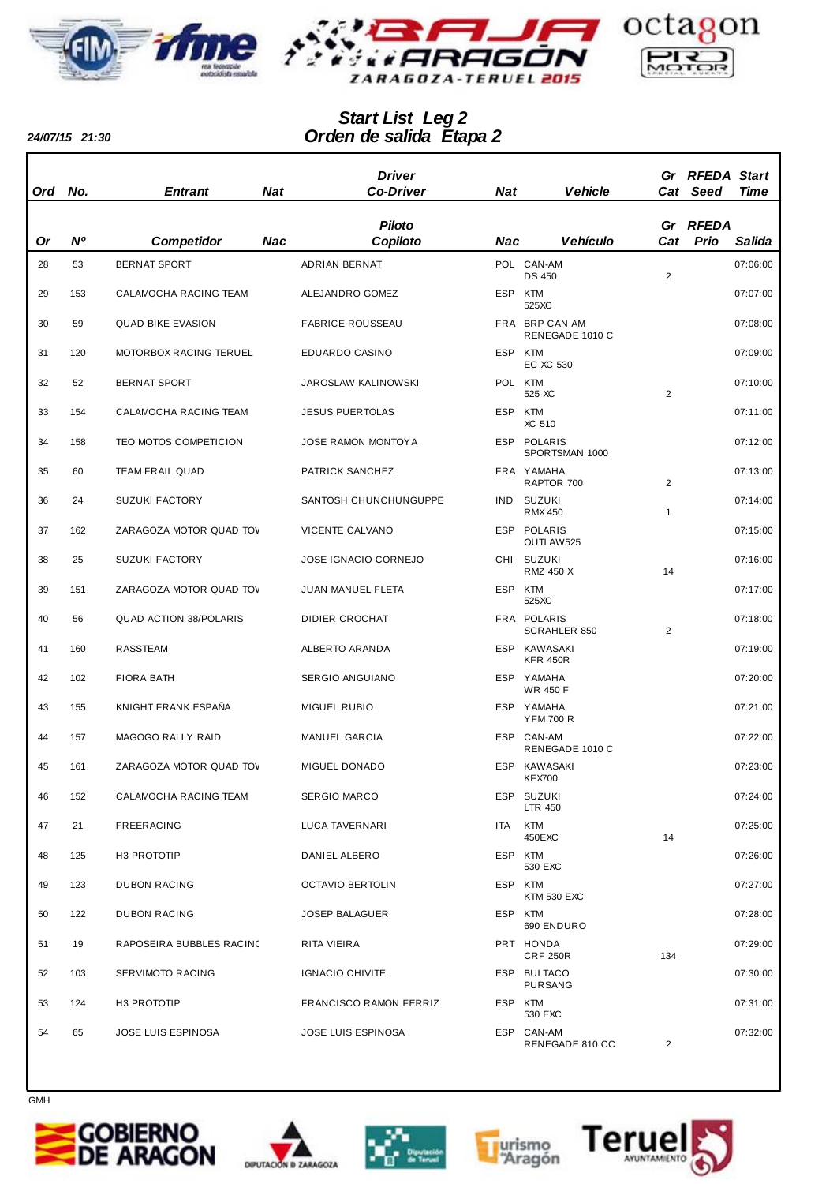24/07/15 21:30

# Start List Leg 2
# Orden de salida Etapa 2

| Ord / Or | No. / Nº | Entrant / Competidor | Nat / Nac | Driver / Piloto - Co-Driver / Copiloto | Nat / Nac | Vehicle / Vehículo | Gr Cat | RFEDA Seed / RFEDA Prio | Start Time / Salida |
|---|---|---|---|---|---|---|---|---|---|
| 28 | 53 | BERNAT SPORT | | ADRIAN BERNAT | POL | CAN-AM DS 450 | 2 | | 07:06:00 |
| 29 | 153 | CALAMOCHA RACING TEAM | | ALEJANDRO GOMEZ | ESP | KTM 525XC | | | 07:07:00 |
| 30 | 59 | QUAD BIKE EVASION | | FABRICE ROUSSEAU | FRA | BRP CAN AM RENEGADE 1010 C | | | 07:08:00 |
| 31 | 120 | MOTORBOX RACING TERUEL | | EDUARDO CASINO | ESP | KTM EC XC 530 | | | 07:09:00 |
| 32 | 52 | BERNAT SPORT | | JAROSLAW KALINOWSKI | POL | KTM 525 XC | 2 | | 07:10:00 |
| 33 | 154 | CALAMOCHA RACING TEAM | | JESUS PUERTOLAS | ESP | KTM XC 510 | | | 07:11:00 |
| 34 | 158 | TEO MOTOS COMPETICION | | JOSE RAMON MONTOYA | ESP | POLARIS SPORTSMAN 1000 | | | 07:12:00 |
| 35 | 60 | TEAM FRAIL QUAD | | PATRICK SANCHEZ | FRA | YAMAHA RAPTOR 700 | 2 | | 07:13:00 |
| 36 | 24 | SUZUKI FACTORY | | SANTOSH CHUNCHUNGUPPE | IND | SUZUKI RMX 450 | 1 | | 07:14:00 |
| 37 | 162 | ZARAGOZA MOTOR QUAD TO\ | | VICENTE CALVANO | ESP | POLARIS OUTLAW525 | | | 07:15:00 |
| 38 | 25 | SUZUKI FACTORY | | JOSE IGNACIO CORNEJO | CHI | SUZUKI RMZ 450 X | 14 | | 07:16:00 |
| 39 | 151 | ZARAGOZA MOTOR QUAD TO\ | | JUAN MANUEL FLETA | ESP | KTM 525XC | | | 07:17:00 |
| 40 | 56 | QUAD ACTION 38/POLARIS | | DIDIER CROCHAT | FRA | POLARIS SCRAHLER 850 | 2 | | 07:18:00 |
| 41 | 160 | RASSTEAM | | ALBERTO ARANDA | ESP | KAWASAKI KFR 450R | | | 07:19:00 |
| 42 | 102 | FIORA BATH | | SERGIO ANGUIANO | ESP | YAMAHA WR 450 F | | | 07:20:00 |
| 43 | 155 | KNIGHT FRANK ESPAÑA | | MIGUEL RUBIO | ESP | YAMAHA YFM 700 R | | | 07:21:00 |
| 44 | 157 | MAGOGO RALLY RAID | | MANUEL GARCIA | ESP | CAN-AM RENEGADE 1010 C | | | 07:22:00 |
| 45 | 161 | ZARAGOZA MOTOR QUAD TO\ | | MIGUEL DONADO | ESP | KAWASAKI KFX700 | | | 07:23:00 |
| 46 | 152 | CALAMOCHA RACING TEAM | | SERGIO MARCO | ESP | SUZUKI LTR 450 | | | 07:24:00 |
| 47 | 21 | FREERACING | | LUCA TAVERNARI | ITA | KTM 450EXC | 14 | | 07:25:00 |
| 48 | 125 | H3 PROTOTIP | | DANIEL ALBERO | ESP | KTM 530 EXC | | | 07:26:00 |
| 49 | 123 | DUBON RACING | | OCTAVIO BERTOLIN | ESP | KTM KTM 530 EXC | | | 07:27:00 |
| 50 | 122 | DUBON RACING | | JOSEP BALAGUER | ESP | KTM 690 ENDURO | | | 07:28:00 |
| 51 | 19 | RAPOSEIRA BUBBLES RACIN( | | RITA VIEIRA | PRT | HONDA CRF 250R | 134 | | 07:29:00 |
| 52 | 103 | SERVIMOTO RACING | | IGNACIO CHIVITE | ESP | BULTACO PURSANG | | | 07:30:00 |
| 53 | 124 | H3 PROTOTIP | | FRANCISCO RAMON FERRIZ | ESP | KTM 530 EXC | | | 07:31:00 |
| 54 | 65 | JOSE LUIS ESPINOSA | | JOSE LUIS ESPINOSA | ESP | CAN-AM RENEGADE 810 CC | 2 | | 07:32:00 |

GMH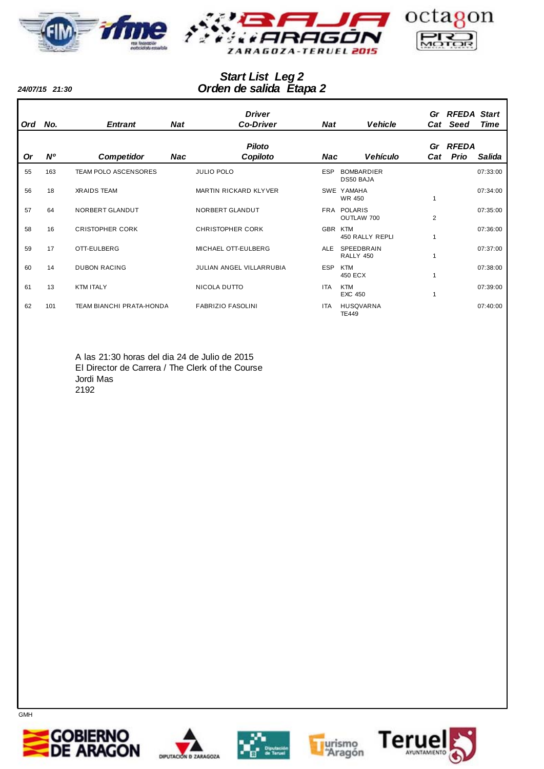**24/07/15 21:30**

## *Start List Leg 2*
## *Orden de salida Etapa 2*

| Ord / Or | No. / Nº | Entrant / Competidor | Nat / Nac | Driver / Co-Driver / Piloto / Copiloto | Nat / Nac | Vehicle / Vehículo | Gr Cat | RFEDA Seed / RFEDA Prio | Start Time / Salida |
|---|---|---|---|---|---|---|---|---|---|
| 55 | 163 | TEAM POLO ASCENSORES | | JULIO POLO | ESP | BOMBARDIER DS50 BAJA | | | 07:33:00 |
| 56 | 18 | XRAIDS TEAM | | MARTIN RICKARD KLYVER | SWE | YAMAHA WR 450 | 1 | | 07:34:00 |
| 57 | 64 | NORBERT GLANDUT | | NORBERT GLANDUT | FRA | POLARIS OUTLAW 700 | 2 | | 07:35:00 |
| 58 | 16 | CRISTOPHER CORK | | CHRISTOPHER CORK | GBR | KTM 450 RALLY REPLI | 1 | | 07:36:00 |
| 59 | 17 | OTT-EULBERG | | MICHAEL OTT-EULBERG | ALE | SPEEDBRAIN RALLY 450 | 1 | | 07:37:00 |
| 60 | 14 | DUBON RACING | | JULIAN ANGEL VILLARRUBIA | ESP | KTM 450 ECX | 1 | | 07:38:00 |
| 61 | 13 | KTM ITALY | | NICOLA DUTTO | ITA | KTM EXC 450 | 1 | | 07:39:00 |
| 62 | 101 | TEAM BIANCHI PRATA-HONDA | | FABRIZIO FASOLINI | ITA | HUSQVARNA TE449 | | | 07:40:00 |

A las 21:30 horas del dia 24 de Julio de 2015
El Director de Carrera / The Clerk of the Course
Jordi Mas
2192

GMH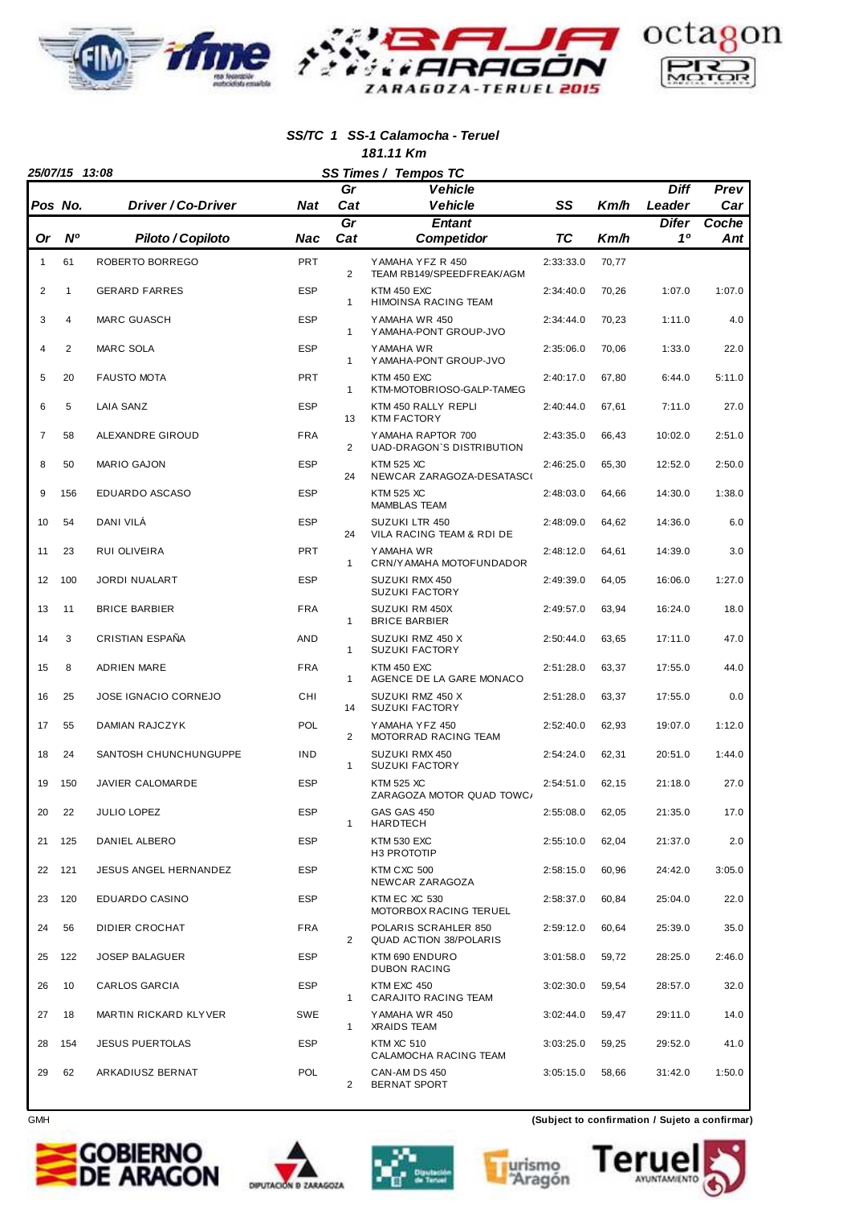### SS/TC 1 SS-1 Calamocha - Teruel

**181.11 Km**

25/07/15 13:08 — **SS Times / Tempos TC**

| Pos / Or | No. / Nº | Driver / Co-Driver / Piloto / Copiloto | Nat / Nac | Gr Cat | Vehicle / Entant (Vehículo / Competidor) | SS / TC | Km/h | Diff Leader / Difer 1º | Prev Car / Coche Ant |
|---|---|---|---|---|---|---|---|---|---|
| 1 | 61 | ROBERTO BORREGO | PRT | 2 | YAMAHA YFZ R 450 / TEAM RB149/SPEEDFREAK/AGM | 2:33:33.0 | 70,77 | | |
| 2 | 1 | GERARD FARRES | ESP | 1 | KTM 450 EXC / HIMOINSA RACING TEAM | 2:34:40.0 | 70,26 | 1:07.0 | 1:07.0 |
| 3 | 4 | MARC GUASCH | ESP | 1 | YAMAHA WR 450 / YAMAHA-PONT GROUP-JVO | 2:34:44.0 | 70,23 | 1:11.0 | 4.0 |
| 4 | 2 | MARC SOLA | ESP | 1 | YAMAHA WR / YAMAHA-PONT GROUP-JVO | 2:35:06.0 | 70,06 | 1:33.0 | 22.0 |
| 5 | 20 | FAUSTO MOTA | PRT | 1 | KTM 450 EXC / KTM-MOTOBRIOSO-GALP-TAMEG | 2:40:17.0 | 67,80 | 6:44.0 | 5:11.0 |
| 6 | 5 | LAIA SANZ | ESP | 13 | KTM 450 RALLY REPLI / KTM FACTORY | 2:40:44.0 | 67,61 | 7:11.0 | 27.0 |
| 7 | 58 | ALEXANDRE GIROUD | FRA | 2 | YAMAHA RAPTOR 700 / UAD-DRAGON`S DISTRIBUTION | 2:43:35.0 | 66,43 | 10:02.0 | 2:51.0 |
| 8 | 50 | MARIO GAJON | ESP | 24 | KTM 525 XC / NEWCAR ZARAGOZA-DESATASC( | 2:46:25.0 | 65,30 | 12:52.0 | 2:50.0 |
| 9 | 156 | EDUARDO ASCASO | ESP | | KTM 525 XC / MAMBLAS TEAM | 2:48:03.0 | 64,66 | 14:30.0 | 1:38.0 |
| 10 | 54 | DANI VILÁ | ESP | 24 | SUZUKI LTR 450 / VILA RACING TEAM & RDI DE | 2:48:09.0 | 64,62 | 14:36.0 | 6.0 |
| 11 | 23 | RUI OLIVEIRA | PRT | 1 | YAMAHA WR / CRN/YAMAHA MOTOFUNDADOR | 2:48:12.0 | 64,61 | 14:39.0 | 3.0 |
| 12 | 100 | JORDI NUALART | ESP | | SUZUKI RMX 450 / SUZUKI FACTORY | 2:49:39.0 | 64,05 | 16:06.0 | 1:27.0 |
| 13 | 11 | BRICE BARBIER | FRA | 1 | SUZUKI RM 450X / BRICE BARBIER | 2:49:57.0 | 63,94 | 16:24.0 | 18.0 |
| 14 | 3 | CRISTIAN ESPAÑA | AND | 1 | SUZUKI RMZ 450 X / SUZUKI FACTORY | 2:50:44.0 | 63,65 | 17:11.0 | 47.0 |
| 15 | 8 | ADRIEN MARE | FRA | 1 | KTM 450 EXC / AGENCE DE LA GARE MONACO | 2:51:28.0 | 63,37 | 17:55.0 | 44.0 |
| 16 | 25 | JOSE IGNACIO CORNEJO | CHI | 14 | SUZUKI RMZ 450 X / SUZUKI FACTORY | 2:51:28.0 | 63,37 | 17:55.0 | 0.0 |
| 17 | 55 | DAMIAN RAJCZYK | POL | 2 | YAMAHA YFZ 450 / MOTORRAD RACING TEAM | 2:52:40.0 | 62,93 | 19:07.0 | 1:12.0 |
| 18 | 24 | SANTOSH CHUNCHUNGUPPE | IND | 1 | SUZUKI RMX 450 / SUZUKI FACTORY | 2:54:24.0 | 62,31 | 20:51.0 | 1:44.0 |
| 19 | 150 | JAVIER CALOMARDE | ESP | | KTM 525 XC / ZARAGOZA MOTOR QUAD TOWC/ | 2:54:51.0 | 62,15 | 21:18.0 | 27.0 |
| 20 | 22 | JULIO LOPEZ | ESP | 1 | GAS GAS 450 / HARDTECH | 2:55:08.0 | 62,05 | 21:35.0 | 17.0 |
| 21 | 125 | DANIEL ALBERO | ESP | | KTM 530 EXC / H3 PROTOTIP | 2:55:10.0 | 62,04 | 21:37.0 | 2.0 |
| 22 | 121 | JESUS ANGEL HERNANDEZ | ESP | | KTM CXC 500 / NEWCAR ZARAGOZA | 2:58:15.0 | 60,96 | 24:42.0 | 3:05.0 |
| 23 | 120 | EDUARDO CASINO | ESP | | KTM EC XC 530 / MOTORBOX RACING TERUEL | 2:58:37.0 | 60,84 | 25:04.0 | 22.0 |
| 24 | 56 | DIDIER CROCHAT | FRA | 2 | POLARIS SCRAHLER 850 / QUAD ACTION 38/POLARIS | 2:59:12.0 | 60,64 | 25:39.0 | 35.0 |
| 25 | 122 | JOSEP BALAGUER | ESP | | KTM 690 ENDURO / DUBON RACING | 3:01:58.0 | 59,72 | 28:25.0 | 2:46.0 |
| 26 | 10 | CARLOS GARCIA | ESP | 1 | KTM EXC 450 / CARAJITO RACING TEAM | 3:02:30.0 | 59,54 | 28:57.0 | 32.0 |
| 27 | 18 | MARTIN RICKARD KLYVER | SWE | 1 | YAMAHA WR 450 / XRAIDS TEAM | 3:02:44.0 | 59,47 | 29:11.0 | 14.0 |
| 28 | 154 | JESUS PUERTOLAS | ESP | | KTM XC 510 / CALAMOCHA RACING TEAM | 3:03:25.0 | 59,25 | 29:52.0 | 41.0 |
| 29 | 62 | ARKADIUSZ BERNAT | POL | 2 | CAN-AM DS 450 / BERNAT SPORT | 3:05:15.0 | 58,66 | 31:42.0 | 1:50.0 |

GMH

**(Subject to confirmation / Sujeto a confirmar)**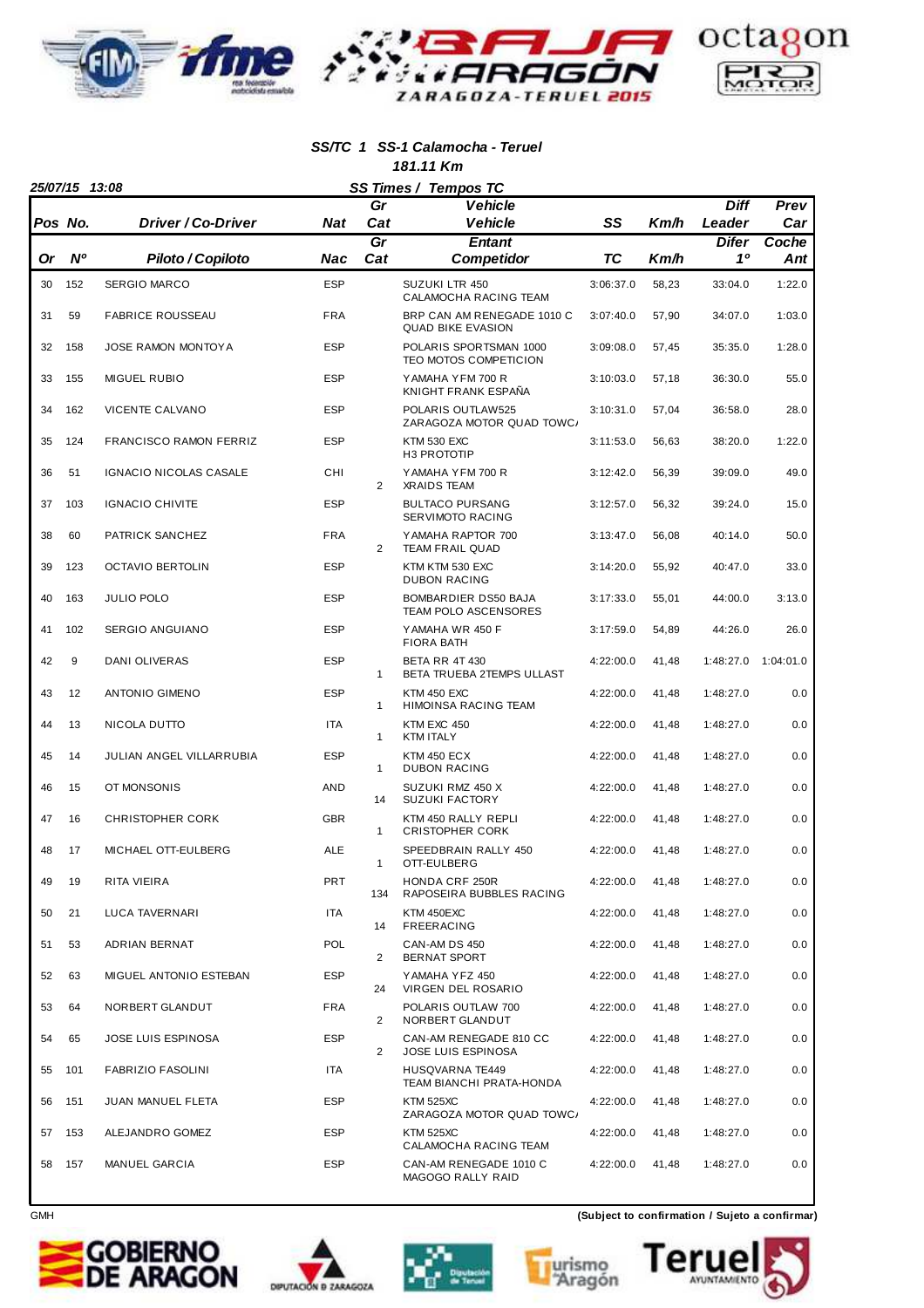### SS/TC 1 SS-1 Calamocha - Teruel

**181.11 Km**

25/07/15 13:08 — **SS Times / Tempos TC**

| Pos / Or | No. / Nº | Driver / Co-Driver / Piloto / Copiloto | Nat / Nac | Gr Cat | Vehicle / Entant / Competidor | SS / TC | Km/h | Diff Leader / Difer 1º | Prev Car / Coche Ant |
|---|---|---|---|---|---|---|---|---|---|
| 30 | 152 | SERGIO MARCO | ESP | | SUZUKI LTR 450<br>CALAMOCHA RACING TEAM | 3:06:37.0 | 58,23 | 33:04.0 | 1:22.0 |
| 31 | 59 | FABRICE ROUSSEAU | FRA | | BRP CAN AM RENEGADE 1010 C<br>QUAD BIKE EVASION | 3:07:40.0 | 57,90 | 34:07.0 | 1:03.0 |
| 32 | 158 | JOSE RAMON MONTOYA | ESP | | POLARIS SPORTSMAN 1000<br>TEO MOTOS COMPETICION | 3:09:08.0 | 57,45 | 35:35.0 | 1:28.0 |
| 33 | 155 | MIGUEL RUBIO | ESP | | YAMAHA YFM 700 R<br>KNIGHT FRANK ESPAÑA | 3:10:03.0 | 57,18 | 36:30.0 | 55.0 |
| 34 | 162 | VICENTE CALVANO | ESP | | POLARIS OUTLAW525<br>ZARAGOZA MOTOR QUAD TOWC/ | 3:10:31.0 | 57,04 | 36:58.0 | 28.0 |
| 35 | 124 | FRANCISCO RAMON FERRIZ | ESP | | KTM 530 EXC<br>H3 PROTOTIP | 3:11:53.0 | 56,63 | 38:20.0 | 1:22.0 |
| 36 | 51 | IGNACIO NICOLAS CASALE | CHI | 2 | YAMAHA YFM 700 R<br>XRAIDS TEAM | 3:12:42.0 | 56,39 | 39:09.0 | 49.0 |
| 37 | 103 | IGNACIO CHIVITE | ESP | | BULTACO PURSANG<br>SERVIMOTO RACING | 3:12:57.0 | 56,32 | 39:24.0 | 15.0 |
| 38 | 60 | PATRICK SANCHEZ | FRA | 2 | YAMAHA RAPTOR 700<br>TEAM FRAIL QUAD | 3:13:47.0 | 56,08 | 40:14.0 | 50.0 |
| 39 | 123 | OCTAVIO BERTOLIN | ESP | | KTM KTM 530 EXC<br>DUBON RACING | 3:14:20.0 | 55,92 | 40:47.0 | 33.0 |
| 40 | 163 | JULIO POLO | ESP | | BOMBARDIER DS50 BAJA<br>TEAM POLO ASCENSORES | 3:17:33.0 | 55,01 | 44:00.0 | 3:13.0 |
| 41 | 102 | SERGIO ANGUIANO | ESP | | YAMAHA WR 450 F<br>FIORA BATH | 3:17:59.0 | 54,89 | 44:26.0 | 26.0 |
| 42 | 9 | DANI OLIVERAS | ESP | 1 | BETA RR 4T 430<br>BETA TRUEBA 2TEMPS ULLAST | 4:22:00.0 | 41,48 | 1:48:27.0 | 1:04:01.0 |
| 43 | 12 | ANTONIO GIMENO | ESP | 1 | KTM 450 EXC<br>HIMOINSA RACING TEAM | 4:22:00.0 | 41,48 | 1:48:27.0 | 0.0 |
| 44 | 13 | NICOLA DUTTO | ITA | 1 | KTM EXC 450<br>KTM ITALY | 4:22:00.0 | 41,48 | 1:48:27.0 | 0.0 |
| 45 | 14 | JULIAN ANGEL VILLARRUBIA | ESP | 1 | KTM 450 ECX<br>DUBON RACING | 4:22:00.0 | 41,48 | 1:48:27.0 | 0.0 |
| 46 | 15 | OT MONSONIS | AND | 14 | SUZUKI RMZ 450 X<br>SUZUKI FACTORY | 4:22:00.0 | 41,48 | 1:48:27.0 | 0.0 |
| 47 | 16 | CHRISTOPHER CORK | GBR | 1 | KTM 450 RALLY REPLI<br>CRISTOPHER CORK | 4:22:00.0 | 41,48 | 1:48:27.0 | 0.0 |
| 48 | 17 | MICHAEL OTT-EULBERG | ALE | 1 | SPEEDBRAIN RALLY 450<br>OTT-EULBERG | 4:22:00.0 | 41,48 | 1:48:27.0 | 0.0 |
| 49 | 19 | RITA VIEIRA | PRT | 134 | HONDA CRF 250R<br>RAPOSEIRA BUBBLES RACING | 4:22:00.0 | 41,48 | 1:48:27.0 | 0.0 |
| 50 | 21 | LUCA TAVERNARI | ITA | 14 | KTM 450EXC<br>FREERACING | 4:22:00.0 | 41,48 | 1:48:27.0 | 0.0 |
| 51 | 53 | ADRIAN BERNAT | POL | 2 | CAN-AM DS 450<br>BERNAT SPORT | 4:22:00.0 | 41,48 | 1:48:27.0 | 0.0 |
| 52 | 63 | MIGUEL ANTONIO ESTEBAN | ESP | 24 | YAMAHA YFZ 450<br>VIRGEN DEL ROSARIO | 4:22:00.0 | 41,48 | 1:48:27.0 | 0.0 |
| 53 | 64 | NORBERT GLANDUT | FRA | 2 | POLARIS OUTLAW 700<br>NORBERT GLANDUT | 4:22:00.0 | 41,48 | 1:48:27.0 | 0.0 |
| 54 | 65 | JOSE LUIS ESPINOSA | ESP | 2 | CAN-AM RENEGADE 810 CC<br>JOSE LUIS ESPINOSA | 4:22:00.0 | 41,48 | 1:48:27.0 | 0.0 |
| 55 | 101 | FABRIZIO FASOLINI | ITA | | HUSQVARNA TE449<br>TEAM BIANCHI PRATA-HONDA | 4:22:00.0 | 41,48 | 1:48:27.0 | 0.0 |
| 56 | 151 | JUAN MANUEL FLETA | ESP | | KTM 525XC<br>ZARAGOZA MOTOR QUAD TOWC/ | 4:22:00.0 | 41,48 | 1:48:27.0 | 0.0 |
| 57 | 153 | ALEJANDRO GOMEZ | ESP | | KTM 525XC<br>CALAMOCHA RACING TEAM | 4:22:00.0 | 41,48 | 1:48:27.0 | 0.0 |
| 58 | 157 | MANUEL GARCIA | ESP | | CAN-AM RENEGADE 1010 C<br>MAGOGO RALLY RAID | 4:22:00.0 | 41,48 | 1:48:27.0 | 0.0 |

GMH

**(Subject to confirmation / Sujeto a confirmar)**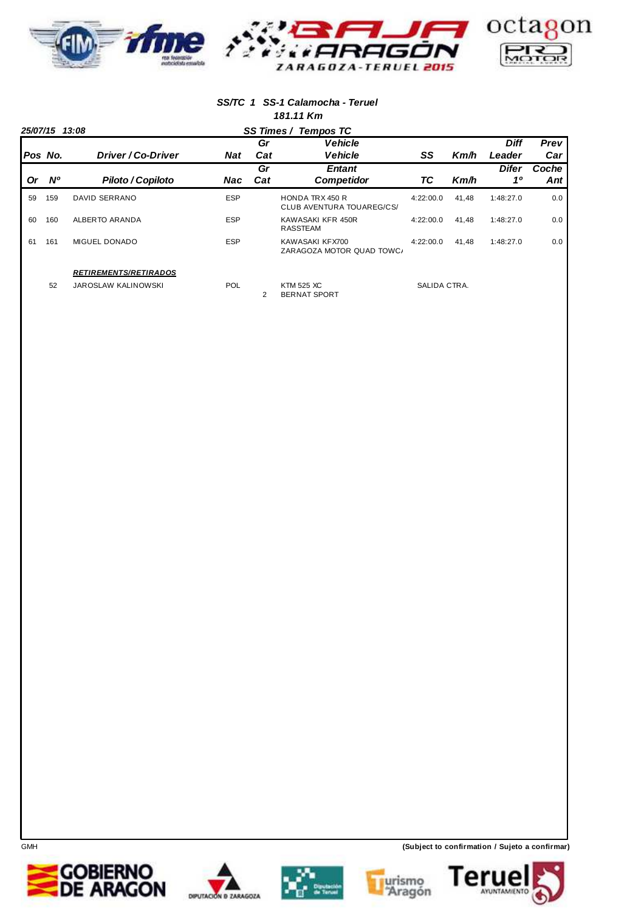### SS/TC 1 SS-1 Calamocha - Teruel

**181.11 Km**

*25/07/15 13:08* — **SS Times / Tempos TC**

| Pos / Or | No. / Nº | Driver / Co-Driver / Piloto / Copiloto | Nat / Nac | Gr Cat | Vehicle / Entant / Vehicle / Competidor | SS / TC | Km/h | Diff Leader / Difer 1º | Prev Car / Coche Ant |
|---|---|---|---|---|---|---|---|---|---|
| 59 | 159 | DAVID SERRANO | ESP | | HONDA TRX 450 R<br>CLUB AVENTURA TOUAREG/CS/ | 4:22:00.0 | 41,48 | 1:48:27.0 | 0.0 |
| 60 | 160 | ALBERTO ARANDA | ESP | | KAWASAKI KFR 450R<br>RASSTEAM | 4:22:00.0 | 41,48 | 1:48:27.0 | 0.0 |
| 61 | 161 | MIGUEL DONADO | ESP | | KAWASAKI KFX700<br>ZARAGOZA MOTOR QUAD TOWC/ | 4:22:00.0 | 41,48 | 1:48:27.0 | 0.0 |

**RETIREMENTS/RETIRADOS**

| No. | Driver | Nat | Gr Cat | Vehicle / Entant | Status |
|---|---|---|---|---|---|
| 52 | JAROSLAW KALINOWSKI | POL | 2 | KTM 525 XC<br>BERNAT SPORT | SALIDA CTRA. |

GMH

**(Subject to confirmation / Sujeto a confirmar)**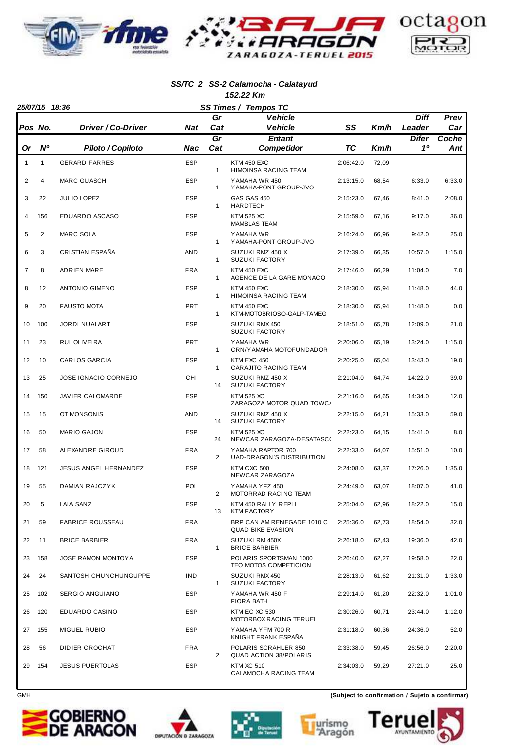### SS/TC 2 SS-2 Calamocha - Calatayud

**152.22 Km**

**25/07/15 18:36** — **SS Times / Tempos TC**

| Pos / Or | No. / Nº | Driver / Co-Driver / Piloto / Copiloto | Nat / Nac | Gr Cat / Gr Cat | Vehicle / Entant / Vehicle / Competidor | SS / TC | Km/h | Diff Leader / Difer 1º | Prev Car / Coche Ant |
|---|---|---|---|---|---|---|---|---|---|
| 1 | 1 | GERARD FARRES | ESP | 1 | KTM 450 EXC<br>HIMOINSA RACING TEAM | 2:06:42.0 | 72,09 | | |
| 2 | 4 | MARC GUASCH | ESP | 1 | YAMAHA WR 450<br>YAMAHA-PONT GROUP-JVO | 2:13:15.0 | 68,54 | 6:33.0 | 6:33.0 |
| 3 | 22 | JULIO LOPEZ | ESP | 1 | GAS GAS 450<br>HARDTECH | 2:15:23.0 | 67,46 | 8:41.0 | 2:08.0 |
| 4 | 156 | EDUARDO ASCASO | ESP | | KTM 525 XC<br>MAMBLAS TEAM | 2:15:59.0 | 67,16 | 9:17.0 | 36.0 |
| 5 | 2 | MARC SOLA | ESP | 1 | YAMAHA WR<br>YAMAHA-PONT GROUP-JVO | 2:16:24.0 | 66,96 | 9:42.0 | 25.0 |
| 6 | 3 | CRISTIAN ESPAÑA | AND | 1 | SUZUKI RMZ 450 X<br>SUZUKI FACTORY | 2:17:39.0 | 66,35 | 10:57.0 | 1:15.0 |
| 7 | 8 | ADRIEN MARE | FRA | 1 | KTM 450 EXC<br>AGENCE DE LA GARE MONACO | 2:17:46.0 | 66,29 | 11:04.0 | 7.0 |
| 8 | 12 | ANTONIO GIMENO | ESP | 1 | KTM 450 EXC<br>HIMOINSA RACING TEAM | 2:18:30.0 | 65,94 | 11:48.0 | 44.0 |
| 9 | 20 | FAUSTO MOTA | PRT | 1 | KTM 450 EXC<br>KTM-MOTOBRIOSO-GALP-TAMEG | 2:18:30.0 | 65,94 | 11:48.0 | 0.0 |
| 10 | 100 | JORDI NUALART | ESP | | SUZUKI RMX 450<br>SUZUKI FACTORY | 2:18:51.0 | 65,78 | 12:09.0 | 21.0 |
| 11 | 23 | RUI OLIVEIRA | PRT | 1 | YAMAHA WR<br>CRN/YAMAHA MOTOFUNDADOR | 2:20:06.0 | 65,19 | 13:24.0 | 1:15.0 |
| 12 | 10 | CARLOS GARCIA | ESP | 1 | KTM EXC 450<br>CARAJITO RACING TEAM | 2:20:25.0 | 65,04 | 13:43.0 | 19.0 |
| 13 | 25 | JOSE IGNACIO CORNEJO | CHI | 14 | SUZUKI RMZ 450 X<br>SUZUKI FACTORY | 2:21:04.0 | 64,74 | 14:22.0 | 39.0 |
| 14 | 150 | JAVIER CALOMARDE | ESP | | KTM 525 XC<br>ZARAGOZA MOTOR QUAD TOWC/ | 2:21:16.0 | 64,65 | 14:34.0 | 12.0 |
| 15 | 15 | OT MONSONIS | AND | 14 | SUZUKI RMZ 450 X<br>SUZUKI FACTORY | 2:22:15.0 | 64,21 | 15:33.0 | 59.0 |
| 16 | 50 | MARIO GAJON | ESP | 24 | KTM 525 XC<br>NEWCAR ZARAGOZA-DESATASC( | 2:22:23.0 | 64,15 | 15:41.0 | 8.0 |
| 17 | 58 | ALEXANDRE GIROUD | FRA | 2 | YAMAHA RAPTOR 700<br>UAD-DRAGON`S DISTRIBUTION | 2:22:33.0 | 64,07 | 15:51.0 | 10.0 |
| 18 | 121 | JESUS ANGEL HERNANDEZ | ESP | | KTM CXC 500<br>NEWCAR ZARAGOZA | 2:24:08.0 | 63,37 | 17:26.0 | 1:35.0 |
| 19 | 55 | DAMIAN RAJCZYK | POL | 2 | YAMAHA YFZ 450<br>MOTORRAD RACING TEAM | 2:24:49.0 | 63,07 | 18:07.0 | 41.0 |
| 20 | 5 | LAIA SANZ | ESP | 13 | KTM 450 RALLY REPLI<br>KTM FACTORY | 2:25:04.0 | 62,96 | 18:22.0 | 15.0 |
| 21 | 59 | FABRICE ROUSSEAU | FRA | | BRP CAN AM RENEGADE 1010 C<br>QUAD BIKE EVASION | 2:25:36.0 | 62,73 | 18:54.0 | 32.0 |
| 22 | 11 | BRICE BARBIER | FRA | 1 | SUZUKI RM 450X<br>BRICE BARBIER | 2:26:18.0 | 62,43 | 19:36.0 | 42.0 |
| 23 | 158 | JOSE RAMON MONTOYA | ESP | | POLARIS SPORTSMAN 1000<br>TEO MOTOS COMPETICION | 2:26:40.0 | 62,27 | 19:58.0 | 22.0 |
| 24 | 24 | SANTOSH CHUNCHUNGUPPE | IND | 1 | SUZUKI RMX 450<br>SUZUKI FACTORY | 2:28:13.0 | 61,62 | 21:31.0 | 1:33.0 |
| 25 | 102 | SERGIO ANGUIANO | ESP | | YAMAHA WR 450 F<br>FIORA BATH | 2:29:14.0 | 61,20 | 22:32.0 | 1:01.0 |
| 26 | 120 | EDUARDO CASINO | ESP | | KTM EC XC 530<br>MOTORBOX RACING TERUEL | 2:30:26.0 | 60,71 | 23:44.0 | 1:12.0 |
| 27 | 155 | MIGUEL RUBIO | ESP | | YAMAHA YFM 700 R<br>KNIGHT FRANK ESPAÑA | 2:31:18.0 | 60,36 | 24:36.0 | 52.0 |
| 28 | 56 | DIDIER CROCHAT | FRA | 2 | POLARIS SCRAHLER 850<br>QUAD ACTION 38/POLARIS | 2:33:38.0 | 59,45 | 26:56.0 | 2:20.0 |
| 29 | 154 | JESUS PUERTOLAS | ESP | | KTM XC 510<br>CALAMOCHA RACING TEAM | 2:34:03.0 | 59,29 | 27:21.0 | 25.0 |

GMH

**(Subject to confirmation / Sujeto a confirmar)**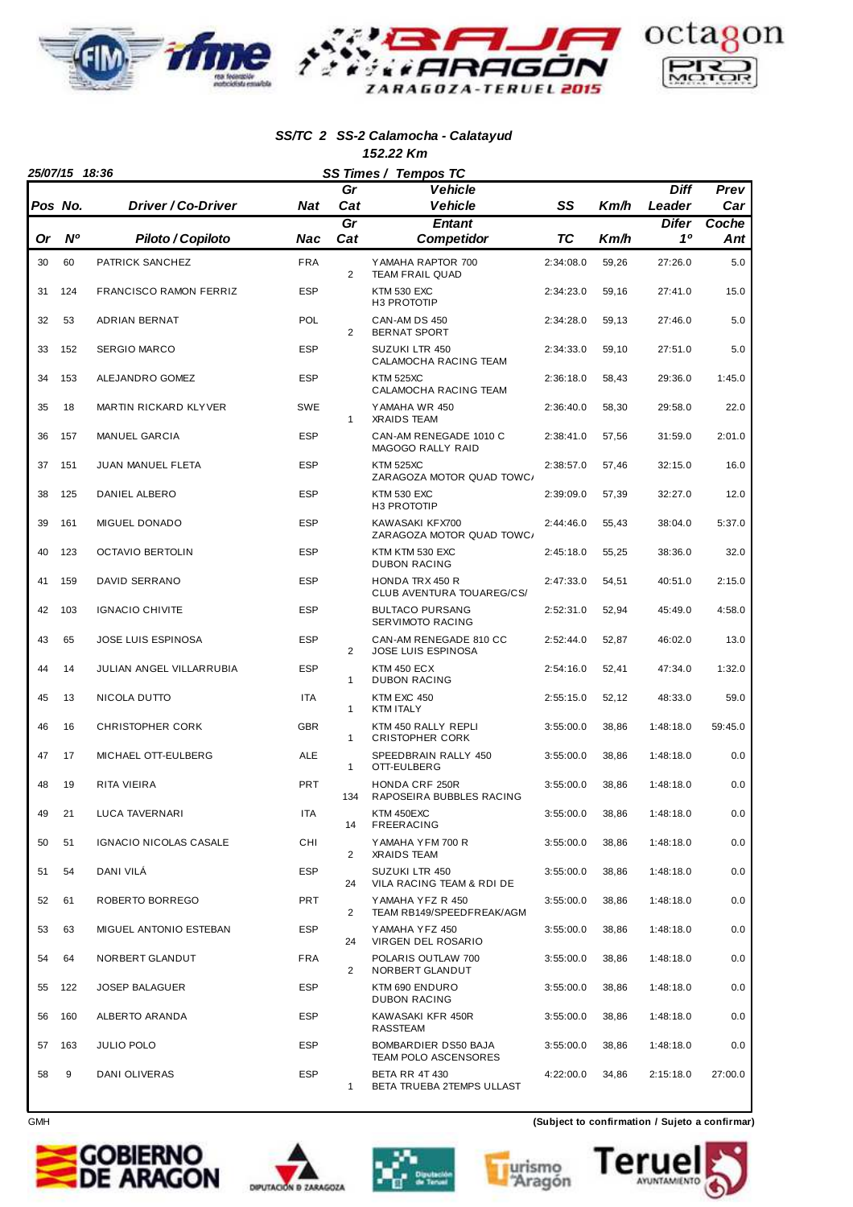### SS/TC 2 SS-2 Calamocha - Calatayud

**152.22 Km**

25/07/15 18:36

**SS Times / Tempos TC**

| Pos / Or | No. / Nº | Driver / Co-Driver / Piloto / Copiloto | Nat / Nac | Gr Cat / Gr Cat | Vehicle Vehicle / Entant Competidor | SS / TC | Km/h / Km/h | Diff Leader / Difer 1º | Prev Car / Coche Ant |
|---|---|---|---|---|---|---|---|---|---|
| 30 | 60 | PATRICK SANCHEZ | FRA | 2 | YAMAHA RAPTOR 700<br>TEAM FRAIL QUAD | 2:34:08.0 | 59,26 | 27:26.0 | 5.0 |
| 31 | 124 | FRANCISCO RAMON FERRIZ | ESP | | KTM 530 EXC<br>H3 PROTOTIP | 2:34:23.0 | 59,16 | 27:41.0 | 15.0 |
| 32 | 53 | ADRIAN BERNAT | POL | 2 | CAN-AM DS 450<br>BERNAT SPORT | 2:34:28.0 | 59,13 | 27:46.0 | 5.0 |
| 33 | 152 | SERGIO MARCO | ESP | | SUZUKI LTR 450<br>CALAMOCHA RACING TEAM | 2:34:33.0 | 59,10 | 27:51.0 | 5.0 |
| 34 | 153 | ALEJANDRO GOMEZ | ESP | | KTM 525XC<br>CALAMOCHA RACING TEAM | 2:36:18.0 | 58,43 | 29:36.0 | 1:45.0 |
| 35 | 18 | MARTIN RICKARD KLYVER | SWE | 1 | YAMAHA WR 450<br>XRAIDS TEAM | 2:36:40.0 | 58,30 | 29:58.0 | 22.0 |
| 36 | 157 | MANUEL GARCIA | ESP | | CAN-AM RENEGADE 1010 C<br>MAGOGO RALLY RAID | 2:38:41.0 | 57,56 | 31:59.0 | 2:01.0 |
| 37 | 151 | JUAN MANUEL FLETA | ESP | | KTM 525XC<br>ZARAGOZA MOTOR QUAD TOWC/ | 2:38:57.0 | 57,46 | 32:15.0 | 16.0 |
| 38 | 125 | DANIEL ALBERO | ESP | | KTM 530 EXC<br>H3 PROTOTIP | 2:39:09.0 | 57,39 | 32:27.0 | 12.0 |
| 39 | 161 | MIGUEL DONADO | ESP | | KAWASAKI KFX700<br>ZARAGOZA MOTOR QUAD TOWC/ | 2:44:46.0 | 55,43 | 38:04.0 | 5:37.0 |
| 40 | 123 | OCTAVIO BERTOLIN | ESP | | KTM KTM 530 EXC<br>DUBON RACING | 2:45:18.0 | 55,25 | 38:36.0 | 32.0 |
| 41 | 159 | DAVID SERRANO | ESP | | HONDA TRX 450 R<br>CLUB AVENTURA TOUAREG/CS/ | 2:47:33.0 | 54,51 | 40:51.0 | 2:15.0 |
| 42 | 103 | IGNACIO CHIVITE | ESP | | BULTACO PURSANG<br>SERVIMOTO RACING | 2:52:31.0 | 52,94 | 45:49.0 | 4:58.0 |
| 43 | 65 | JOSE LUIS ESPINOSA | ESP | 2 | CAN-AM RENEGADE 810 CC<br>JOSE LUIS ESPINOSA | 2:52:44.0 | 52,87 | 46:02.0 | 13.0 |
| 44 | 14 | JULIAN ANGEL VILLARRUBIA | ESP | 1 | KTM 450 ECX<br>DUBON RACING | 2:54:16.0 | 52,41 | 47:34.0 | 1:32.0 |
| 45 | 13 | NICOLA DUTTO | ITA | 1 | KTM EXC 450<br>KTM ITALY | 2:55:15.0 | 52,12 | 48:33.0 | 59.0 |
| 46 | 16 | CHRISTOPHER CORK | GBR | 1 | KTM 450 RALLY REPLI<br>CRISTOPHER CORK | 3:55:00.0 | 38,86 | 1:48:18.0 | 59:45.0 |
| 47 | 17 | MICHAEL OTT-EULBERG | ALE | 1 | SPEEDBRAIN RALLY 450<br>OTT-EULBERG | 3:55:00.0 | 38,86 | 1:48:18.0 | 0.0 |
| 48 | 19 | RITA VIEIRA | PRT | 134 | HONDA CRF 250R<br>RAPOSEIRA BUBBLES RACING | 3:55:00.0 | 38,86 | 1:48:18.0 | 0.0 |
| 49 | 21 | LUCA TAVERNARI | ITA | 14 | KTM 450EXC<br>FREERACING | 3:55:00.0 | 38,86 | 1:48:18.0 | 0.0 |
| 50 | 51 | IGNACIO NICOLAS CASALE | CHI | 2 | YAMAHA YFM 700 R<br>XRAIDS TEAM | 3:55:00.0 | 38,86 | 1:48:18.0 | 0.0 |
| 51 | 54 | DANI VILÁ | ESP | 24 | SUZUKI LTR 450<br>VILA RACING TEAM & RDI DE | 3:55:00.0 | 38,86 | 1:48:18.0 | 0.0 |
| 52 | 61 | ROBERTO BORREGO | PRT | 2 | YAMAHA YFZ R 450<br>TEAM RB149/SPEEDFREAK/AGM | 3:55:00.0 | 38,86 | 1:48:18.0 | 0.0 |
| 53 | 63 | MIGUEL ANTONIO ESTEBAN | ESP | 24 | YAMAHA YFZ 450<br>VIRGEN DEL ROSARIO | 3:55:00.0 | 38,86 | 1:48:18.0 | 0.0 |
| 54 | 64 | NORBERT GLANDUT | FRA | 2 | POLARIS OUTLAW 700<br>NORBERT GLANDUT | 3:55:00.0 | 38,86 | 1:48:18.0 | 0.0 |
| 55 | 122 | JOSEP BALAGUER | ESP | | KTM 690 ENDURO<br>DUBON RACING | 3:55:00.0 | 38,86 | 1:48:18.0 | 0.0 |
| 56 | 160 | ALBERTO ARANDA | ESP | | KAWASAKI KFR 450R<br>RASSTEAM | 3:55:00.0 | 38,86 | 1:48:18.0 | 0.0 |
| 57 | 163 | JULIO POLO | ESP | | BOMBARDIER DS50 BAJA<br>TEAM POLO ASCENSORES | 3:55:00.0 | 38,86 | 1:48:18.0 | 0.0 |
| 58 | 9 | DANI OLIVERAS | ESP | 1 | BETA RR 4T 430<br>BETA TRUEBA 2TEMPS ULLAST | 4:22:00.0 | 34,86 | 2:15:18.0 | 27:00.0 |

GMH

**(Subject to confirmation / Sujeto a confirmar)**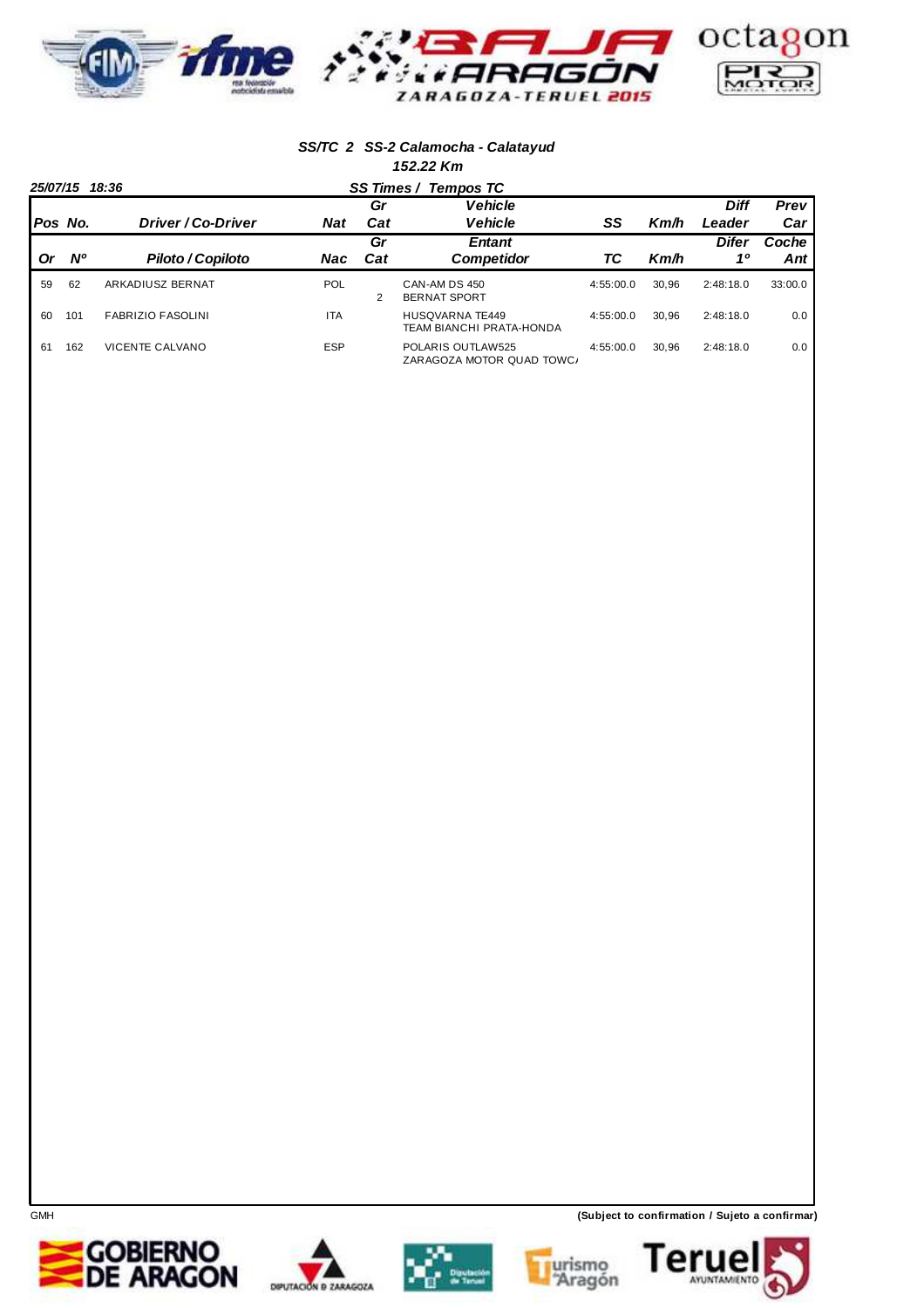### SS/TC 2 SS-2 Calamocha - Calatayud

**152.22 Km**

**25/07/15 18:36** — **SS Times / Tempos TC**

| Pos / Or | No. / Nº | Driver / Co-Driver / Piloto / Copiloto | Nat / Nac | Gr Cat / Gr Cat | Vehicle / Vehicle / Entant / Competidor | SS / TC | Km/h | Diff Leader / Difer 1º | Prev Car / Coche Ant |
|---|---|---|---|---|---|---|---|---|---|
| 59 | 62 | ARKADIUSZ BERNAT | POL | 2 | CAN-AM DS 450<br>BERNAT SPORT | 4:55:00.0 | 30,96 | 2:48:18.0 | 33:00.0 |
| 60 | 101 | FABRIZIO FASOLINI | ITA | | HUSQVARNA TE449<br>TEAM BIANCHI PRATA-HONDA | 4:55:00.0 | 30,96 | 2:48:18.0 | 0.0 |
| 61 | 162 | VICENTE CALVANO | ESP | | POLARIS OUTLAW525<br>ZARAGOZA MOTOR QUAD TOWC/ | 4:55:00.0 | 30,96 | 2:48:18.0 | 0.0 |

GMH

**(Subject to confirmation / Sujeto a confirmar)**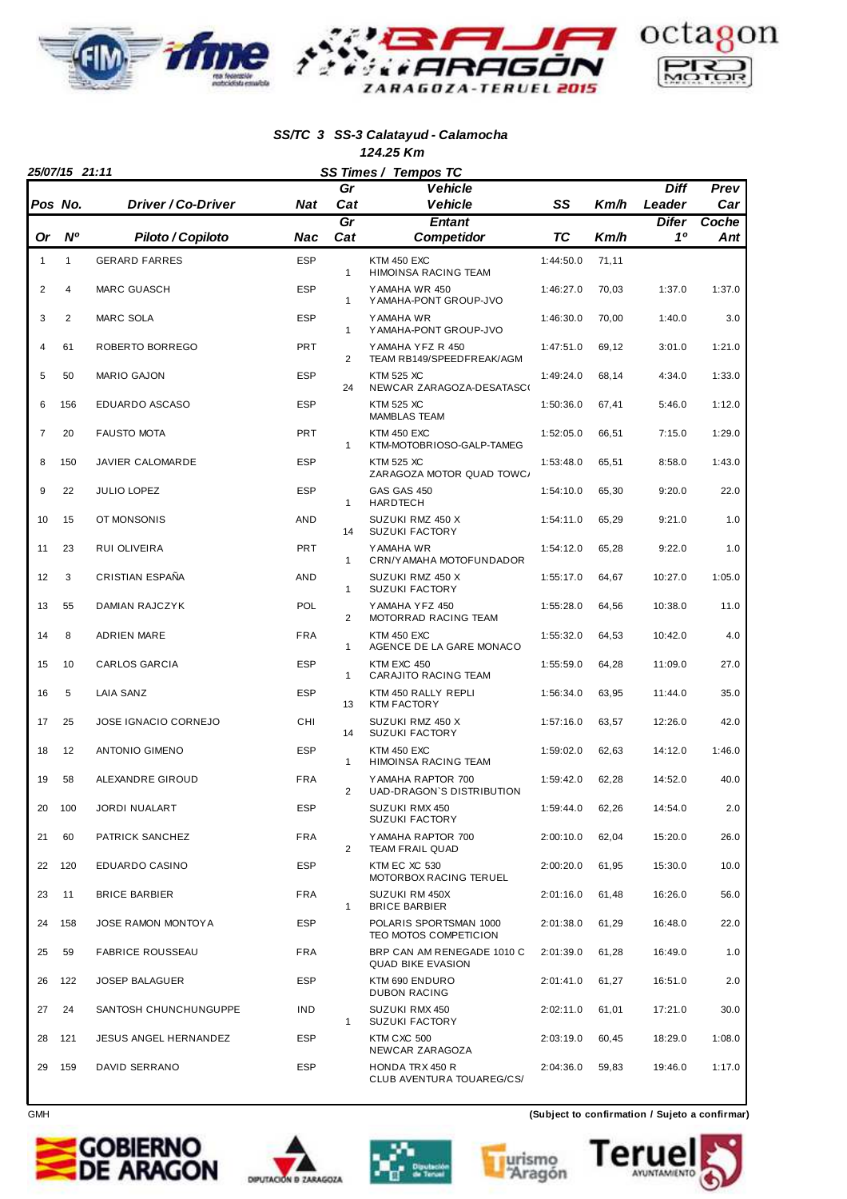### SS/TC 3 SS-3 Calatayud - Calamocha

**124.25 Km**

25/07/15 21:11

**SS Times / Tempos TC**

| Pos / Or | No. / Nº | Driver / Co-Driver / Piloto / Copiloto | Nat / Nac | Gr Cat / Gr Cat | Vehicle / Entant / Vehicle / Competidor | SS / TC | Km/h | Diff Leader / Difer 1º | Prev Car / Coche Ant |
|---|---|---|---|---|---|---|---|---|---|
| 1 | 1 | GERARD FARRES | ESP | 1 | KTM 450 EXC<br>HIMOINSA RACING TEAM | 1:44:50.0 | 71,11 | | |
| 2 | 4 | MARC GUASCH | ESP | 1 | YAMAHA WR 450<br>YAMAHA-PONT GROUP-JVO | 1:46:27.0 | 70,03 | 1:37.0 | 1:37.0 |
| 3 | 2 | MARC SOLA | ESP | 1 | YAMAHA WR<br>YAMAHA-PONT GROUP-JVO | 1:46:30.0 | 70,00 | 1:40.0 | 3.0 |
| 4 | 61 | ROBERTO BORREGO | PRT | 2 | YAMAHA YFZ R 450<br>TEAM RB149/SPEEDFREAK/AGM | 1:47:51.0 | 69,12 | 3:01.0 | 1:21.0 |
| 5 | 50 | MARIO GAJON | ESP | 24 | KTM 525 XC<br>NEWCAR ZARAGOZA-DESATASC( | 1:49:24.0 | 68,14 | 4:34.0 | 1:33.0 |
| 6 | 156 | EDUARDO ASCASO | ESP | | KTM 525 XC<br>MAMBLAS TEAM | 1:50:36.0 | 67,41 | 5:46.0 | 1:12.0 |
| 7 | 20 | FAUSTO MOTA | PRT | 1 | KTM 450 EXC<br>KTM-MOTOBRIOSO-GALP-TAMEG | 1:52:05.0 | 66,51 | 7:15.0 | 1:29.0 |
| 8 | 150 | JAVIER CALOMARDE | ESP | | KTM 525 XC<br>ZARAGOZA MOTOR QUAD TOWC/ | 1:53:48.0 | 65,51 | 8:58.0 | 1:43.0 |
| 9 | 22 | JULIO LOPEZ | ESP | 1 | GAS GAS 450<br>HARDTECH | 1:54:10.0 | 65,30 | 9:20.0 | 22.0 |
| 10 | 15 | OT MONSONIS | AND | 14 | SUZUKI RMZ 450 X<br>SUZUKI FACTORY | 1:54:11.0 | 65,29 | 9:21.0 | 1.0 |
| 11 | 23 | RUI OLIVEIRA | PRT | 1 | YAMAHA WR<br>CRN/YAMAHA MOTOFUNDADOR | 1:54:12.0 | 65,28 | 9:22.0 | 1.0 |
| 12 | 3 | CRISTIAN ESPAÑA | AND | 1 | SUZUKI RMZ 450 X<br>SUZUKI FACTORY | 1:55:17.0 | 64,67 | 10:27.0 | 1:05.0 |
| 13 | 55 | DAMIAN RAJCZYK | POL | 2 | YAMAHA YFZ 450<br>MOTORRAD RACING TEAM | 1:55:28.0 | 64,56 | 10:38.0 | 11.0 |
| 14 | 8 | ADRIEN MARE | FRA | 1 | KTM 450 EXC<br>AGENCE DE LA GARE MONACO | 1:55:32.0 | 64,53 | 10:42.0 | 4.0 |
| 15 | 10 | CARLOS GARCIA | ESP | 1 | KTM EXC 450<br>CARAJITO RACING TEAM | 1:55:59.0 | 64,28 | 11:09.0 | 27.0 |
| 16 | 5 | LAIA SANZ | ESP | 13 | KTM 450 RALLY REPLI<br>KTM FACTORY | 1:56:34.0 | 63,95 | 11:44.0 | 35.0 |
| 17 | 25 | JOSE IGNACIO CORNEJO | CHI | 14 | SUZUKI RMZ 450 X<br>SUZUKI FACTORY | 1:57:16.0 | 63,57 | 12:26.0 | 42.0 |
| 18 | 12 | ANTONIO GIMENO | ESP | 1 | KTM 450 EXC<br>HIMOINSA RACING TEAM | 1:59:02.0 | 62,63 | 14:12.0 | 1:46.0 |
| 19 | 58 | ALEXANDRE GIROUD | FRA | 2 | YAMAHA RAPTOR 700<br>UAD-DRAGON`S DISTRIBUTION | 1:59:42.0 | 62,28 | 14:52.0 | 40.0 |
| 20 | 100 | JORDI NUALART | ESP | | SUZUKI RMX 450<br>SUZUKI FACTORY | 1:59:44.0 | 62,26 | 14:54.0 | 2.0 |
| 21 | 60 | PATRICK SANCHEZ | FRA | 2 | YAMAHA RAPTOR 700<br>TEAM FRAIL QUAD | 2:00:10.0 | 62,04 | 15:20.0 | 26.0 |
| 22 | 120 | EDUARDO CASINO | ESP | | KTM EC XC 530<br>MOTORBOX RACING TERUEL | 2:00:20.0 | 61,95 | 15:30.0 | 10.0 |
| 23 | 11 | BRICE BARBIER | FRA | 1 | SUZUKI RM 450X<br>BRICE BARBIER | 2:01:16.0 | 61,48 | 16:26.0 | 56.0 |
| 24 | 158 | JOSE RAMON MONTOYA | ESP | | POLARIS SPORTSMAN 1000<br>TEO MOTOS COMPETICION | 2:01:38.0 | 61,29 | 16:48.0 | 22.0 |
| 25 | 59 | FABRICE ROUSSEAU | FRA | | BRP CAN AM RENEGADE 1010 C<br>QUAD BIKE EVASION | 2:01:39.0 | 61,28 | 16:49.0 | 1.0 |
| 26 | 122 | JOSEP BALAGUER | ESP | | KTM 690 ENDURO<br>DUBON RACING | 2:01:41.0 | 61,27 | 16:51.0 | 2.0 |
| 27 | 24 | SANTOSH CHUNCHUNGUPPE | IND | 1 | SUZUKI RMX 450<br>SUZUKI FACTORY | 2:02:11.0 | 61,01 | 17:21.0 | 30.0 |
| 28 | 121 | JESUS ANGEL HERNANDEZ | ESP | | KTM CXC 500<br>NEWCAR ZARAGOZA | 2:03:19.0 | 60,45 | 18:29.0 | 1:08.0 |
| 29 | 159 | DAVID SERRANO | ESP | | HONDA TRX 450 R<br>CLUB AVENTURA TOUAREG/CS/ | 2:04:36.0 | 59,83 | 19:46.0 | 1:17.0 |

GMH

**(Subject to confirmation / Sujeto a confirmar)**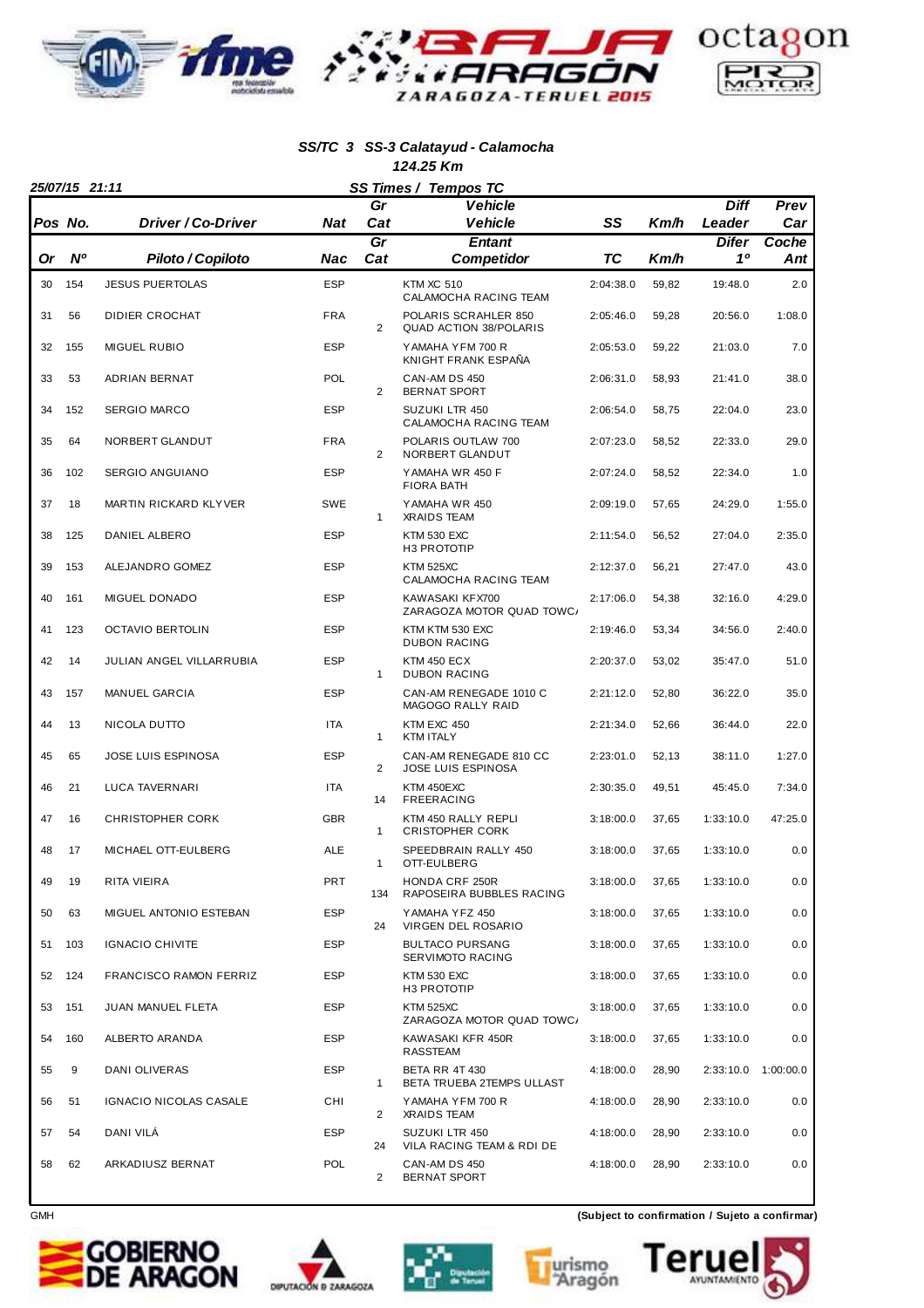### SS/TC 3 SS-3 Calatayud - Calamocha

124.25 Km

25/07/15 21:11

**SS Times / Tempos TC**

| Pos / Or | No. / Nº | Driver / Co-Driver / Piloto / Copiloto | Nat / Nac | Gr Cat / Gr Cat | Vehicle Vehicle / Entant Competidor | SS / TC | Km/h | Diff Leader / Difer 1º | Prev Car / Coche Ant |
|---|---|---|---|---|---|---|---|---|---|
| 30 | 154 | JESUS PUERTOLAS | ESP | | KTM XC 510<br>CALAMOCHA RACING TEAM | 2:04:38.0 | 59,82 | 19:48.0 | 2.0 |
| 31 | 56 | DIDIER CROCHAT | FRA | 2 | POLARIS SCRAHLER 850<br>QUAD ACTION 38/POLARIS | 2:05:46.0 | 59,28 | 20:56.0 | 1:08.0 |
| 32 | 155 | MIGUEL RUBIO | ESP | | YAMAHA YFM 700 R<br>KNIGHT FRANK ESPAÑA | 2:05:53.0 | 59,22 | 21:03.0 | 7.0 |
| 33 | 53 | ADRIAN BERNAT | POL | 2 | CAN-AM DS 450<br>BERNAT SPORT | 2:06:31.0 | 58,93 | 21:41.0 | 38.0 |
| 34 | 152 | SERGIO MARCO | ESP | | SUZUKI LTR 450<br>CALAMOCHA RACING TEAM | 2:06:54.0 | 58,75 | 22:04.0 | 23.0 |
| 35 | 64 | NORBERT GLANDUT | FRA | 2 | POLARIS OUTLAW 700<br>NORBERT GLANDUT | 2:07:23.0 | 58,52 | 22:33.0 | 29.0 |
| 36 | 102 | SERGIO ANGUIANO | ESP | | YAMAHA WR 450 F<br>FIORA BATH | 2:07:24.0 | 58,52 | 22:34.0 | 1.0 |
| 37 | 18 | MARTIN RICKARD KLYVER | SWE | 1 | YAMAHA WR 450<br>XRAIDS TEAM | 2:09:19.0 | 57,65 | 24:29.0 | 1:55.0 |
| 38 | 125 | DANIEL ALBERO | ESP | | KTM 530 EXC<br>H3 PROTOTIP | 2:11:54.0 | 56,52 | 27:04.0 | 2:35.0 |
| 39 | 153 | ALEJANDRO GOMEZ | ESP | | KTM 525XC<br>CALAMOCHA RACING TEAM | 2:12:37.0 | 56,21 | 27:47.0 | 43.0 |
| 40 | 161 | MIGUEL DONADO | ESP | | KAWASAKI KFX700<br>ZARAGOZA MOTOR QUAD TOWC/ | 2:17:06.0 | 54,38 | 32:16.0 | 4:29.0 |
| 41 | 123 | OCTAVIO BERTOLIN | ESP | | KTM KTM 530 EXC<br>DUBON RACING | 2:19:46.0 | 53,34 | 34:56.0 | 2:40.0 |
| 42 | 14 | JULIAN ANGEL VILLARRUBIA | ESP | 1 | KTM 450 ECX<br>DUBON RACING | 2:20:37.0 | 53,02 | 35:47.0 | 51.0 |
| 43 | 157 | MANUEL GARCIA | ESP | | CAN-AM RENEGADE 1010 C<br>MAGOGO RALLY RAID | 2:21:12.0 | 52,80 | 36:22.0 | 35.0 |
| 44 | 13 | NICOLA DUTTO | ITA | 1 | KTM EXC 450<br>KTM ITALY | 2:21:34.0 | 52,66 | 36:44.0 | 22.0 |
| 45 | 65 | JOSE LUIS ESPINOSA | ESP | 2 | CAN-AM RENEGADE 810 CC<br>JOSE LUIS ESPINOSA | 2:23:01.0 | 52,13 | 38:11.0 | 1:27.0 |
| 46 | 21 | LUCA TAVERNARI | ITA | 14 | KTM 450EXC<br>FREERACING | 2:30:35.0 | 49,51 | 45:45.0 | 7:34.0 |
| 47 | 16 | CHRISTOPHER CORK | GBR | 1 | KTM 450 RALLY REPLI<br>CRISTOPHER CORK | 3:18:00.0 | 37,65 | 1:33:10.0 | 47:25.0 |
| 48 | 17 | MICHAEL OTT-EULBERG | ALE | 1 | SPEEDBRAIN RALLY 450<br>OTT-EULBERG | 3:18:00.0 | 37,65 | 1:33:10.0 | 0.0 |
| 49 | 19 | RITA VIEIRA | PRT | 134 | HONDA CRF 250R<br>RAPOSEIRA BUBBLES RACING | 3:18:00.0 | 37,65 | 1:33:10.0 | 0.0 |
| 50 | 63 | MIGUEL ANTONIO ESTEBAN | ESP | 24 | YAMAHA YFZ 450<br>VIRGEN DEL ROSARIO | 3:18:00.0 | 37,65 | 1:33:10.0 | 0.0 |
| 51 | 103 | IGNACIO CHIVITE | ESP | | BULTACO PURSANG<br>SERVIMOTO RACING | 3:18:00.0 | 37,65 | 1:33:10.0 | 0.0 |
| 52 | 124 | FRANCISCO RAMON FERRIZ | ESP | | KTM 530 EXC<br>H3 PROTOTIP | 3:18:00.0 | 37,65 | 1:33:10.0 | 0.0 |
| 53 | 151 | JUAN MANUEL FLETA | ESP | | KTM 525XC<br>ZARAGOZA MOTOR QUAD TOWC/ | 3:18:00.0 | 37,65 | 1:33:10.0 | 0.0 |
| 54 | 160 | ALBERTO ARANDA | ESP | | KAWASAKI KFR 450R<br>RASSTEAM | 3:18:00.0 | 37,65 | 1:33:10.0 | 0.0 |
| 55 | 9 | DANI OLIVERAS | ESP | 1 | BETA RR 4T 430<br>BETA TRUEBA 2TEMPS ULLAST | 4:18:00.0 | 28,90 | 2:33:10.0 | 1:00:00.0 |
| 56 | 51 | IGNACIO NICOLAS CASALE | CHI | 2 | YAMAHA YFM 700 R<br>XRAIDS TEAM | 4:18:00.0 | 28,90 | 2:33:10.0 | 0.0 |
| 57 | 54 | DANI VILÁ | ESP | 24 | SUZUKI LTR 450<br>VILA RACING TEAM & RDI DE | 4:18:00.0 | 28,90 | 2:33:10.0 | 0.0 |
| 58 | 62 | ARKADIUSZ BERNAT | POL | 2 | CAN-AM DS 450<br>BERNAT SPORT | 4:18:00.0 | 28,90 | 2:33:10.0 | 0.0 |

GMH

**(Subject to confirmation / Sujeto a confirmar)**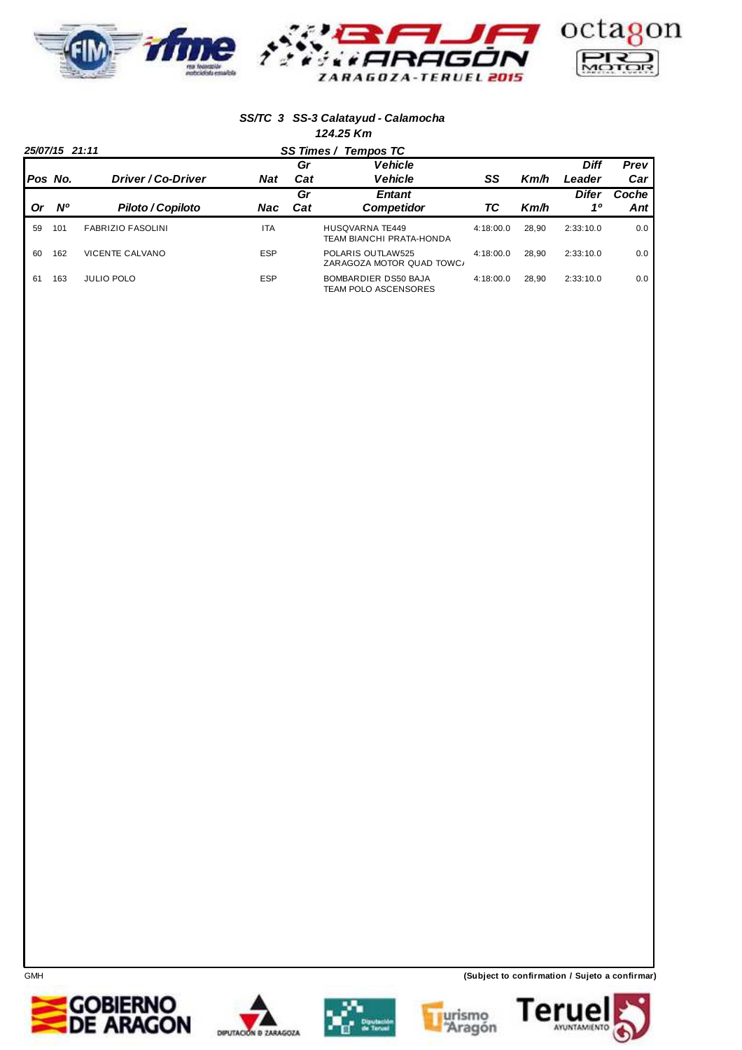**SS/TC 3 SS-3 Calatayud - Calamocha**

**124.25 Km**

**25/07/15 21:11** **SS Times / Tempos TC**

| Pos | No. | Driver / Co-Driver | Nat | Gr Cat | Vehicle / Vehicle | SS | Km/h | Diff Leader | Prev Car |
|---|---|---|---|---|---|---|---|---|---|
| Or | Nº | Piloto / Copiloto | Nac | Gr Cat | Entant / Competidor | TC | Km/h | Difer 1º | Coche Ant |
| 59 | 101 | FABRIZIO FASOLINI | ITA | | HUSQVARNA TE449<br>TEAM BIANCHI PRATA-HONDA | 4:18:00.0 | 28,90 | 2:33:10.0 | 0.0 |
| 60 | 162 | VICENTE CALVANO | ESP | | POLARIS OUTLAW525<br>ZARAGOZA MOTOR QUAD TOWC/ | 4:18:00.0 | 28,90 | 2:33:10.0 | 0.0 |
| 61 | 163 | JULIO POLO | ESP | | BOMBARDIER DS50 BAJA<br>TEAM POLO ASCENSORES | 4:18:00.0 | 28,90 | 2:33:10.0 | 0.0 |

GMH

**(Subject to confirmation / Sujeto a confirmar)**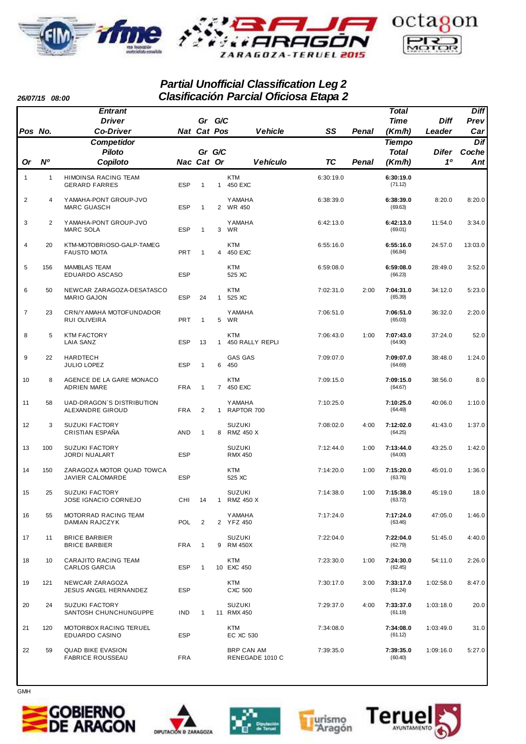## Partial Unofficial Classification Leg 2
## Clasificación Parcial Oficiosa Etapa 2

26/07/15 08:00

| Pos / Or | No. / Nº | Entrant / Driver / Co-Driver — Competidor / Piloto / Copiloto | Nat / Nac | Gr Cat | G/C Pos / Or | Vehicle / Vehículo | SS / TC | Penal | Total Time (Km/h) / Tiempo Total (Km/h) | Diff Leader / Difer 1º | Diff Prev Car / Dif Coche Ant |
|---|---|---|---|---|---|---|---|---|---|---|---|
| 1 | 1 | HIMOINSA RACING TEAM<br>GERARD FARRES | ESP | 1 | 1 | KTM<br>450 EXC | 6:30:19.0 | | **6:30:19.0**<br>(71.12) | | |
| 2 | 4 | YAMAHA-PONT GROUP-JVO<br>MARC GUASCH | ESP | 1 | 2 | YAMAHA<br>WR 450 | 6:38:39.0 | | **6:38:39.0**<br>(69.63) | 8:20.0 | 8:20.0 |
| 3 | 2 | YAMAHA-PONT GROUP-JVO<br>MARC SOLA | ESP | 1 | 3 | YAMAHA<br>WR | 6:42:13.0 | | **6:42:13.0**<br>(69.01) | 11:54.0 | 3:34.0 |
| 4 | 20 | KTM-MOTOBRIOSO-GALP-TAMEG<br>FAUSTO MOTA | PRT | 1 | 4 | KTM<br>450 EXC | 6:55:16.0 | | **6:55:16.0**<br>(66.84) | 24:57.0 | 13:03.0 |
| 5 | 156 | MAMBLAS TEAM<br>EDUARDO ASCASO | ESP | | | KTM<br>525 XC | 6:59:08.0 | | **6:59:08.0**<br>(66.23) | 28:49.0 | 3:52.0 |
| 6 | 50 | NEWCAR ZARAGOZA-DESATASCO<br>MARIO GAJON | ESP | 24 | 1 | KTM<br>525 XC | 7:02:31.0 | 2:00 | **7:04:31.0**<br>(65.39) | 34:12.0 | 5:23.0 |
| 7 | 23 | CRN/YAMAHA MOTOFUNDADOR<br>RUI OLIVEIRA | PRT | 1 | 5 | YAMAHA<br>WR | 7:06:51.0 | | **7:06:51.0**<br>(65.03) | 36:32.0 | 2:20.0 |
| 8 | 5 | KTM FACTORY<br>LAIA SANZ | ESP | 13 | 1 | KTM<br>450 RALLY REPLI | 7:06:43.0 | 1:00 | **7:07:43.0**<br>(64.90) | 37:24.0 | 52.0 |
| 9 | 22 | HARDTECH<br>JULIO LOPEZ | ESP | 1 | 6 | GAS GAS<br>450 | 7:09:07.0 | | **7:09:07.0**<br>(64.69) | 38:48.0 | 1:24.0 |
| 10 | 8 | AGENCE DE LA GARE MONACO<br>ADRIEN MARE | FRA | 1 | 7 | KTM<br>450 EXC | 7:09:15.0 | | **7:09:15.0**<br>(64.67) | 38:56.0 | 8.0 |
| 11 | 58 | UAD-DRAGON`S DISTRIBUTION<br>ALEXANDRE GIROUD | FRA | 2 | 1 | YAMAHA<br>RAPTOR 700 | 7:10:25.0 | | **7:10:25.0**<br>(64.49) | 40:06.0 | 1:10.0 |
| 12 | 3 | SUZUKI FACTORY<br>CRISTIAN ESPAÑA | AND | 1 | 8 | SUZUKI<br>RMZ 450 X | 7:08:02.0 | 4:00 | **7:12:02.0**<br>(64.25) | 41:43.0 | 1:37.0 |
| 13 | 100 | SUZUKI FACTORY<br>JORDI NUALART | ESP | | | SUZUKI<br>RMX 450 | 7:12:44.0 | 1:00 | **7:13:44.0**<br>(64.00) | 43:25.0 | 1:42.0 |
| 14 | 150 | ZARAGOZA MOTOR QUAD TOWCA<br>JAVIER CALOMARDE | ESP | | | KTM<br>525 XC | 7:14:20.0 | 1:00 | **7:15:20.0**<br>(63.76) | 45:01.0 | 1:36.0 |
| 15 | 25 | SUZUKI FACTORY<br>JOSE IGNACIO CORNEJO | CHI | 14 | 1 | SUZUKI<br>RMZ 450 X | 7:14:38.0 | 1:00 | **7:15:38.0**<br>(63.72) | 45:19.0 | 18.0 |
| 16 | 55 | MOTORRAD RACING TEAM<br>DAMIAN RAJCZYK | POL | 2 | 2 | YAMAHA<br>YFZ 450 | 7:17:24.0 | | **7:17:24.0**<br>(63.46) | 47:05.0 | 1:46.0 |
| 17 | 11 | BRICE BARBIER<br>BRICE BARBIER | FRA | 1 | 9 | SUZUKI<br>RM 450X | 7:22:04.0 | | **7:22:04.0**<br>(62.79) | 51:45.0 | 4:40.0 |
| 18 | 10 | CARAJITO RACING TEAM<br>CARLOS GARCIA | ESP | 1 | 10 | KTM<br>EXC 450 | 7:23:30.0 | 1:00 | **7:24:30.0**<br>(62.45) | 54:11.0 | 2:26.0 |
| 19 | 121 | NEWCAR ZARAGOZA<br>JESUS ANGEL HERNANDEZ | ESP | | | KTM<br>CXC 500 | 7:30:17.0 | 3:00 | **7:33:17.0**<br>(61.24) | 1:02:58.0 | 8:47.0 |
| 20 | 24 | SUZUKI FACTORY<br>SANTOSH CHUNCHUNGUPPE | IND | 1 | 11 | SUZUKI<br>RMX 450 | 7:29:37.0 | 4:00 | **7:33:37.0**<br>(61.19) | 1:03:18.0 | 20.0 |
| 21 | 120 | MOTORBOX RACING TERUEL<br>EDUARDO CASINO | ESP | | | KTM<br>EC XC 530 | 7:34:08.0 | | **7:34:08.0**<br>(61.12) | 1:03:49.0 | 31.0 |
| 22 | 59 | QUAD BIKE EVASION<br>FABRICE ROUSSEAU | FRA | | | BRP CAN AM<br>RENEGADE 1010 C | 7:39:35.0 | | **7:39:35.0**<br>(60.40) | 1:09:16.0 | 5:27.0 |

GMH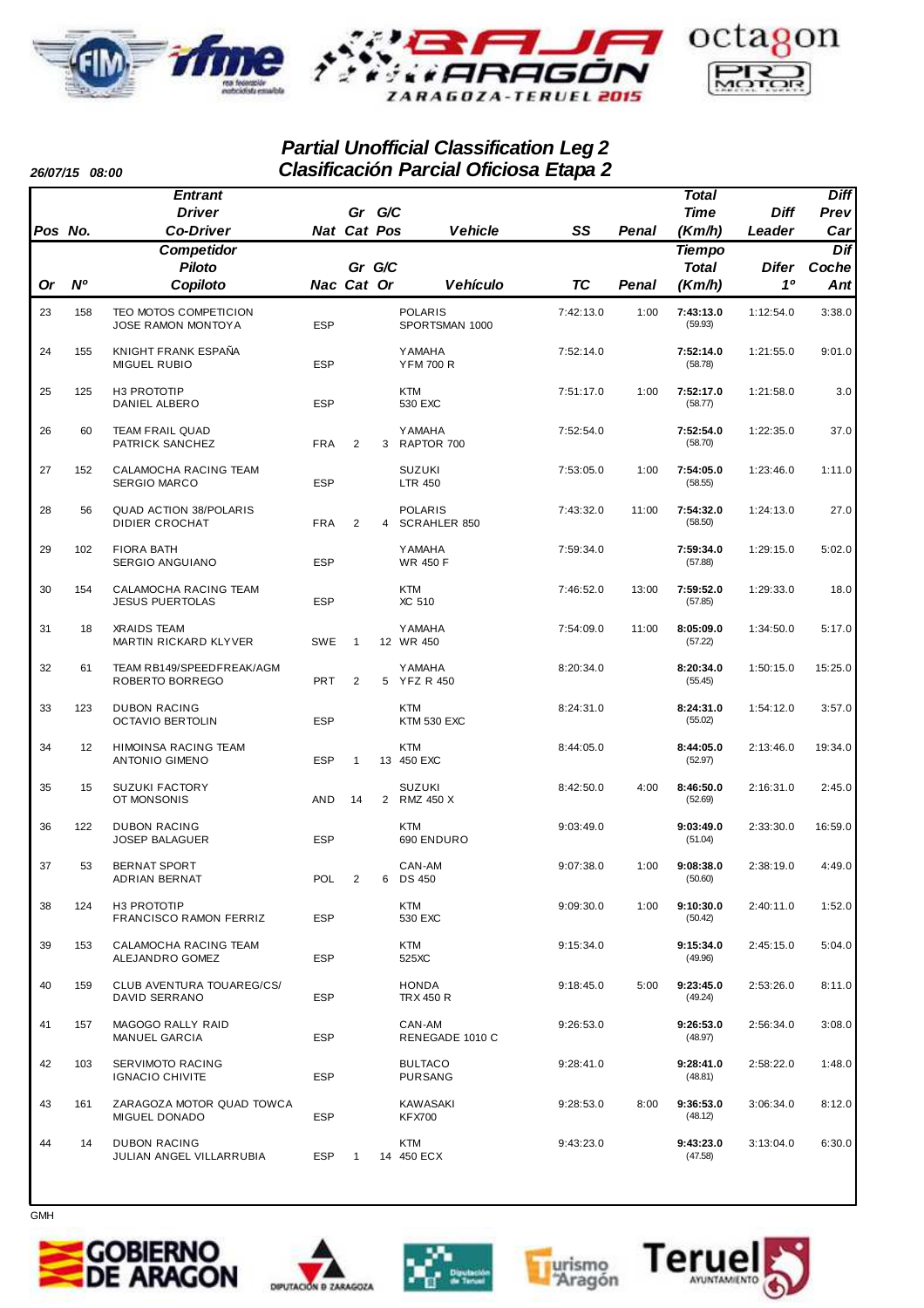# Partial Unofficial Classification Leg 2
# Clasificación Parcial Oficiosa Etapa 2

26/07/15 08:00

| Pos / Or | No. / Nº | Entrant / Competidor<br>Driver / Piloto<br>Co-Driver / Copiloto | Nat / Nac | Gr Cat | G/C Pos / G/C Or | Vehicle / Vehículo | SS / TC | Penal | Total Time (Km/h) / Tiempo Total (Km/h) | Diff Leader / Difer 1º | Diff Prev Car / Dif Coche Ant |
|---|---|---|---|---|---|---|---|---|---|---|---|
| 23 | 158 | TEO MOTOS COMPETICION<br>JOSE RAMON MONTOYA | ESP | | | POLARIS<br>SPORTSMAN 1000 | 7:42:13.0 | 1:00 | **7:43:13.0**<br>(59.93) | 1:12:54.0 | 3:38.0 |
| 24 | 155 | KNIGHT FRANK ESPAÑA<br>MIGUEL RUBIO | ESP | | | YAMAHA<br>YFM 700 R | 7:52:14.0 | | **7:52:14.0**<br>(58.78) | 1:21:55.0 | 9:01.0 |
| 25 | 125 | H3 PROTOTIP<br>DANIEL ALBERO | ESP | | | KTM<br>530 EXC | 7:51:17.0 | 1:00 | **7:52:17.0**<br>(58.77) | 1:21:58.0 | 3.0 |
| 26 | 60 | TEAM FRAIL QUAD<br>PATRICK SANCHEZ | FRA | 2 | 3 | YAMAHA<br>RAPTOR 700 | 7:52:54.0 | | **7:52:54.0**<br>(58.70) | 1:22:35.0 | 37.0 |
| 27 | 152 | CALAMOCHA RACING TEAM<br>SERGIO MARCO | ESP | | | SUZUKI<br>LTR 450 | 7:53:05.0 | 1:00 | **7:54:05.0**<br>(58.55) | 1:23:46.0 | 1:11.0 |
| 28 | 56 | QUAD ACTION 38/POLARIS<br>DIDIER CROCHAT | FRA | 2 | 4 | POLARIS<br>SCRAHLER 850 | 7:43:32.0 | 11:00 | **7:54:32.0**<br>(58.50) | 1:24:13.0 | 27.0 |
| 29 | 102 | FIORA BATH<br>SERGIO ANGUIANO | ESP | | | YAMAHA<br>WR 450 F | 7:59:34.0 | | **7:59:34.0**<br>(57.88) | 1:29:15.0 | 5:02.0 |
| 30 | 154 | CALAMOCHA RACING TEAM<br>JESUS PUERTOLAS | ESP | | | KTM<br>XC 510 | 7:46:52.0 | 13:00 | **7:59:52.0**<br>(57.85) | 1:29:33.0 | 18.0 |
| 31 | 18 | XRAIDS TEAM<br>MARTIN RICKARD KLYVER | SWE | 1 | 12 | YAMAHA<br>WR 450 | 7:54:09.0 | 11:00 | **8:05:09.0**<br>(57.22) | 1:34:50.0 | 5:17.0 |
| 32 | 61 | TEAM RB149/SPEEDFREAK/AGM<br>ROBERTO BORREGO | PRT | 2 | 5 | YAMAHA<br>YFZ R 450 | 8:20:34.0 | | **8:20:34.0**<br>(55.45) | 1:50:15.0 | 15:25.0 |
| 33 | 123 | DUBON RACING<br>OCTAVIO BERTOLIN | ESP | | | KTM<br>KTM 530 EXC | 8:24:31.0 | | **8:24:31.0**<br>(55.02) | 1:54:12.0 | 3:57.0 |
| 34 | 12 | HIMOINSA RACING TEAM<br>ANTONIO GIMENO | ESP | 1 | 13 | KTM<br>450 EXC | 8:44:05.0 | | **8:44:05.0**<br>(52.97) | 2:13:46.0 | 19:34.0 |
| 35 | 15 | SUZUKI FACTORY<br>OT MONSONIS | AND | 14 | 2 | SUZUKI<br>RMZ 450 X | 8:42:50.0 | 4:00 | **8:46:50.0**<br>(52.69) | 2:16:31.0 | 2:45.0 |
| 36 | 122 | DUBON RACING<br>JOSEP BALAGUER | ESP | | | KTM<br>690 ENDURO | 9:03:49.0 | | **9:03:49.0**<br>(51.04) | 2:33:30.0 | 16:59.0 |
| 37 | 53 | BERNAT SPORT<br>ADRIAN BERNAT | POL | 2 | 6 | CAN-AM<br>DS 450 | 9:07:38.0 | 1:00 | **9:08:38.0**<br>(50.60) | 2:38:19.0 | 4:49.0 |
| 38 | 124 | H3 PROTOTIP<br>FRANCISCO RAMON FERRIZ | ESP | | | KTM<br>530 EXC | 9:09:30.0 | 1:00 | **9:10:30.0**<br>(50.42) | 2:40:11.0 | 1:52.0 |
| 39 | 153 | CALAMOCHA RACING TEAM<br>ALEJANDRO GOMEZ | ESP | | | KTM<br>525XC | 9:15:34.0 | | **9:15:34.0**<br>(49.96) | 2:45:15.0 | 5:04.0 |
| 40 | 159 | CLUB AVENTURA TOUAREG/CS/<br>DAVID SERRANO | ESP | | | HONDA<br>TRX 450 R | 9:18:45.0 | 5:00 | **9:23:45.0**<br>(49.24) | 2:53:26.0 | 8:11.0 |
| 41 | 157 | MAGOGO RALLY RAID<br>MANUEL GARCIA | ESP | | | CAN-AM<br>RENEGADE 1010 C | 9:26:53.0 | | **9:26:53.0**<br>(48.97) | 2:56:34.0 | 3:08.0 |
| 42 | 103 | SERVIMOTO RACING<br>IGNACIO CHIVITE | ESP | | | BULTACO<br>PURSANG | 9:28:41.0 | | **9:28:41.0**<br>(48.81) | 2:58:22.0 | 1:48.0 |
| 43 | 161 | ZARAGOZA MOTOR QUAD TOWCA<br>MIGUEL DONADO | ESP | | | KAWASAKI<br>KFX700 | 9:28:53.0 | 8:00 | **9:36:53.0**<br>(48.12) | 3:06:34.0 | 8:12.0 |
| 44 | 14 | DUBON RACING<br>JULIAN ANGEL VILLARRUBIA | ESP | 1 | 14 | KTM<br>450 ECX | 9:43:23.0 | | **9:43:23.0**<br>(47.58) | 3:13:04.0 | 6:30.0 |

GMH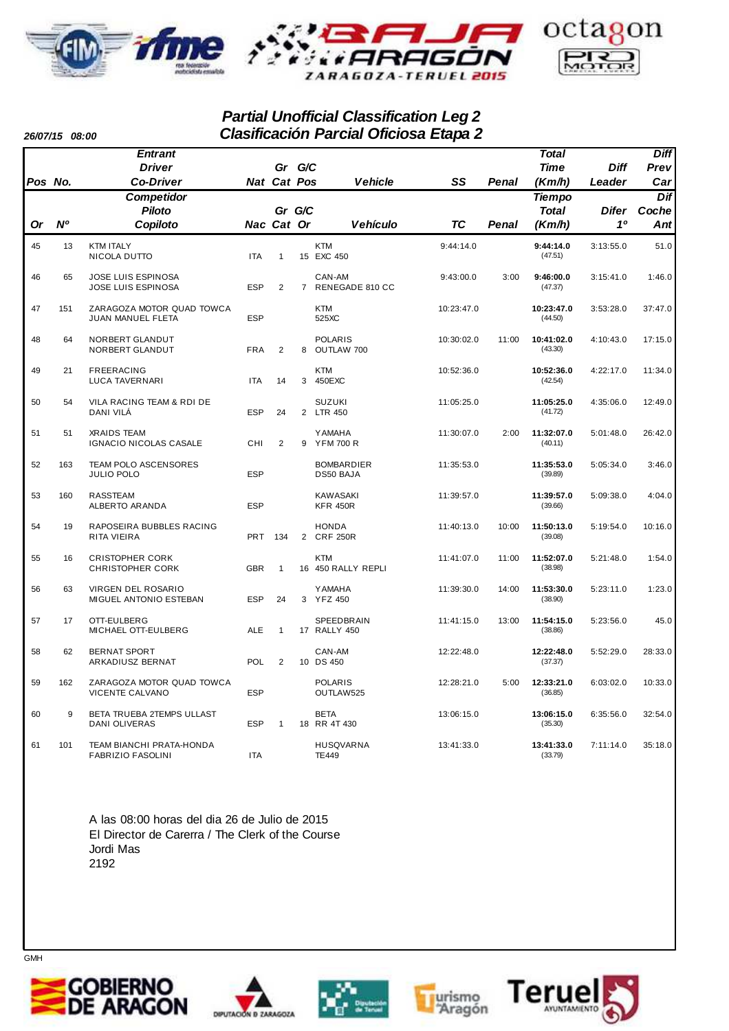## Partial Unofficial Classification Leg 2
## Clasificación Parcial Oficiosa Etapa 2

**26/07/15 08:00**

| Pos / Or | No. / Nº | Entrant / Competidor, Driver / Piloto, Co-Driver / Copiloto | Nat / Nac | Gr Cat | G/C Pos / G/C Or | Vehicle / Vehículo | SS / TC | Penal | Total Time (Km/h) / Tiempo Total (Km/h) | Diff Leader / Difer 1º | Diff Prev Car / Dif Coche Ant |
|---|---|---|---|---|---|---|---|---|---|---|---|
| 45 | 13 | KTM ITALY<br>NICOLA DUTTO | ITA | 1 | 15 | KTM<br>EXC 450 | 9:44:14.0 | | **9:44:14.0**<br>(47.51) | 3:13:55.0 | 51.0 |
| 46 | 65 | JOSE LUIS ESPINOSA<br>JOSE LUIS ESPINOSA | ESP | 2 | 7 | CAN-AM<br>RENEGADE 810 CC | 9:43:00.0 | 3:00 | **9:46:00.0**<br>(47.37) | 3:15:41.0 | 1:46.0 |
| 47 | 151 | ZARAGOZA MOTOR QUAD TOWCA<br>JUAN MANUEL FLETA | ESP | | | KTM<br>525XC | 10:23:47.0 | | **10:23:47.0**<br>(44.50) | 3:53:28.0 | 37:47.0 |
| 48 | 64 | NORBERT GLANDUT<br>NORBERT GLANDUT | FRA | 2 | 8 | POLARIS<br>OUTLAW 700 | 10:30:02.0 | 11:00 | **10:41:02.0**<br>(43.30) | 4:10:43.0 | 17:15.0 |
| 49 | 21 | FREERACING<br>LUCA TAVERNARI | ITA | 14 | 3 | KTM<br>450EXC | 10:52:36.0 | | **10:52:36.0**<br>(42.54) | 4:22:17.0 | 11:34.0 |
| 50 | 54 | VILA RACING TEAM & RDI DE<br>DANI VILÁ | ESP | 24 | 2 | SUZUKI<br>LTR 450 | 11:05:25.0 | | **11:05:25.0**<br>(41.72) | 4:35:06.0 | 12:49.0 |
| 51 | 51 | XRAIDS TEAM<br>IGNACIO NICOLAS CASALE | CHI | 2 | 9 | YAMAHA<br>YFM 700 R | 11:30:07.0 | 2:00 | **11:32:07.0**<br>(40.11) | 5:01:48.0 | 26:42.0 |
| 52 | 163 | TEAM POLO ASCENSORES<br>JULIO POLO | ESP | | | BOMBARDIER<br>DS50 BAJA | 11:35:53.0 | | **11:35:53.0**<br>(39.89) | 5:05:34.0 | 3:46.0 |
| 53 | 160 | RASSTEAM<br>ALBERTO ARANDA | ESP | | | KAWASAKI<br>KFR 450R | 11:39:57.0 | | **11:39:57.0**<br>(39.66) | 5:09:38.0 | 4:04.0 |
| 54 | 19 | RAPOSEIRA BUBBLES RACING<br>RITA VIEIRA | PRT | 134 | 2 | HONDA<br>CRF 250R | 11:40:13.0 | 10:00 | **11:50:13.0**<br>(39.08) | 5:19:54.0 | 10:16.0 |
| 55 | 16 | CRISTOPHER CORK<br>CHRISTOPHER CORK | GBR | 1 | 16 | KTM<br>450 RALLY REPLI | 11:41:07.0 | 11:00 | **11:52:07.0**<br>(38.98) | 5:21:48.0 | 1:54.0 |
| 56 | 63 | VIRGEN DEL ROSARIO<br>MIGUEL ANTONIO ESTEBAN | ESP | 24 | 3 | YAMAHA<br>YFZ 450 | 11:39:30.0 | 14:00 | **11:53:30.0**<br>(38.90) | 5:23:11.0 | 1:23.0 |
| 57 | 17 | OTT-EULBERG<br>MICHAEL OTT-EULBERG | ALE | 1 | 17 | SPEEDBRAIN<br>RALLY 450 | 11:41:15.0 | 13:00 | **11:54:15.0**<br>(38.86) | 5:23:56.0 | 45.0 |
| 58 | 62 | BERNAT SPORT<br>ARKADIUSZ BERNAT | POL | 2 | 10 | CAN-AM<br>DS 450 | 12:22:48.0 | | **12:22:48.0**<br>(37.37) | 5:52:29.0 | 28:33.0 |
| 59 | 162 | ZARAGOZA MOTOR QUAD TOWCA<br>VICENTE CALVANO | ESP | | | POLARIS<br>OUTLAW525 | 12:28:21.0 | 5:00 | **12:33:21.0**<br>(36.85) | 6:03:02.0 | 10:33.0 |
| 60 | 9 | BETA TRUEBA 2TEMPS ULLAST<br>DANI OLIVERAS | ESP | 1 | 18 | BETA<br>RR 4T 430 | 13:06:15.0 | | **13:06:15.0**<br>(35.30) | 6:35:56.0 | 32:54.0 |
| 61 | 101 | TEAM BIANCHI PRATA-HONDA<br>FABRIZIO FASOLINI | ITA | | | HUSQVARNA<br>TE449 | 13:41:33.0 | | **13:41:33.0**<br>(33.79) | 7:11:14.0 | 35:18.0 |

A las 08:00 horas del dia 26 de Julio de 2015
El Director de Carrera / The Clerk of the Course
Jordi Mas
2192

GMH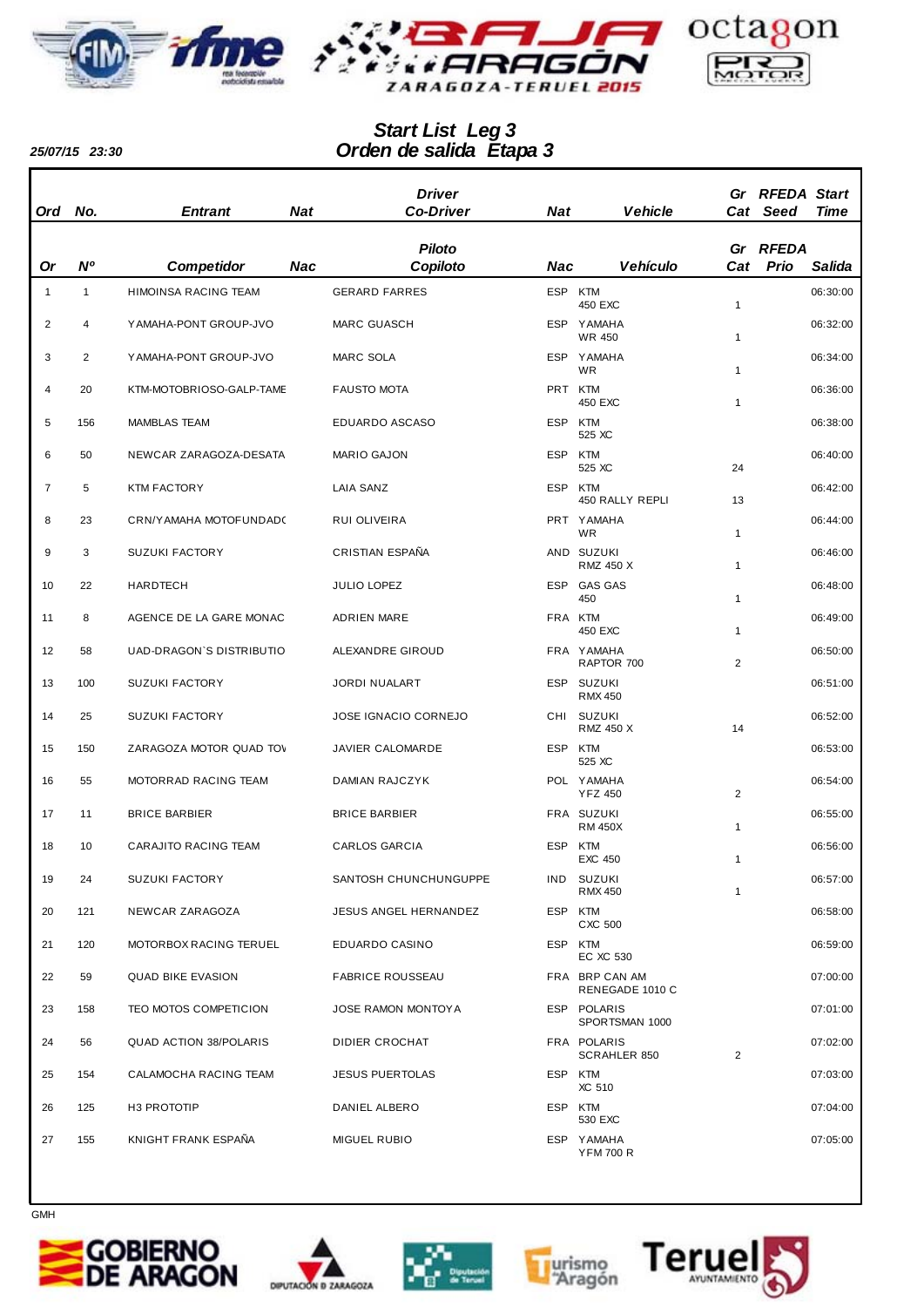25/07/15 23:30

## Start List Leg 3
## Orden de salida Etapa 3

| Ord / Or | No. / Nº | Entrant / Competidor | Nat / Nac | Driver Co-Driver / Piloto Copiloto | Nat / Nac | Vehicle / Vehículo | Gr Cat | RFEDA Seed / RFEDA Prio | Start Time / Salida |
|---|---|---|---|---|---|---|---|---|---|
| 1 | 1 | HIMOINSA RACING TEAM | | GERARD FARRES | ESP | KTM 450 EXC | 1 | | 06:30:00 |
| 2 | 4 | YAMAHA-PONT GROUP-JVO | | MARC GUASCH | ESP | YAMAHA WR 450 | 1 | | 06:32:00 |
| 3 | 2 | YAMAHA-PONT GROUP-JVO | | MARC SOLA | ESP | YAMAHA WR | 1 | | 06:34:00 |
| 4 | 20 | KTM-MOTOBRIOSO-GALP-TAME | | FAUSTO MOTA | PRT | KTM 450 EXC | 1 | | 06:36:00 |
| 5 | 156 | MAMBLAS TEAM | | EDUARDO ASCASO | ESP | KTM 525 XC | | | 06:38:00 |
| 6 | 50 | NEWCAR ZARAGOZA-DESATA | | MARIO GAJON | ESP | KTM 525 XC | 24 | | 06:40:00 |
| 7 | 5 | KTM FACTORY | | LAIA SANZ | ESP | KTM 450 RALLY REPLI | 13 | | 06:42:00 |
| 8 | 23 | CRN/YAMAHA MOTOFUNDADO | | RUI OLIVEIRA | PRT | YAMAHA WR | 1 | | 06:44:00 |
| 9 | 3 | SUZUKI FACTORY | | CRISTIAN ESPAÑA | AND | SUZUKI RMZ 450 X | 1 | | 06:46:00 |
| 10 | 22 | HARDTECH | | JULIO LOPEZ | ESP | GAS GAS 450 | 1 | | 06:48:00 |
| 11 | 8 | AGENCE DE LA GARE MONAC | | ADRIEN MARE | FRA | KTM 450 EXC | 1 | | 06:49:00 |
| 12 | 58 | UAD-DRAGON`S DISTRIBUTIO | | ALEXANDRE GIROUD | FRA | YAMAHA RAPTOR 700 | 2 | | 06:50:00 |
| 13 | 100 | SUZUKI FACTORY | | JORDI NUALART | ESP | SUZUKI RMX 450 | | | 06:51:00 |
| 14 | 25 | SUZUKI FACTORY | | JOSE IGNACIO CORNEJO | CHI | SUZUKI RMZ 450 X | 14 | | 06:52:00 |
| 15 | 150 | ZARAGOZA MOTOR QUAD TOV | | JAVIER CALOMARDE | ESP | KTM 525 XC | | | 06:53:00 |
| 16 | 55 | MOTORRAD RACING TEAM | | DAMIAN RAJCZYK | POL | YAMAHA YFZ 450 | 2 | | 06:54:00 |
| 17 | 11 | BRICE BARBIER | | BRICE BARBIER | FRA | SUZUKI RM 450X | 1 | | 06:55:00 |
| 18 | 10 | CARAJITO RACING TEAM | | CARLOS GARCIA | ESP | KTM EXC 450 | 1 | | 06:56:00 |
| 19 | 24 | SUZUKI FACTORY | | SANTOSH CHUNCHUNGUPPE | IND | SUZUKI RMX 450 | 1 | | 06:57:00 |
| 20 | 121 | NEWCAR ZARAGOZA | | JESUS ANGEL HERNANDEZ | ESP | KTM CXC 500 | | | 06:58:00 |
| 21 | 120 | MOTORBOX RACING TERUEL | | EDUARDO CASINO | ESP | KTM EC XC 530 | | | 06:59:00 |
| 22 | 59 | QUAD BIKE EVASION | | FABRICE ROUSSEAU | FRA | BRP CAN AM RENEGADE 1010 C | | | 07:00:00 |
| 23 | 158 | TEO MOTOS COMPETICION | | JOSE RAMON MONTOYA | ESP | POLARIS SPORTSMAN 1000 | | | 07:01:00 |
| 24 | 56 | QUAD ACTION 38/POLARIS | | DIDIER CROCHAT | FRA | POLARIS SCRAHLER 850 | 2 | | 07:02:00 |
| 25 | 154 | CALAMOCHA RACING TEAM | | JESUS PUERTOLAS | ESP | KTM XC 510 | | | 07:03:00 |
| 26 | 125 | H3 PROTOTIP | | DANIEL ALBERO | ESP | KTM 530 EXC | | | 07:04:00 |
| 27 | 155 | KNIGHT FRANK ESPAÑA | | MIGUEL RUBIO | ESP | YAMAHA YFM 700 R | | | 07:05:00 |

GMH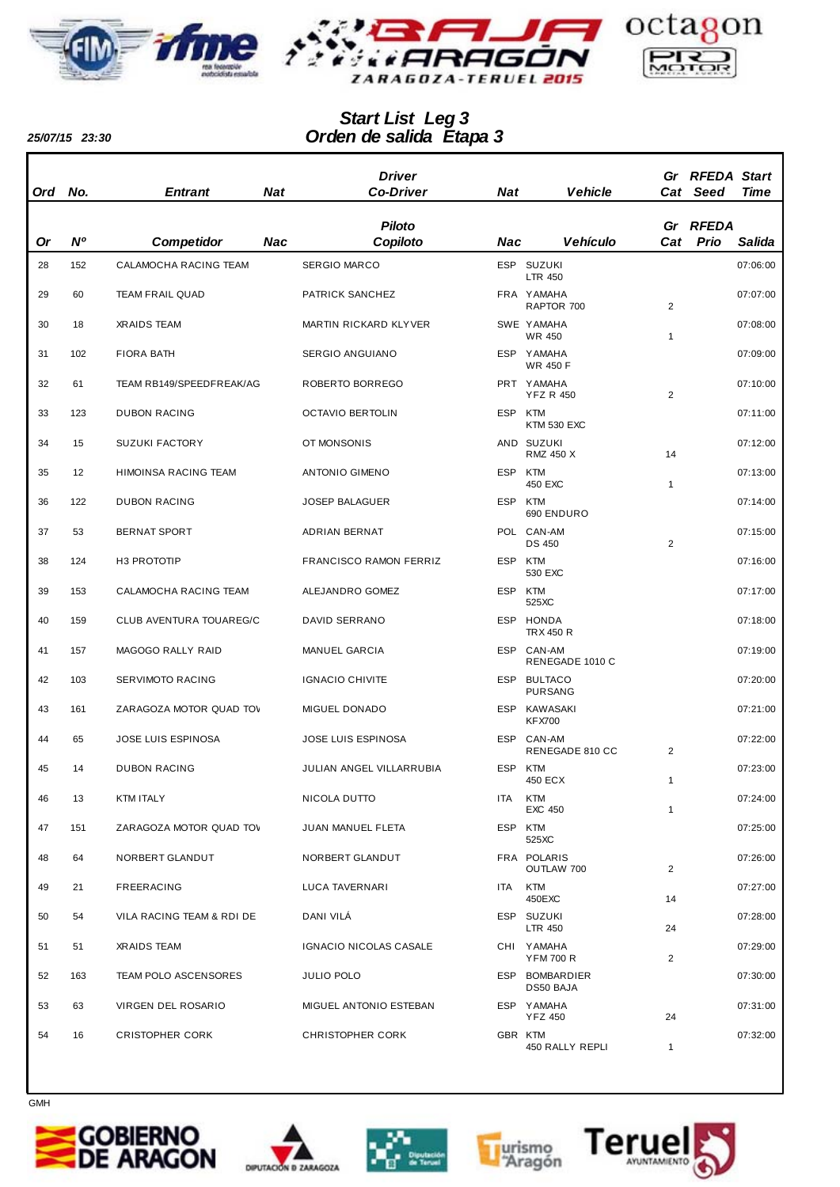# Start List Leg 3
## Orden de salida Etapa 3

25/07/15 23:30

| Ord / Or | No. / Nº | Entrant / Competidor | Nat / Nac | Driver / Co-Driver / Piloto / Copiloto | Nat / Nac | Vehicle / Vehículo | Gr Cat | RFEDA Seed / RFEDA Prio | Start Time / Salida |
|---|---|---|---|---|---|---|---|---|---|
| 28 | 152 | CALAMOCHA RACING TEAM | | SERGIO MARCO | ESP | SUZUKI LTR 450 | | | 07:06:00 |
| 29 | 60 | TEAM FRAIL QUAD | | PATRICK SANCHEZ | FRA | YAMAHA RAPTOR 700 | 2 | | 07:07:00 |
| 30 | 18 | XRAIDS TEAM | | MARTIN RICKARD KLYVER | SWE | YAMAHA WR 450 | 1 | | 07:08:00 |
| 31 | 102 | FIORA BATH | | SERGIO ANGUIANO | ESP | YAMAHA WR 450 F | | | 07:09:00 |
| 32 | 61 | TEAM RB149/SPEEDFREAK/AG | | ROBERTO BORREGO | PRT | YAMAHA YFZ R 450 | 2 | | 07:10:00 |
| 33 | 123 | DUBON RACING | | OCTAVIO BERTOLIN | ESP | KTM KTM 530 EXC | | | 07:11:00 |
| 34 | 15 | SUZUKI FACTORY | | OT MONSONIS | AND | SUZUKI RMZ 450 X | 14 | | 07:12:00 |
| 35 | 12 | HIMOINSA RACING TEAM | | ANTONIO GIMENO | ESP | KTM 450 EXC | 1 | | 07:13:00 |
| 36 | 122 | DUBON RACING | | JOSEP BALAGUER | ESP | KTM 690 ENDURO | | | 07:14:00 |
| 37 | 53 | BERNAT SPORT | | ADRIAN BERNAT | POL | CAN-AM DS 450 | 2 | | 07:15:00 |
| 38 | 124 | H3 PROTOTIP | | FRANCISCO RAMON FERRIZ | ESP | KTM 530 EXC | | | 07:16:00 |
| 39 | 153 | CALAMOCHA RACING TEAM | | ALEJANDRO GOMEZ | ESP | KTM 525XC | | | 07:17:00 |
| 40 | 159 | CLUB AVENTURA TOUAREG/C | | DAVID SERRANO | ESP | HONDA TRX 450 R | | | 07:18:00 |
| 41 | 157 | MAGOGO RALLY RAID | | MANUEL GARCIA | ESP | CAN-AM RENEGADE 1010 C | | | 07:19:00 |
| 42 | 103 | SERVIMOTO RACING | | IGNACIO CHIVITE | ESP | BULTACO PURSANG | | | 07:20:00 |
| 43 | 161 | ZARAGOZA MOTOR QUAD TO\ | | MIGUEL DONADO | ESP | KAWASAKI KFX700 | | | 07:21:00 |
| 44 | 65 | JOSE LUIS ESPINOSA | | JOSE LUIS ESPINOSA | ESP | CAN-AM RENEGADE 810 CC | 2 | | 07:22:00 |
| 45 | 14 | DUBON RACING | | JULIAN ANGEL VILLARRUBIA | ESP | KTM 450 ECX | 1 | | 07:23:00 |
| 46 | 13 | KTM ITALY | | NICOLA DUTTO | ITA | KTM EXC 450 | 1 | | 07:24:00 |
| 47 | 151 | ZARAGOZA MOTOR QUAD TO\ | | JUAN MANUEL FLETA | ESP | KTM 525XC | | | 07:25:00 |
| 48 | 64 | NORBERT GLANDUT | | NORBERT GLANDUT | FRA | POLARIS OUTLAW 700 | 2 | | 07:26:00 |
| 49 | 21 | FREERACING | | LUCA TAVERNARI | ITA | KTM 450EXC | 14 | | 07:27:00 |
| 50 | 54 | VILA RACING TEAM & RDI DE | | DANI VILÁ | ESP | SUZUKI LTR 450 | 24 | | 07:28:00 |
| 51 | 51 | XRAIDS TEAM | | IGNACIO NICOLAS CASALE | CHI | YAMAHA YFM 700 R | 2 | | 07:29:00 |
| 52 | 163 | TEAM POLO ASCENSORES | | JULIO POLO | ESP | BOMBARDIER DS50 BAJA | | | 07:30:00 |
| 53 | 63 | VIRGEN DEL ROSARIO | | MIGUEL ANTONIO ESTEBAN | ESP | YAMAHA YFZ 450 | 24 | | 07:31:00 |
| 54 | 16 | CRISTOPHER CORK | | CHRISTOPHER CORK | GBR | KTM 450 RALLY REPLI | 1 | | 07:32:00 |

GMH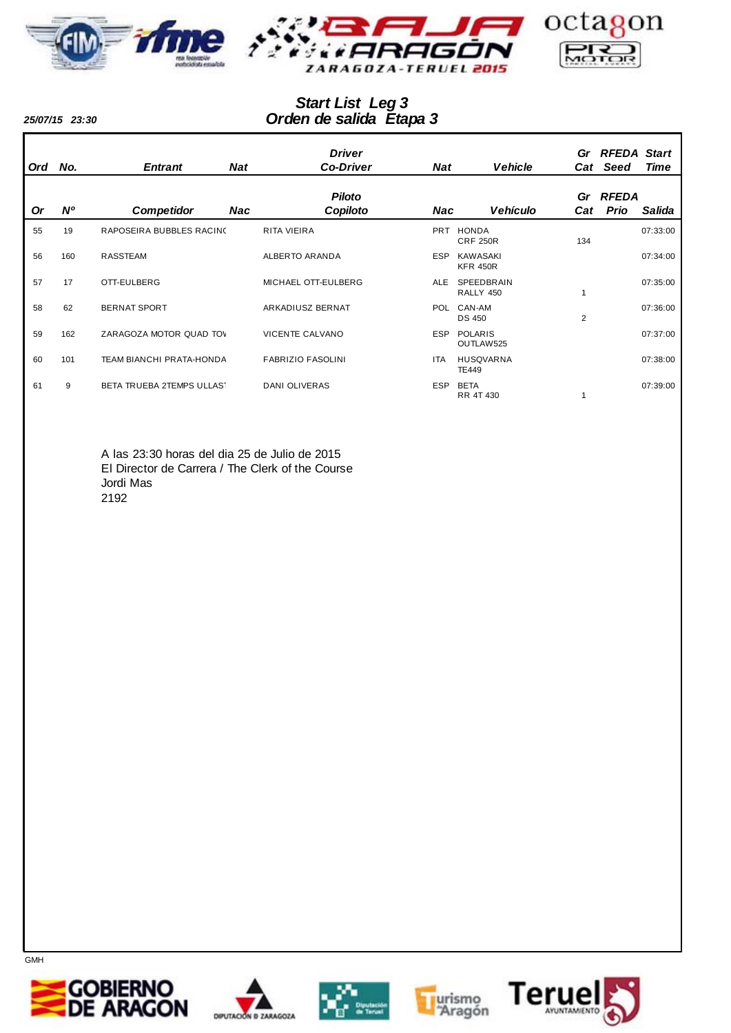25/07/15 23:30

## Start List Leg 3
## Orden de salida Etapa 3

| Ord | No. | Entrant | Nat | Driver Co-Driver | Nat | Vehicle | Gr Cat | RFEDA Seed | Start Time |
|---|---|---|---|---|---|---|---|---|---|
| Or | Nº | Competidor | Nac | Piloto Copiloto | Nac | Vehículo | Gr Cat | RFEDA Prio | Salida |
| 55 | 19 | RAPOSEIRA BUBBLES RACINC | | RITA VIEIRA | PRT | HONDA CRF 250R | 134 | | 07:33:00 |
| 56 | 160 | RASSTEAM | | ALBERTO ARANDA | ESP | KAWASAKI KFR 450R | | | 07:34:00 |
| 57 | 17 | OTT-EULBERG | | MICHAEL OTT-EULBERG | ALE | SPEEDBRAIN RALLY 450 | 1 | | 07:35:00 |
| 58 | 62 | BERNAT SPORT | | ARKADIUSZ BERNAT | POL | CAN-AM DS 450 | 2 | | 07:36:00 |
| 59 | 162 | ZARAGOZA MOTOR QUAD TOV | | VICENTE CALVANO | ESP | POLARIS OUTLAW525 | | | 07:37:00 |
| 60 | 101 | TEAM BIANCHI PRATA-HONDA | | FABRIZIO FASOLINI | ITA | HUSQVARNA TE449 | | | 07:38:00 |
| 61 | 9 | BETA TRUEBA 2TEMPS ULLAST | | DANI OLIVERAS | ESP | BETA RR 4T 430 | 1 | | 07:39:00 |

A las 23:30 horas del dia 25 de Julio de 2015
El Director de Carrera / The Clerk of the Course
Jordi Mas
2192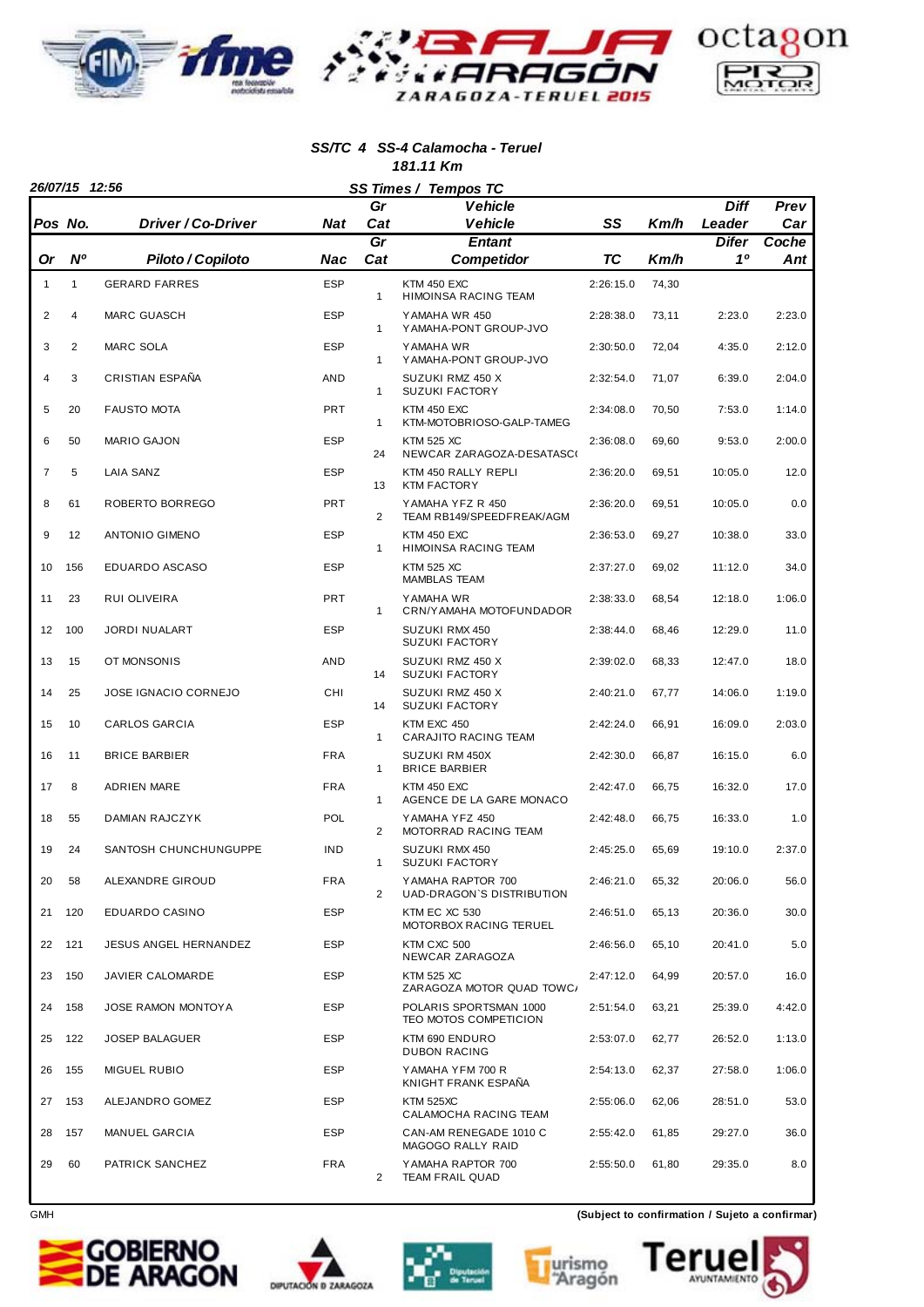### SS/TC 4 SS-4 Calamocha - Teruel
### 181.11 Km

26/07/15 12:56

**SS Times / Tempos TC**

| Pos<br>Or | No.<br>Nº | Driver / Co-Driver<br>Piloto / Copiloto | Nat<br>Nac | Gr Cat<br>Gr Cat | Vehicle / Vehicle<br>Entant / Competidor | SS<br>TC | Km/h<br>Km/h | Diff Leader<br>Difer 1º | Prev Car<br>Coche Ant |
|---|---|---|---|---|---|---|---|---|---|
| 1 | 1 | GERARD FARRES | ESP | 1 | KTM 450 EXC<br>HIMOINSA RACING TEAM | 2:26:15.0 | 74,30 | | |
| 2 | 4 | MARC GUASCH | ESP | 1 | YAMAHA WR 450<br>YAMAHA-PONT GROUP-JVO | 2:28:38.0 | 73,11 | 2:23.0 | 2:23.0 |
| 3 | 2 | MARC SOLA | ESP | 1 | YAMAHA WR<br>YAMAHA-PONT GROUP-JVO | 2:30:50.0 | 72,04 | 4:35.0 | 2:12.0 |
| 4 | 3 | CRISTIAN ESPAÑA | AND | 1 | SUZUKI RMZ 450 X<br>SUZUKI FACTORY | 2:32:54.0 | 71,07 | 6:39.0 | 2:04.0 |
| 5 | 20 | FAUSTO MOTA | PRT | 1 | KTM 450 EXC<br>KTM-MOTOBRIOSO-GALP-TAMEG | 2:34:08.0 | 70,50 | 7:53.0 | 1:14.0 |
| 6 | 50 | MARIO GAJON | ESP | 24 | KTM 525 XC<br>NEWCAR ZARAGOZA-DESATASC( | 2:36:08.0 | 69,60 | 9:53.0 | 2:00.0 |
| 7 | 5 | LAIA SANZ | ESP | 13 | KTM 450 RALLY REPLI<br>KTM FACTORY | 2:36:20.0 | 69,51 | 10:05.0 | 12.0 |
| 8 | 61 | ROBERTO BORREGO | PRT | 2 | YAMAHA YFZ R 450<br>TEAM RB149/SPEEDFREAK/AGM | 2:36:20.0 | 69,51 | 10:05.0 | 0.0 |
| 9 | 12 | ANTONIO GIMENO | ESP | 1 | KTM 450 EXC<br>HIMOINSA RACING TEAM | 2:36:53.0 | 69,27 | 10:38.0 | 33.0 |
| 10 | 156 | EDUARDO ASCASO | ESP | | KTM 525 XC<br>MAMBLAS TEAM | 2:37:27.0 | 69,02 | 11:12.0 | 34.0 |
| 11 | 23 | RUI OLIVEIRA | PRT | 1 | YAMAHA WR<br>CRN/YAMAHA MOTOFUNDADOR | 2:38:33.0 | 68,54 | 12:18.0 | 1:06.0 |
| 12 | 100 | JORDI NUALART | ESP | | SUZUKI RMX 450<br>SUZUKI FACTORY | 2:38:44.0 | 68,46 | 12:29.0 | 11.0 |
| 13 | 15 | OT MONSONIS | AND | 14 | SUZUKI RMZ 450 X<br>SUZUKI FACTORY | 2:39:02.0 | 68,33 | 12:47.0 | 18.0 |
| 14 | 25 | JOSE IGNACIO CORNEJO | CHI | 14 | SUZUKI RMZ 450 X<br>SUZUKI FACTORY | 2:40:21.0 | 67,77 | 14:06.0 | 1:19.0 |
| 15 | 10 | CARLOS GARCIA | ESP | 1 | KTM EXC 450<br>CARAJITO RACING TEAM | 2:42:24.0 | 66,91 | 16:09.0 | 2:03.0 |
| 16 | 11 | BRICE BARBIER | FRA | 1 | SUZUKI RM 450X<br>BRICE BARBIER | 2:42:30.0 | 66,87 | 16:15.0 | 6.0 |
| 17 | 8 | ADRIEN MARE | FRA | 1 | KTM 450 EXC<br>AGENCE DE LA GARE MONACO | 2:42:47.0 | 66,75 | 16:32.0 | 17.0 |
| 18 | 55 | DAMIAN RAJCZYK | POL | 2 | YAMAHA YFZ 450<br>MOTORRAD RACING TEAM | 2:42:48.0 | 66,75 | 16:33.0 | 1.0 |
| 19 | 24 | SANTOSH CHUNCHUNGUPPE | IND | 1 | SUZUKI RMX 450<br>SUZUKI FACTORY | 2:45:25.0 | 65,69 | 19:10.0 | 2:37.0 |
| 20 | 58 | ALEXANDRE GIROUD | FRA | 2 | YAMAHA RAPTOR 700<br>UAD-DRAGON`S DISTRIBUTION | 2:46:21.0 | 65,32 | 20:06.0 | 56.0 |
| 21 | 120 | EDUARDO CASINO | ESP | | KTM EC XC 530<br>MOTORBOX RACING TERUEL | 2:46:51.0 | 65,13 | 20:36.0 | 30.0 |
| 22 | 121 | JESUS ANGEL HERNANDEZ | ESP | | KTM CXC 500<br>NEWCAR ZARAGOZA | 2:46:56.0 | 65,10 | 20:41.0 | 5.0 |
| 23 | 150 | JAVIER CALOMARDE | ESP | | KTM 525 XC<br>ZARAGOZA MOTOR QUAD TOWC/ | 2:47:12.0 | 64,99 | 20:57.0 | 16.0 |
| 24 | 158 | JOSE RAMON MONTOYA | ESP | | POLARIS SPORTSMAN 1000<br>TEO MOTOS COMPETICION | 2:51:54.0 | 63,21 | 25:39.0 | 4:42.0 |
| 25 | 122 | JOSEP BALAGUER | ESP | | KTM 690 ENDURO<br>DUBON RACING | 2:53:07.0 | 62,77 | 26:52.0 | 1:13.0 |
| 26 | 155 | MIGUEL RUBIO | ESP | | YAMAHA YFM 700 R<br>KNIGHT FRANK ESPAÑA | 2:54:13.0 | 62,37 | 27:58.0 | 1:06.0 |
| 27 | 153 | ALEJANDRO GOMEZ | ESP | | KTM 525XC<br>CALAMOCHA RACING TEAM | 2:55:06.0 | 62,06 | 28:51.0 | 53.0 |
| 28 | 157 | MANUEL GARCIA | ESP | | CAN-AM RENEGADE 1010 C<br>MAGOGO RALLY RAID | 2:55:42.0 | 61,85 | 29:27.0 | 36.0 |
| 29 | 60 | PATRICK SANCHEZ | FRA | 2 | YAMAHA RAPTOR 700<br>TEAM FRAIL QUAD | 2:55:50.0 | 61,80 | 29:35.0 | 8.0 |

GMH

**(Subject to confirmation / Sujeto a confirmar)**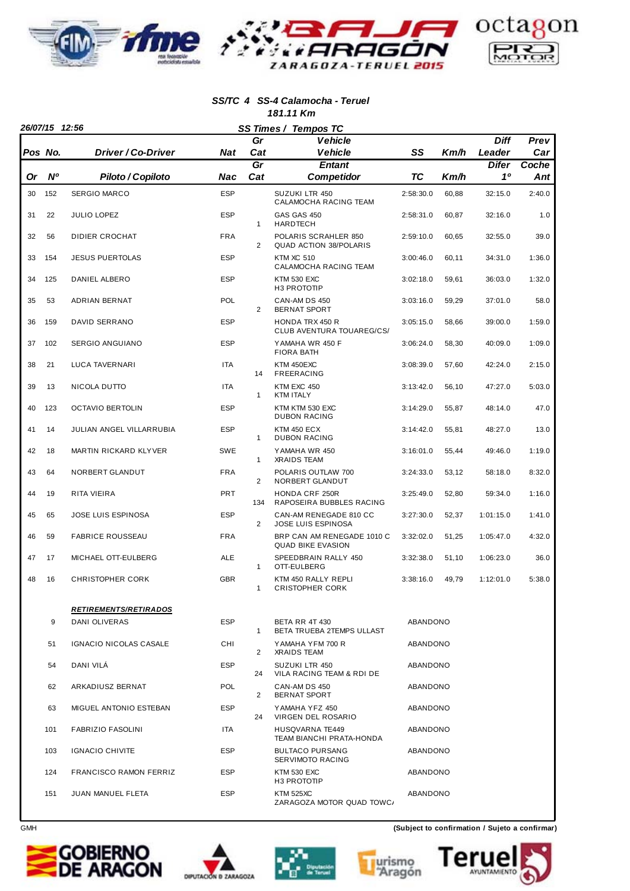### SS/TC 4 SS-4 Calamocha - Teruel
### 181.11 Km

26/07/15 12:56

**SS Times / Tempos TC**

| Pos / Or | No. / Nº | Driver / Co-Driver / Piloto / Copiloto | Nat / Nac | Gr Cat | Vehicle / Entant / Competidor | SS / TC | Km/h | Diff Leader / Difer 1º | Prev Car / Coche Ant |
|---|---|---|---|---|---|---|---|---|---|
| 30 | 152 | SERGIO MARCO | ESP | | SUZUKI LTR 450<br>CALAMOCHA RACING TEAM | 2:58:30.0 | 60,88 | 32:15.0 | 2:40.0 |
| 31 | 22 | JULIO LOPEZ | ESP | 1 | GAS GAS 450<br>HARDTECH | 2:58:31.0 | 60,87 | 32:16.0 | 1.0 |
| 32 | 56 | DIDIER CROCHAT | FRA | 2 | POLARIS SCRAHLER 850<br>QUAD ACTION 38/POLARIS | 2:59:10.0 | 60,65 | 32:55.0 | 39.0 |
| 33 | 154 | JESUS PUERTOLAS | ESP | | KTM XC 510<br>CALAMOCHA RACING TEAM | 3:00:46.0 | 60,11 | 34:31.0 | 1:36.0 |
| 34 | 125 | DANIEL ALBERO | ESP | | KTM 530 EXC<br>H3 PROTOTIP | 3:02:18.0 | 59,61 | 36:03.0 | 1:32.0 |
| 35 | 53 | ADRIAN BERNAT | POL | 2 | CAN-AM DS 450<br>BERNAT SPORT | 3:03:16.0 | 59,29 | 37:01.0 | 58.0 |
| 36 | 159 | DAVID SERRANO | ESP | | HONDA TRX 450 R<br>CLUB AVENTURA TOUAREG/CS/ | 3:05:15.0 | 58,66 | 39:00.0 | 1:59.0 |
| 37 | 102 | SERGIO ANGUIANO | ESP | | YAMAHA WR 450 F<br>FIORA BATH | 3:06:24.0 | 58,30 | 40:09.0 | 1:09.0 |
| 38 | 21 | LUCA TAVERNARI | ITA | 14 | KTM 450EXC<br>FREERACING | 3:08:39.0 | 57,60 | 42:24.0 | 2:15.0 |
| 39 | 13 | NICOLA DUTTO | ITA | 1 | KTM EXC 450<br>KTM ITALY | 3:13:42.0 | 56,10 | 47:27.0 | 5:03.0 |
| 40 | 123 | OCTAVIO BERTOLIN | ESP | | KTM KTM 530 EXC<br>DUBON RACING | 3:14:29.0 | 55,87 | 48:14.0 | 47.0 |
| 41 | 14 | JULIAN ANGEL VILLARRUBIA | ESP | 1 | KTM 450 ECX<br>DUBON RACING | 3:14:42.0 | 55,81 | 48:27.0 | 13.0 |
| 42 | 18 | MARTIN RICKARD KLYVER | SWE | 1 | YAMAHA WR 450<br>XRAIDS TEAM | 3:16:01.0 | 55,44 | 49:46.0 | 1:19.0 |
| 43 | 64 | NORBERT GLANDUT | FRA | 2 | POLARIS OUTLAW 700<br>NORBERT GLANDUT | 3:24:33.0 | 53,12 | 58:18.0 | 8:32.0 |
| 44 | 19 | RITA VIEIRA | PRT | 134 | HONDA CRF 250R<br>RAPOSEIRA BUBBLES RACING | 3:25:49.0 | 52,80 | 59:34.0 | 1:16.0 |
| 45 | 65 | JOSE LUIS ESPINOSA | ESP | 2 | CAN-AM RENEGADE 810 CC<br>JOSE LUIS ESPINOSA | 3:27:30.0 | 52,37 | 1:01:15.0 | 1:41.0 |
| 46 | 59 | FABRICE ROUSSEAU | FRA | | BRP CAN AM RENEGADE 1010 C<br>QUAD BIKE EVASION | 3:32:02.0 | 51,25 | 1:05:47.0 | 4:32.0 |
| 47 | 17 | MICHAEL OTT-EULBERG | ALE | 1 | SPEEDBRAIN RALLY 450<br>OTT-EULBERG | 3:32:38.0 | 51,10 | 1:06:23.0 | 36.0 |
| 48 | 16 | CHRISTOPHER CORK | GBR | 1 | KTM 450 RALLY REPLI<br>CRISTOPHER CORK | 3:38:16.0 | 49,79 | 1:12:01.0 | 5:38.0 |

**RETIREMENTS/RETIRADOS**

| No. | Driver / Co-Driver | Nat | Gr Cat | Vehicle / Entant | Status |
|---|---|---|---|---|---|
| 9 | DANI OLIVERAS | ESP | 1 | BETA RR 4T 430<br>BETA TRUEBA 2TEMPS ULLAST | ABANDONO |
| 51 | IGNACIO NICOLAS CASALE | CHI | 2 | YAMAHA YFM 700 R<br>XRAIDS TEAM | ABANDONO |
| 54 | DANI VILÁ | ESP | 24 | SUZUKI LTR 450<br>VILA RACING TEAM & RDI DE | ABANDONO |
| 62 | ARKADIUSZ BERNAT | POL | 2 | CAN-AM DS 450<br>BERNAT SPORT | ABANDONO |
| 63 | MIGUEL ANTONIO ESTEBAN | ESP | 24 | YAMAHA YFZ 450<br>VIRGEN DEL ROSARIO | ABANDONO |
| 101 | FABRIZIO FASOLINI | ITA | | HUSQVARNA TE449<br>TEAM BIANCHI PRATA-HONDA | ABANDONO |
| 103 | IGNACIO CHIVITE | ESP | | BULTACO PURSANG<br>SERVIMOTO RACING | ABANDONO |
| 124 | FRANCISCO RAMON FERRIZ | ESP | | KTM 530 EXC<br>H3 PROTOTIP | ABANDONO |
| 151 | JUAN MANUEL FLETA | ESP | | KTM 525XC<br>ZARAGOZA MOTOR QUAD TOWC/ | ABANDONO |

GMH

(Subject to confirmation / Sujeto a confirmar)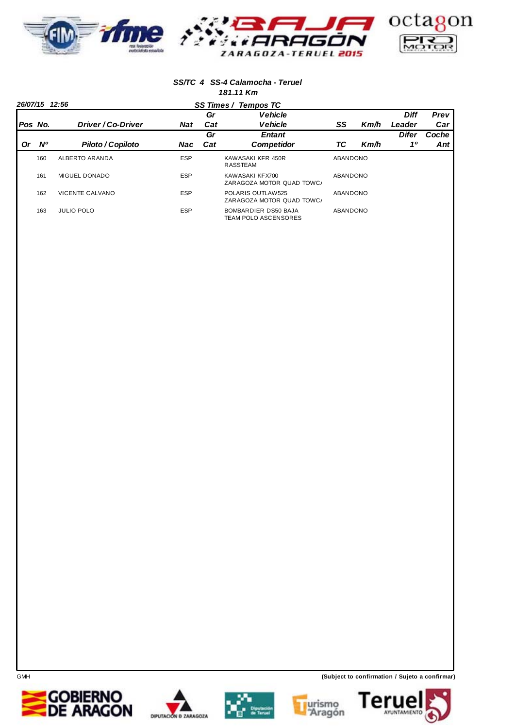### SS/TC 4 SS-4 Calamocha - Teruel

**181.11 Km**

*26/07/15 12:56*

**SS Times / Tempos TC**

| Pos / Or | No. / Nº | Driver / Co-Driver / Piloto / Copiloto | Nat / Nac | Gr Cat | Vehicle / Entant / Competidor | SS / TC | Km/h | Diff Leader / Difer 1º | Prev Car / Coche Ant |
|---|---|---|---|---|---|---|---|---|---|
| | 160 | ALBERTO ARANDA | ESP | | KAWASAKI KFR 450R<br>RASSTEAM | ABANDONO | | | |
| | 161 | MIGUEL DONADO | ESP | | KAWASAKI KFX700<br>ZARAGOZA MOTOR QUAD TOWC/ | ABANDONO | | | |
| | 162 | VICENTE CALVANO | ESP | | POLARIS OUTLAW525<br>ZARAGOZA MOTOR QUAD TOWC/ | ABANDONO | | | |
| | 163 | JULIO POLO | ESP | | BOMBARDIER DS50 BAJA<br>TEAM POLO ASCENSORES | ABANDONO | | | |

GMH

**(Subject to confirmation / Sujeto a confirmar)**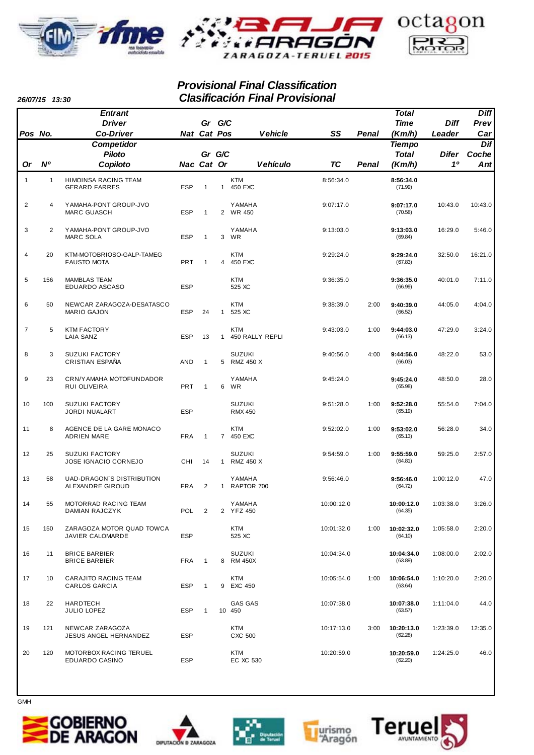## Provisional Final Classification
## Clasificación Final Provisional

26/07/15 13:30

| Pos / Or | No. / Nº | Entrant / Competidor<br>Driver / Piloto<br>Co-Driver / Copiloto | Nat / Nac | Gr Cat | G/C Pos / G/C Or | Vehicle / Vehículo | SS / TC | Penal | Total Time (Km/h) / Tiempo Total (Km/h) | Diff Leader / Difer 1º | Diff Prev Car / Dif Coche Ant |
|---|---|---|---|---|---|---|---|---|---|---|---|
| 1 | 1 | HIMOINSA RACING TEAM<br>GERARD FARRES | ESP | 1 | 1 | KTM<br>450 EXC | 8:56:34.0 | | **8:56:34.0**<br>(71.99) | | |
| 2 | 4 | YAMAHA-PONT GROUP-JVO<br>MARC GUASCH | ESP | 1 | 2 | YAMAHA<br>WR 450 | 9:07:17.0 | | **9:07:17.0**<br>(70.58) | 10:43.0 | 10:43.0 |
| 3 | 2 | YAMAHA-PONT GROUP-JVO<br>MARC SOLA | ESP | 1 | 3 | YAMAHA<br>WR | 9:13:03.0 | | **9:13:03.0**<br>(69.84) | 16:29.0 | 5:46.0 |
| 4 | 20 | KTM-MOTOBRIOSO-GALP-TAMEG<br>FAUSTO MOTA | PRT | 1 | 4 | KTM<br>450 EXC | 9:29:24.0 | | **9:29:24.0**<br>(67.83) | 32:50.0 | 16:21.0 |
| 5 | 156 | MAMBLAS TEAM<br>EDUARDO ASCASO | ESP | | | KTM<br>525 XC | 9:36:35.0 | | **9:36:35.0**<br>(66.99) | 40:01.0 | 7:11.0 |
| 6 | 50 | NEWCAR ZARAGOZA-DESATASCO<br>MARIO GAJON | ESP | 24 | 1 | KTM<br>525 XC | 9:38:39.0 | 2:00 | **9:40:39.0**<br>(66.52) | 44:05.0 | 4:04.0 |
| 7 | 5 | KTM FACTORY<br>LAIA SANZ | ESP | 13 | 1 | KTM<br>450 RALLY REPLI | 9:43:03.0 | 1:00 | **9:44:03.0**<br>(66.13) | 47:29.0 | 3:24.0 |
| 8 | 3 | SUZUKI FACTORY<br>CRISTIAN ESPAÑA | AND | 1 | 5 | SUZUKI<br>RMZ 450 X | 9:40:56.0 | 4:00 | **9:44:56.0**<br>(66.03) | 48:22.0 | 53.0 |
| 9 | 23 | CRN/YAMAHA MOTOFUNDADOR<br>RUI OLIVEIRA | PRT | 1 | 6 | YAMAHA<br>WR | 9:45:24.0 | | **9:45:24.0**<br>(65.98) | 48:50.0 | 28.0 |
| 10 | 100 | SUZUKI FACTORY<br>JORDI NUALART | ESP | | | SUZUKI<br>RMX 450 | 9:51:28.0 | 1:00 | **9:52:28.0**<br>(65.19) | 55:54.0 | 7:04.0 |
| 11 | 8 | AGENCE DE LA GARE MONACO<br>ADRIEN MARE | FRA | 1 | 7 | KTM<br>450 EXC | 9:52:02.0 | 1:00 | **9:53:02.0**<br>(65.13) | 56:28.0 | 34.0 |
| 12 | 25 | SUZUKI FACTORY<br>JOSE IGNACIO CORNEJO | CHI | 14 | 1 | SUZUKI<br>RMZ 450 X | 9:54:59.0 | 1:00 | **9:55:59.0**<br>(64.81) | 59:25.0 | 2:57.0 |
| 13 | 58 | UAD-DRAGON`S DISTRIBUTION<br>ALEXANDRE GIROUD | FRA | 2 | 1 | YAMAHA<br>RAPTOR 700 | 9:56:46.0 | | **9:56:46.0**<br>(64.72) | 1:00:12.0 | 47.0 |
| 14 | 55 | MOTORRAD RACING TEAM<br>DAMIAN RAJCZYK | POL | 2 | 2 | YAMAHA<br>YFZ 450 | 10:00:12.0 | | **10:00:12.0**<br>(64.35) | 1:03:38.0 | 3:26.0 |
| 15 | 150 | ZARAGOZA MOTOR QUAD TOWCA<br>JAVIER CALOMARDE | ESP | | | KTM<br>525 XC | 10:01:32.0 | 1:00 | **10:02:32.0**<br>(64.10) | 1:05:58.0 | 2:20.0 |
| 16 | 11 | BRICE BARBIER<br>BRICE BARBIER | FRA | 1 | 8 | SUZUKI<br>RM 450X | 10:04:34.0 | | **10:04:34.0**<br>(63.89) | 1:08:00.0 | 2:02.0 |
| 17 | 10 | CARAJITO RACING TEAM<br>CARLOS GARCIA | ESP | 1 | 9 | KTM<br>EXC 450 | 10:05:54.0 | 1:00 | **10:06:54.0**<br>(63.64) | 1:10:20.0 | 2:20.0 |
| 18 | 22 | HARDTECH<br>JULIO LOPEZ | ESP | 1 | 10 | GAS GAS<br>450 | 10:07:38.0 | | **10:07:38.0**<br>(63.57) | 1:11:04.0 | 44.0 |
| 19 | 121 | NEWCAR ZARAGOZA<br>JESUS ANGEL HERNANDEZ | ESP | | | KTM<br>CXC 500 | 10:17:13.0 | 3:00 | **10:20:13.0**<br>(62.28) | 1:23:39.0 | 12:35.0 |
| 20 | 120 | MOTORBOX RACING TERUEL<br>EDUARDO CASINO | ESP | | | KTM<br>EC XC 530 | 10:20:59.0 | | **10:20:59.0**<br>(62.20) | 1:24:25.0 | 46.0 |

GMH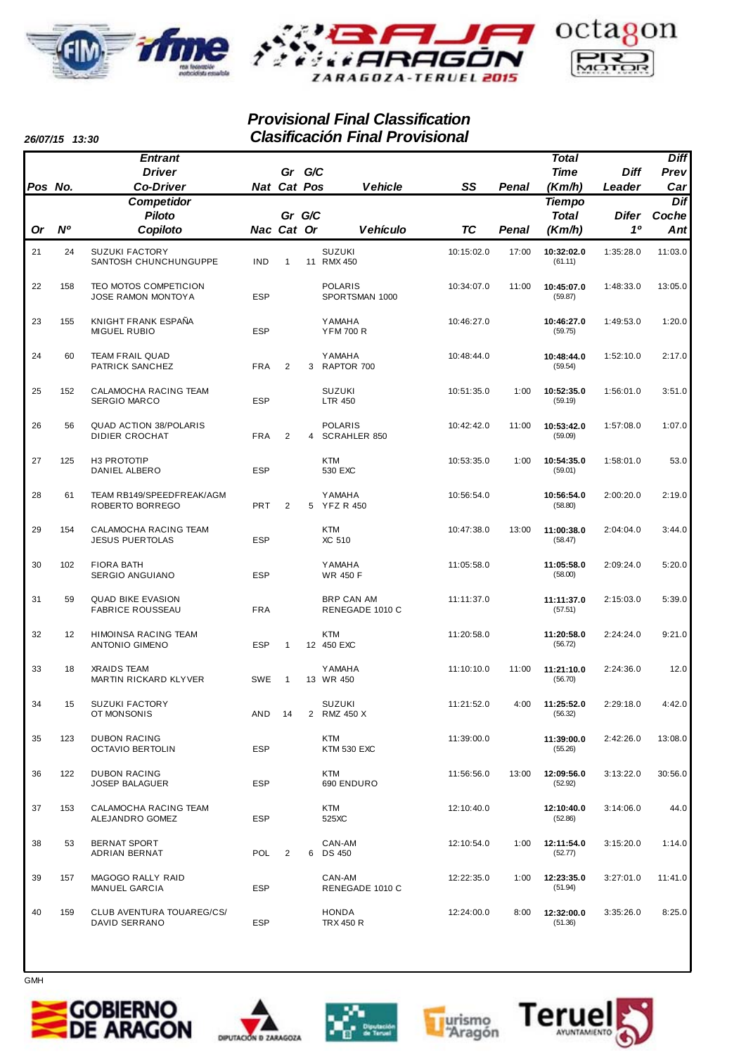# Provisional Final Classification
# Clasificación Final Provisional

**26/07/15 13:30**

| Pos (Or) | No. (Nº) | Entrant / Driver / Co-Driver (Competidor / Piloto / Copiloto) | Nat (Nac) | Gr Cat | G/C Pos (G/C Or) | Vehicle (Vehículo) | SS (TC) | Penal | Total Time (Km/h) (Tiempo Total) | Diff Leader (Difer 1º) | Diff Prev Car (Dif Coche Ant) |
|---|---|---|---|---|---|---|---|---|---|---|---|
| 21 | 24 | SUZUKI FACTORY<br>SANTOSH CHUNCHUNGUPPE | IND | 1 | 11 | SUZUKI<br>RMX 450 | 10:15:02.0 | 17:00 | **10:32:02.0**<br>(61.11) | 1:35:28.0 | 11:03.0 |
| 22 | 158 | TEO MOTOS COMPETICION<br>JOSE RAMON MONTOYA | ESP | | | POLARIS<br>SPORTSMAN 1000 | 10:34:07.0 | 11:00 | **10:45:07.0**<br>(59.87) | 1:48:33.0 | 13:05.0 |
| 23 | 155 | KNIGHT FRANK ESPAÑA<br>MIGUEL RUBIO | ESP | | | YAMAHA<br>YFM 700 R | 10:46:27.0 | | **10:46:27.0**<br>(59.75) | 1:49:53.0 | 1:20.0 |
| 24 | 60 | TEAM FRAIL QUAD<br>PATRICK SANCHEZ | FRA | 2 | 3 | YAMAHA<br>RAPTOR 700 | 10:48:44.0 | | **10:48:44.0**<br>(59.54) | 1:52:10.0 | 2:17.0 |
| 25 | 152 | CALAMOCHA RACING TEAM<br>SERGIO MARCO | ESP | | | SUZUKI<br>LTR 450 | 10:51:35.0 | 1:00 | **10:52:35.0**<br>(59.19) | 1:56:01.0 | 3:51.0 |
| 26 | 56 | QUAD ACTION 38/POLARIS<br>DIDIER CROCHAT | FRA | 2 | 4 | POLARIS<br>SCRAHLER 850 | 10:42:42.0 | 11:00 | **10:53:42.0**<br>(59.09) | 1:57:08.0 | 1:07.0 |
| 27 | 125 | H3 PROTOTIP<br>DANIEL ALBERO | ESP | | | KTM<br>530 EXC | 10:53:35.0 | 1:00 | **10:54:35.0**<br>(59.01) | 1:58:01.0 | 53.0 |
| 28 | 61 | TEAM RB149/SPEEDFREAK/AGM<br>ROBERTO BORREGO | PRT | 2 | 5 | YAMAHA<br>YFZ R 450 | 10:56:54.0 | | **10:56:54.0**<br>(58.80) | 2:00:20.0 | 2:19.0 |
| 29 | 154 | CALAMOCHA RACING TEAM<br>JESUS PUERTOLAS | ESP | | | KTM<br>XC 510 | 10:47:38.0 | 13:00 | **11:00:38.0**<br>(58.47) | 2:04:04.0 | 3:44.0 |
| 30 | 102 | FIORA BATH<br>SERGIO ANGUIANO | ESP | | | YAMAHA<br>WR 450 F | 11:05:58.0 | | **11:05:58.0**<br>(58.00) | 2:09:24.0 | 5:20.0 |
| 31 | 59 | QUAD BIKE EVASION<br>FABRICE ROUSSEAU | FRA | | | BRP CAN AM<br>RENEGADE 1010 C | 11:11:37.0 | | **11:11:37.0**<br>(57.51) | 2:15:03.0 | 5:39.0 |
| 32 | 12 | HIMOINSA RACING TEAM<br>ANTONIO GIMENO | ESP | 1 | 12 | KTM<br>450 EXC | 11:20:58.0 | | **11:20:58.0**<br>(56.72) | 2:24:24.0 | 9:21.0 |
| 33 | 18 | XRAIDS TEAM<br>MARTIN RICKARD KLYVER | SWE | 1 | 13 | YAMAHA<br>WR 450 | 11:10:10.0 | 11:00 | **11:21:10.0**<br>(56.70) | 2:24:36.0 | 12.0 |
| 34 | 15 | SUZUKI FACTORY<br>OT MONSONIS | AND | 14 | 2 | SUZUKI<br>RMZ 450 X | 11:21:52.0 | 4:00 | **11:25:52.0**<br>(56.32) | 2:29:18.0 | 4:42.0 |
| 35 | 123 | DUBON RACING<br>OCTAVIO BERTOLIN | ESP | | | KTM<br>KTM 530 EXC | 11:39:00.0 | | **11:39:00.0**<br>(55.26) | 2:42:26.0 | 13:08.0 |
| 36 | 122 | DUBON RACING<br>JOSEP BALAGUER | ESP | | | KTM<br>690 ENDURO | 11:56:56.0 | 13:00 | **12:09:56.0**<br>(52.92) | 3:13:22.0 | 30:56.0 |
| 37 | 153 | CALAMOCHA RACING TEAM<br>ALEJANDRO GOMEZ | ESP | | | KTM<br>525XC | 12:10:40.0 | | **12:10:40.0**<br>(52.86) | 3:14:06.0 | 44.0 |
| 38 | 53 | BERNAT SPORT<br>ADRIAN BERNAT | POL | 2 | 6 | CAN-AM<br>DS 450 | 12:10:54.0 | 1:00 | **12:11:54.0**<br>(52.77) | 3:15:20.0 | 1:14.0 |
| 39 | 157 | MAGOGO RALLY RAID<br>MANUEL GARCIA | ESP | | | CAN-AM<br>RENEGADE 1010 C | 12:22:35.0 | 1:00 | **12:23:35.0**<br>(51.94) | 3:27:01.0 | 11:41.0 |
| 40 | 159 | CLUB AVENTURA TOUAREG/CS/<br>DAVID SERRANO | ESP | | | HONDA<br>TRX 450 R | 12:24:00.0 | 8:00 | **12:32:00.0**<br>(51.36) | 3:35:26.0 | 8:25.0 |

GMH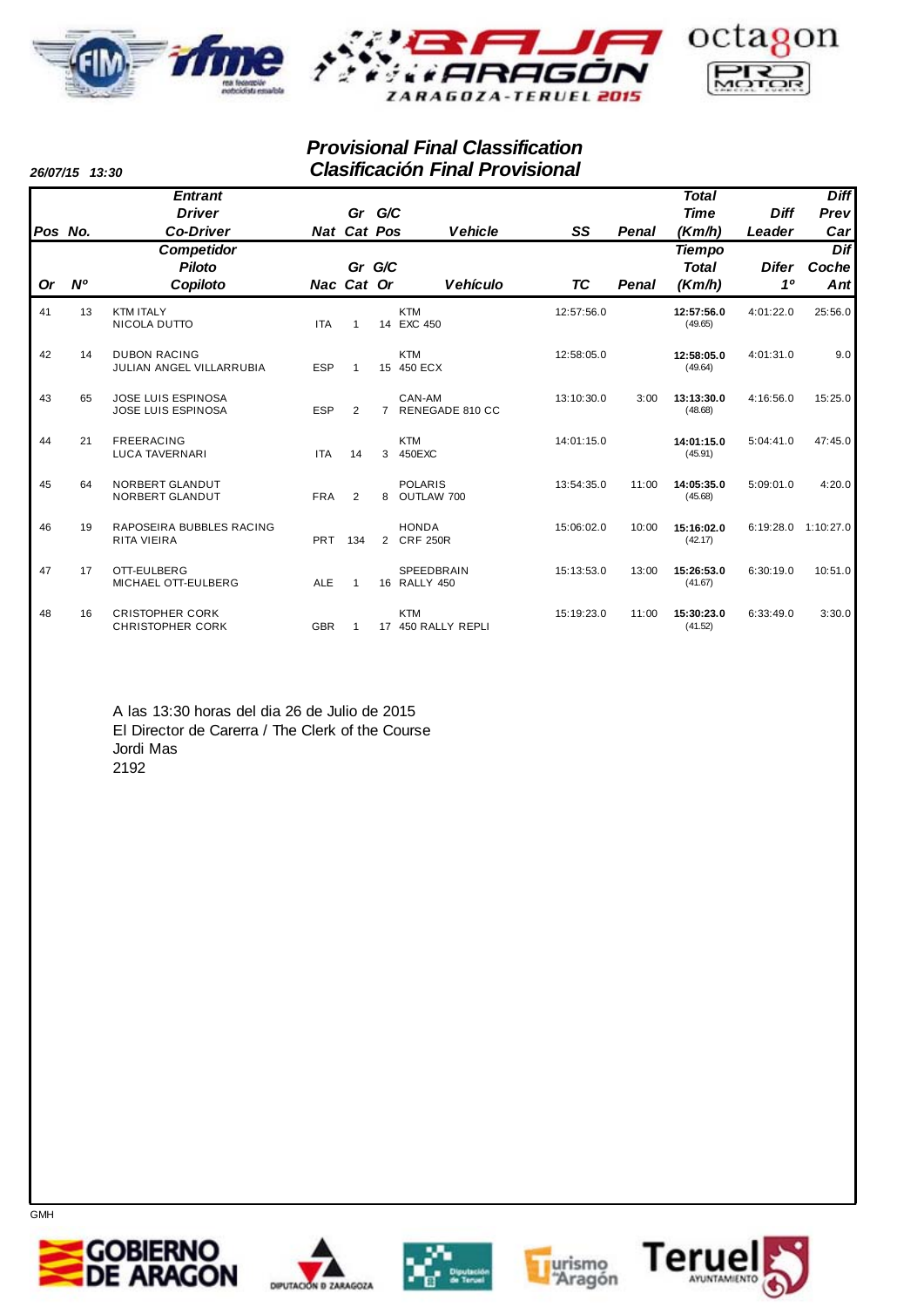26/07/15 13:30

# Provisional Final Classification
# Clasificación Final Provisional

| Pos No. / Or Nº | | Entrant Driver Co-Driver / Competidor Piloto Copiloto | Nat / Nac | Gr Cat | G/C Pos / G/C Or | Vehicle / Vehículo | SS / TC | Penal | Total Time (Km/h) / Tiempo Total (Km/h) | Diff Leader / Difer 1º | Diff Prev Car / Dif Coche Ant |
|---|---|---|---|---|---|---|---|---|---|---|---|
| 41 | 13 | KTM ITALY<br>NICOLA DUTTO | ITA | 1 | 14 | KTM<br>EXC 450 | 12:57:56.0 | | **12:57:56.0**<br>(49.65) | 4:01:22.0 | 25:56.0 |
| 42 | 14 | DUBON RACING<br>JULIAN ANGEL VILLARRUBIA | ESP | 1 | 15 | KTM<br>450 ECX | 12:58:05.0 | | **12:58:05.0**<br>(49.64) | 4:01:31.0 | 9.0 |
| 43 | 65 | JOSE LUIS ESPINOSA<br>JOSE LUIS ESPINOSA | ESP | 2 | 7 | CAN-AM<br>RENEGADE 810 CC | 13:10:30.0 | 3:00 | **13:13:30.0**<br>(48.68) | 4:16:56.0 | 15:25.0 |
| 44 | 21 | FREERACING<br>LUCA TAVERNARI | ITA | 14 | 3 | KTM<br>450EXC | 14:01:15.0 | | **14:01:15.0**<br>(45.91) | 5:04:41.0 | 47:45.0 |
| 45 | 64 | NORBERT GLANDUT<br>NORBERT GLANDUT | FRA | 2 | 8 | POLARIS<br>OUTLAW 700 | 13:54:35.0 | 11:00 | **14:05:35.0**<br>(45.68) | 5:09:01.0 | 4:20.0 |
| 46 | 19 | RAPOSEIRA BUBBLES RACING<br>RITA VIEIRA | PRT | 134 | 2 | HONDA<br>CRF 250R | 15:06:02.0 | 10:00 | **15:16:02.0**<br>(42.17) | 6:19:28.0 | 1:10:27.0 |
| 47 | 17 | OTT-EULBERG<br>MICHAEL OTT-EULBERG | ALE | 1 | 16 | SPEEDBRAIN<br>RALLY 450 | 15:13:53.0 | 13:00 | **15:26:53.0**<br>(41.67) | 6:30:19.0 | 10:51.0 |
| 48 | 16 | CRISTOPHER CORK<br>CHRISTOPHER CORK | GBR | 1 | 17 | KTM<br>450 RALLY REPLI | 15:19:23.0 | 11:00 | **15:30:23.0**<br>(41.52) | 6:33:49.0 | 3:30.0 |

A las 13:30 horas del dia 26 de Julio de 2015
El Director de Carrera / The Clerk of the Course
Jordi Mas
2192

GMH